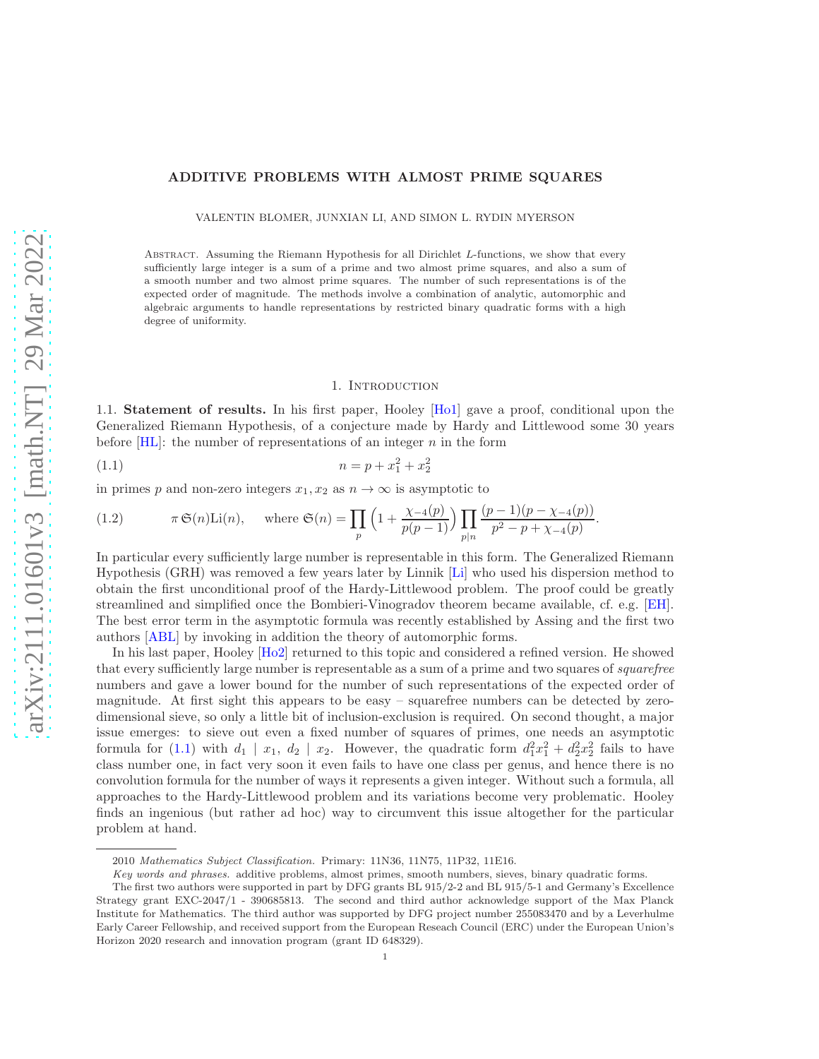# ADDITIVE PROBLEMS WITH ALMOST PRIME SQUARES

VALENTIN BLOMER, JUNXIAN LI, AND SIMON L. RYDIN MYERSON

Abstract. Assuming the Riemann Hypothesis for all Dirichlet $L$-functions, we show that every sufficiently large integer is a sum of a prime and two almost prime squares, and also a sum of a smooth number and two almost prime squares. The number of such representations is of the expected order of magnitude. The methods involve a combination of analytic, automorphic and algebraic arguments to handle representations by restricted binary quadratic forms with a high degree of uniformity.

## 1. Introduction

1.1. **Statement of results.** In his first paper, Hooley [Ho1] gave a proof, conditional upon the Generalized Riemann Hypothesis, of a conjecture made by Hardy and Littlewood some 30 years before [HL]: the number of representations of an integer $n$ in the form

$$n = p + x_1^2 + x_2^2 \tag{1.1}$$

in primes $p$ and non-zero integers $x_1, x_2$ as $n \to \infty$ is asymptotic to

$$\pi\,\mathfrak{S}(n)\mathrm{Li}(n), \quad \text{where } \mathfrak{S}(n) = \prod_p \Big(1 + \frac{\chi_{-4}(p)}{p(p-1)}\Big) \prod_{p \mid n} \frac{(p-1)(p-\chi_{-4}(p))}{p^2 - p + \chi_{-4}(p)}. \tag{1.2}$$

In particular every sufficiently large number is representable in this form. The Generalized Riemann Hypothesis (GRH) was removed a few years later by Linnik [Li] who used his dispersion method to obtain the first unconditional proof of the Hardy-Littlewood problem. The proof could be greatly streamlined and simplified once the Bombieri-Vinogradov theorem became available, cf. e.g. [EH]. The best error term in the asymptotic formula was recently established by Assing and the first two authors [ABL] by invoking in addition the theory of automorphic forms.

In his last paper, Hooley [Ho2] returned to this topic and considered a refined version. He showed that every sufficiently large number is representable as a sum of a prime and two squares of *squarefree* numbers and gave a lower bound for the number of such representations of the expected order of magnitude. At first sight this appears to be easy – squarefree numbers can be detected by zero-dimensional sieve, so only a little bit of inclusion-exclusion is required. On second thought, a major issue emerges: to sieve out even a fixed number of squares of primes, one needs an asymptotic formula for (1.1) with $d_1 \mid x_1$, $d_2 \mid x_2$. However, the quadratic form $d_1^2x_1^2 + d_2^2x_2^2$ fails to have class number one, in fact very soon it even fails to have one class per genus, and hence there is no convolution formula for the number of ways it represents a given integer. Without such a formula, all approaches to the Hardy-Littlewood problem and its variations become very problematic. Hooley finds an ingenious (but rather ad hoc) way to circumvent this issue altogether for the particular problem at hand.

---

2010 *Mathematics Subject Classification.* Primary: 11N36, 11N75, 11P32, 11E16.

*Key words and phrases.* additive problems, almost primes, smooth numbers, sieves, binary quadratic forms.

The first two authors were supported in part by DFG grants BL 915/2-2 and BL 915/5-1 and Germany's Excellence Strategy grant EXC-2047/1 - 390685813. The second and third author acknowledge support of the Max Planck Institute for Mathematics. The third author was supported by DFG project number 255083470 and by a Leverhulme Early Career Fellowship, and received support from the European Reseach Council (ERC) under the European Union's Horizon 2020 research and innovation program (grant ID 648329).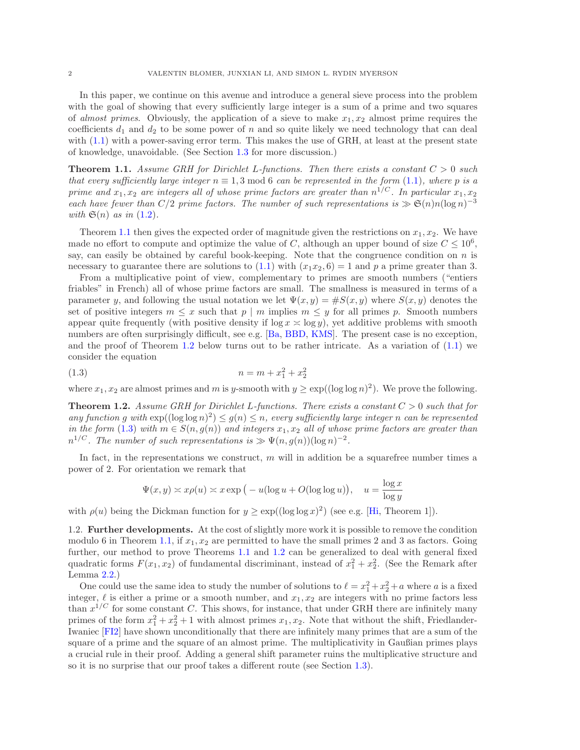In this paper, we continue on this avenue and introduce a general sieve process into the problem with the goal of showing that every sufficiently large integer is a sum of a prime and two squares of *almost primes*. Obviously, the application of a sieve to make $x_1, x_2$ almost prime requires the coefficients $d_1$ and $d_2$ to be some power of $n$ and so quite likely we need technology that can deal with (1.1) with a power-saving error term. This makes the use of GRH, at least at the present state of knowledge, unavoidable. (See Section 1.3 for more discussion.)

**Theorem 1.1.** *Assume GRH for Dirichlet L-functions. Then there exists a constant $C > 0$ such that every sufficiently large integer $n \equiv 1, 3 \bmod 6$ can be represented in the form (1.1), where $p$ is a prime and $x_1, x_2$ are integers all of whose prime factors are greater than $n^{1/C}$. In particular $x_1, x_2$ each have fewer than $C/2$ prime factors. The number of such representations is $\gg \mathfrak{S}(n)n(\log n)^{-3}$ with $\mathfrak{S}(n)$ as in (1.2).*

Theorem 1.1 then gives the expected order of magnitude given the restrictions on $x_1, x_2$. We have made no effort to compute and optimize the value of $C$, although an upper bound of size $C \leq 10^6$, say, can easily be obtained by careful book-keeping. Note that the congruence condition on $n$ is necessary to guarantee there are solutions to (1.1) with $(x_1x_2, 6) = 1$ and $p$ a prime greater than 3.

From a multiplicative point of view, complementary to primes are smooth numbers ("entiers friables" in French) all of whose prime factors are small. The smallness is measured in terms of a parameter $y$, and following the usual notation we let $\Psi(x, y) = \#S(x, y)$ where $S(x, y)$ denotes the set of positive integers $m \leq x$ such that $p \mid m$ implies $m \leq y$ for all primes $p$. Smooth numbers appear quite frequently (with positive density if $\log x \asymp \log y$), yet additive problems with smooth numbers are often surprisingly difficult, see e.g. [Ba, BBD, KMS]. The present case is no exception, and the proof of Theorem 1.2 below turns out to be rather intricate. As a variation of (1.1) we consider the equation

$$n = m + x_1^2 + x_2^2 \tag{1.3}$$

where $x_1, x_2$ are almost primes and $m$ is $y$-smooth with $y \geq \exp((\log\log n)^2)$. We prove the following.

**Theorem 1.2.** *Assume GRH for Dirichlet L-functions. There exists a constant $C > 0$ such that for any function $g$ with $\exp((\log\log n)^2) \leq g(n) \leq n$, every sufficiently large integer $n$ can be represented in the form (1.3) with $m \in S(n, g(n))$ and integers $x_1, x_2$ all of whose prime factors are greater than $n^{1/C}$. The number of such representations is $\gg \Psi(n, g(n))(\log n)^{-2}$.*

In fact, in the representations we construct, $m$ will in addition be a squarefree number times a power of 2. For orientation we remark that

$$\Psi(x, y) \asymp x\rho(u) \asymp x\exp\big(-u(\log u + O(\log\log u)\big), \quad u = \frac{\log x}{\log y}$$

with $\rho(u)$ being the Dickman function for $y \geq \exp((\log\log x)^2)$ (see e.g. [Hi, Theorem 1]).

## 1.2. Further developments.

At the cost of slightly more work it is possible to remove the condition modulo 6 in Theorem 1.1, if $x_1, x_2$ are permitted to have the small primes 2 and 3 as factors. Going further, our method to prove Theorems 1.1 and 1.2 can be generalized to deal with general fixed quadratic forms $F(x_1, x_2)$ of fundamental discriminant, instead of $x_1^2 + x_2^2$. (See the Remark after Lemma 2.2.)

One could use the same idea to study the number of solutions to $\ell = x_1^2 + x_2^2 + a$ where $a$ is a fixed integer, $\ell$ is either a prime or a smooth number, and $x_1, x_2$ are integers with no prime factors less than $x^{1/C}$ for some constant $C$. This shows, for instance, that under GRH there are infinitely many primes of the form $x_1^2 + x_2^2 + 1$ with almost primes $x_1, x_2$. Note that without the shift, Friedlander-Iwaniec [FI2] have shown unconditionally that there are infinitely many primes that are a sum of the square of a prime and the square of an almost prime. The multiplicativity in Gaußian primes plays a crucial rule in their proof. Adding a general shift parameter ruins the multiplicative structure and so it is no surprise that our proof takes a different route (see Section 1.3).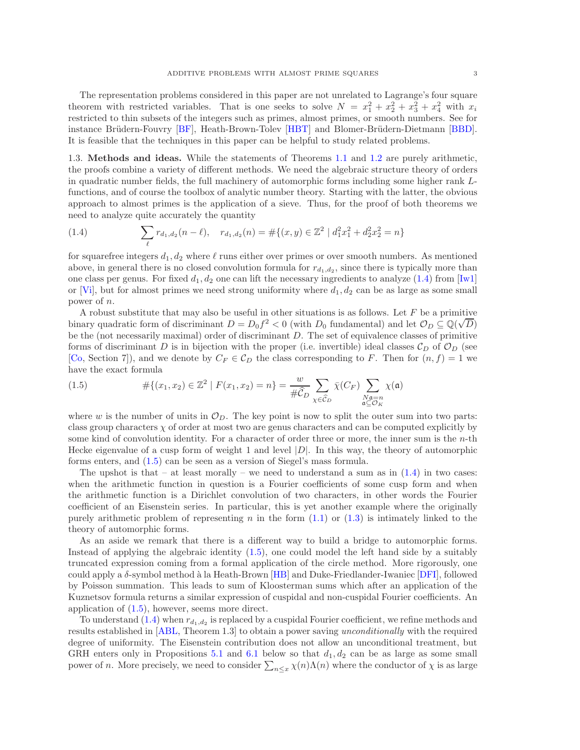The representation problems considered in this paper are not unrelated to Lagrange's four square theorem with restricted variables. That is one seeks to solve $N = x_1^2 + x_2^2 + x_3^2 + x_4^2$ with $x_i$ restricted to thin subsets of the integers such as primes, almost primes, or smooth numbers. See for instance Brüdern-Fouvry [BF], Heath-Brown-Tolev [HBT] and Blomer-Brüdern-Dietmann [BBD]. It is feasible that the techniques in this paper can be helpful to study related problems.

### 1.3. Methods and ideas.

While the statements of Theorems 1.1 and 1.2 are purely arithmetic, the proofs combine a variety of different methods. We need the algebraic structure theory of orders in quadratic number fields, the full machinery of automorphic forms including some higher rank $L$-functions, and of course the toolbox of analytic number theory. Starting with the latter, the obvious approach to almost primes is the application of a sieve. Thus, for the proof of both theorems we need to analyze quite accurately the quantity

$$\sum_{\ell} r_{d_1,d_2}(n-\ell), \quad r_{d_1,d_2}(n) = \#\{(x,y) \in \mathbb{Z}^2 \mid d_1^2 x_1^2 + d_2^2 x_2^2 = n\} \tag{1.4}$$

for squarefree integers $d_1, d_2$ where $\ell$ runs either over primes or over smooth numbers. As mentioned above, in general there is no closed convolution formula for $r_{d_1,d_2}$, since there is typically more than one class per genus. For fixed $d_1, d_2$ one can lift the necessary ingredients to analyze (1.4) from [Iw1] or [Vi], but for almost primes we need strong uniformity where $d_1, d_2$ can be as large as some small power of $n$.

A robust substitute that may also be useful in other situations is as follows. Let $F$ be a primitive binary quadratic form of discriminant $D = D_0 f^2 < 0$ (with $D_0$ fundamental) and let $\mathcal{O}_D \subseteq \mathbb{Q}(\sqrt{D})$ be the (not necessarily maximal) order of discriminant $D$. The set of equivalence classes of primitive forms of discriminant $D$ is in bijection with the proper (i.e. invertible) ideal classes $\mathcal{C}_D$ of $\mathcal{O}_D$ (see [Co, Section 7]), and we denote by $C_F \in \mathcal{C}_D$ the class corresponding to $F$. Then for $(n, f) = 1$ we have the exact formula

$$\#\{(x_1, x_2) \in \mathbb{Z}^2 \mid F(x_1, x_2) = n\} = \frac{w}{\#\widehat{\mathcal{C}}_D} \sum_{\chi \in \widehat{\mathcal{C}}_D} \bar{\chi}(C_F) \sum_{\substack{N\mathfrak{a}=n \\ \mathfrak{a} \subseteq \mathcal{O}_K}} \chi(\mathfrak{a}) \tag{1.5}$$

where $w$ is the number of units in $\mathcal{O}_D$. The key point is now to split the outer sum into two parts: class group characters $\chi$ of order at most two are genus characters and can be computed explicitly by some kind of convolution identity. For a character of order three or more, the inner sum is the $n$-th Hecke eigenvalue of a cusp form of weight 1 and level $|D|$. In this way, the theory of automorphic forms enters, and (1.5) can be seen as a version of Siegel's mass formula.

The upshot is that – at least morally – we need to understand a sum as in (1.4) in two cases: when the arithmetic function in question is a Fourier coefficients of some cusp form and when the arithmetic function is a Dirichlet convolution of two characters, in other words the Fourier coefficient of an Eisenstein series. In particular, this is yet another example where the originally purely arithmetic problem of representing $n$ in the form (1.1) or (1.3) is intimately linked to the theory of automorphic forms.

As an aside we remark that there is a different way to build a bridge to automorphic forms. Instead of applying the algebraic identity (1.5), one could model the left hand side by a suitably truncated expression coming from a formal application of the circle method. More rigorously, one could apply a $\delta$-symbol method à la Heath-Brown [HB] and Duke-Friedlander-Iwaniec [DFI], followed by Poisson summation. This leads to sum of Kloosterman sums which after an application of the Kuznetsov formula returns a similar expression of cuspidal and non-cuspidal Fourier coefficients. An application of (1.5), however, seems more direct.

To understand (1.4) when $r_{d_1,d_2}$ is replaced by a cuspidal Fourier coefficient, we refine methods and results established in [ABL, Theorem 1.3] to obtain a power saving *unconditionally* with the required degree of uniformity. The Eisenstein contribution does not allow an unconditional treatment, but GRH enters only in Propositions 5.1 and 6.1 below so that $d_1, d_2$ can be as large as some small power of $n$. More precisely, we need to consider $\sum_{n \leq x} \chi(n)\Lambda(n)$ where the conductor of $\chi$ is as large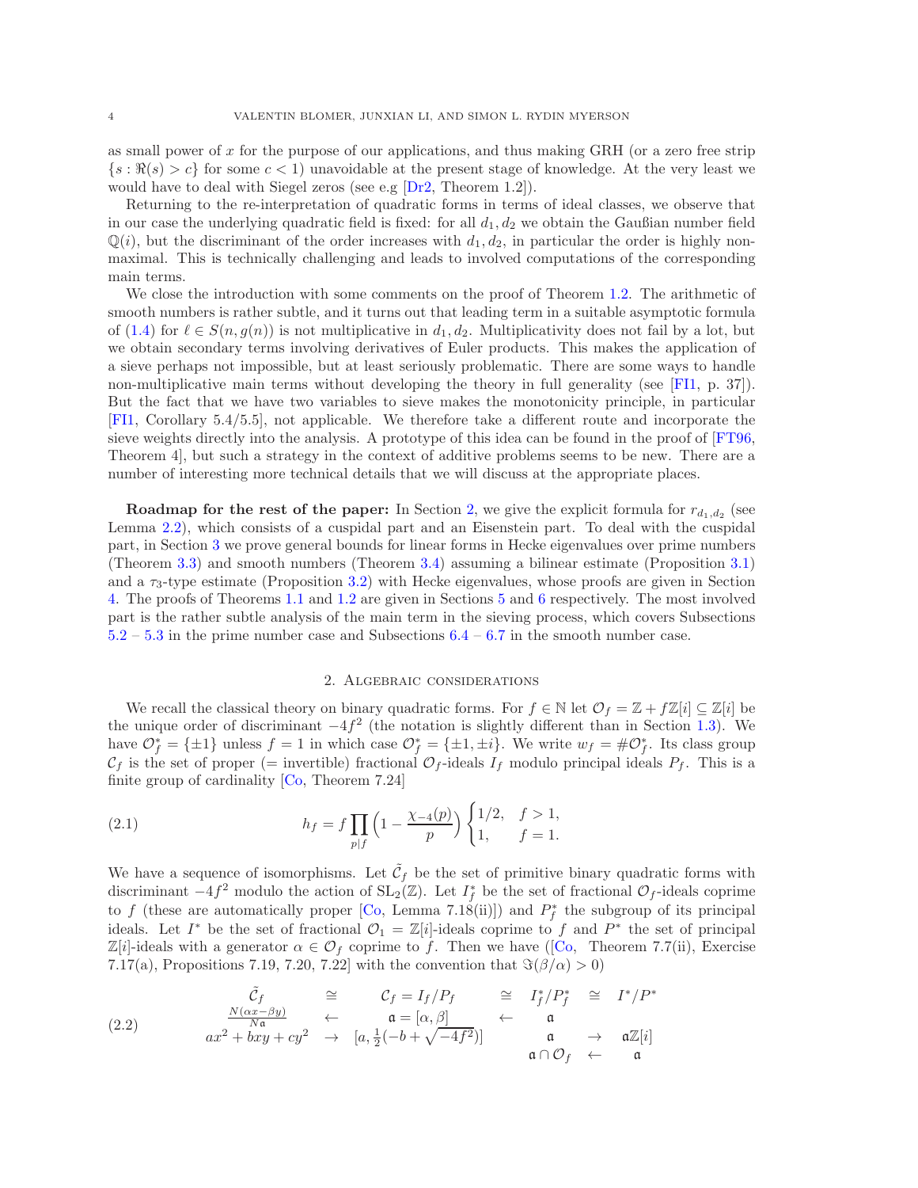as small power of $x$ for the purpose of our applications, and thus making GRH (or a zero free strip $\{s : \Re(s) > c\}$ for some $c < 1$) unavoidable at the present stage of knowledge. At the very least we would have to deal with Siegel zeros (see e.g [Dr2, Theorem 1.2]).

Returning to the re-interpretation of quadratic forms in terms of ideal classes, we observe that in our case the underlying quadratic field is fixed: for all $d_1, d_2$ we obtain the Gaußian number field $\mathbb{Q}(i)$, but the discriminant of the order increases with $d_1, d_2$, in particular the order is highly non-maximal. This is technically challenging and leads to involved computations of the corresponding main terms.

We close the introduction with some comments on the proof of Theorem 1.2. The arithmetic of smooth numbers is rather subtle, and it turns out that leading term in a suitable asymptotic formula of (1.4) for $\ell \in S(n, g(n))$ is not multiplicative in $d_1, d_2$. Multiplicativity does not fail by a lot, but we obtain secondary terms involving derivatives of Euler products. This makes the application of a sieve perhaps not impossible, but at least seriously problematic. There are some ways to handle non-multiplicative main terms without developing the theory in full generality (see [FI1, p. 37]). But the fact that we have two variables to sieve makes the monotonicity principle, in particular [FI1, Corollary 5.4/5.5], not applicable. We therefore take a different route and incorporate the sieve weights directly into the analysis. A prototype of this idea can be found in the proof of [FT96, Theorem 4], but such a strategy in the context of additive problems seems to be new. There are a number of interesting more technical details that we will discuss at the appropriate places.

**Roadmap for the rest of the paper:** In Section 2, we give the explicit formula for $r_{d_1,d_2}$ (see Lemma 2.2), which consists of a cuspidal part and an Eisenstein part. To deal with the cuspidal part, in Section 3 we prove general bounds for linear forms in Hecke eigenvalues over prime numbers (Theorem 3.3) and smooth numbers (Theorem 3.4) assuming a bilinear estimate (Proposition 3.1) and a $\tau_3$-type estimate (Proposition 3.2) with Hecke eigenvalues, whose proofs are given in Section 4. The proofs of Theorems 1.1 and 1.2 are given in Sections 5 and 6 respectively. The most involved part is the rather subtle analysis of the main term in the sieving process, which covers Subsections 5.2 – 5.3 in the prime number case and Subsections 6.4 – 6.7 in the smooth number case.

## 2. Algebraic considerations

We recall the classical theory on binary quadratic forms. For $f \in \mathbb{N}$ let $\mathcal{O}_f = \mathbb{Z} + f\mathbb{Z}[i] \subseteq \mathbb{Z}[i]$ be the unique order of discriminant $-4f^2$ (the notation is slightly different than in Section 1.3). We have $\mathcal{O}_f^* = \{\pm 1\}$ unless $f = 1$ in which case $\mathcal{O}_f^* = \{\pm 1, \pm i\}$. We write $w_f = \#\mathcal{O}_f^*$. Its class group $\mathcal{C}_f$ is the set of proper (= invertible) fractional $\mathcal{O}_f$-ideals $I_f$ modulo principal ideals $P_f$. This is a finite group of cardinality [Co, Theorem 7.24]

$$h_f = f \prod_{p \mid f} \Big(1 - \frac{\chi_{-4}(p)}{p}\Big) \begin{cases} 1/2, & f > 1, \\ 1, & f = 1. \end{cases} \tag{2.1}$$

We have a sequence of isomorphisms. Let $\tilde{\mathcal{C}}_f$ be the set of primitive binary quadratic forms with discriminant $-4f^2$ modulo the action of $\text{SL}_2(\mathbb{Z})$. Let $I_f^*$ be the set of fractional $\mathcal{O}_f$-ideals coprime to $f$ (these are automatically proper [Co, Lemma 7.18(ii)]) and $P_f^*$ the subgroup of its principal ideals. Let $I^*$ be the set of fractional $\mathcal{O}_1 = \mathbb{Z}[i]$-ideals coprime to $f$ and $P^*$ the set of principal $\mathbb{Z}[i]$-ideals with a generator $\alpha \in \mathcal{O}_f$ coprime to $f$. Then we have ([Co, Theorem 7.7(ii), Exercise 7.17(a), Propositions 7.19, 7.20, 7.22] with the convention that $\Im(\beta/\alpha) > 0$)

$$\begin{array}{ccccccc} \tilde{\mathcal{C}}_f & \cong & \mathcal{C}_f = I_f/P_f & \cong & I_f^*/P_f^* & \cong & I^*/P^* \\ \frac{N(\alpha x - \beta y)}{N\mathfrak{a}} & \leftarrow & \mathfrak{a} = [\alpha, \beta] & \leftarrow & \mathfrak{a} & & \\ ax^2 + bxy + cy^2 & \rightarrow & [a, \frac{1}{2}(-b + \sqrt{-4f^2})] & & \mathfrak{a} & \rightarrow & \mathfrak{a}\mathbb{Z}[i] \\ & & & & \mathfrak{a} \cap \mathcal{O}_f & \leftarrow & \mathfrak{a} \end{array} \tag{2.2}$$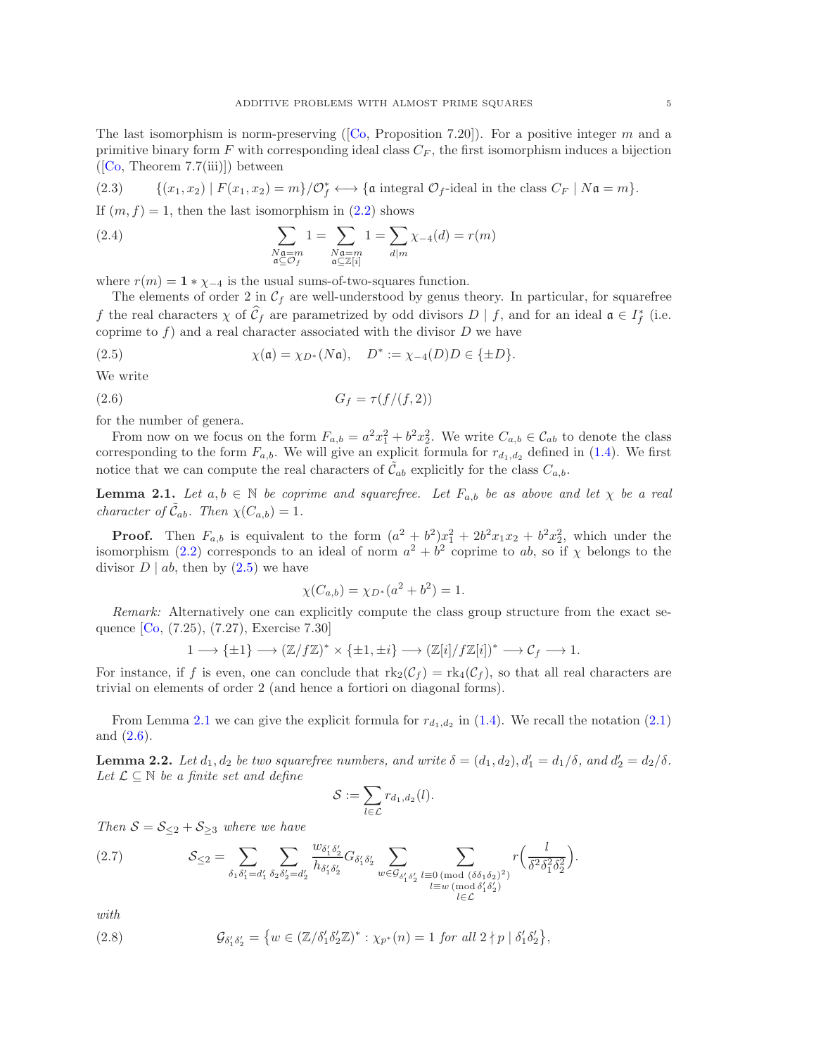The last isomorphism is norm-preserving ([Co, Proposition 7.20]). For a positive integer $m$ and a primitive binary form $F$ with corresponding ideal class $C_F$, the first isomorphism induces a bijection ([Co, Theorem 7.7(iii)]) between

$$\{(x_1,x_2) \mid F(x_1,x_2)=m\}/\mathcal{O}_f^* \longleftrightarrow \{\mathfrak{a} \text{ integral } \mathcal{O}_f\text{-ideal in the class } C_F \mid N\mathfrak{a}=m\}. \tag{2.3}$$

If $(m,f)=1$, then the last isomorphism in (2.2) shows

$$\sum_{\substack{N\mathfrak{a}=m\\ \mathfrak{a}\subseteq\mathcal{O}_f}} 1 = \sum_{\substack{N\mathfrak{a}=m\\ \mathfrak{a}\subseteq\mathbb{Z}[i]}} 1 = \sum_{d\mid m}\chi_{-4}(d) = r(m) \tag{2.4}$$

where $r(m) = \mathbf{1} * \chi_{-4}$ is the usual sums-of-two-squares function.

The elements of order 2 in $\mathcal{C}_f$ are well-understood by genus theory. In particular, for squarefree $f$ the real characters $\chi$ of $\widehat{\mathcal{C}}_f$ are parametrized by odd divisors $D \mid f$, and for an ideal $\mathfrak{a} \in I_f^*$ (i.e. coprime to $f$) and a real character associated with the divisor $D$ we have

$$\chi(\mathfrak{a}) = \chi_{D^*}(N\mathfrak{a}), \quad D^* := \chi_{-4}(D)D \in \{\pm D\}. \tag{2.5}$$

We write

$$G_f = \tau(f/(f,2)) \tag{2.6}$$

for the number of genera.

From now on we focus on the form $F_{a,b} = a^2x_1^2 + b^2x_2^2$. We write $C_{a,b} \in \mathcal{C}_{ab}$ to denote the class corresponding to the form $F_{a,b}$. We will give an explicit formula for $r_{d_1,d_2}$ defined in (1.4). We first notice that we can compute the real characters of $\tilde{\mathcal{C}}_{ab}$ explicitly for the class $C_{a,b}$.

**Lemma 2.1.** *Let $a, b \in \mathbb{N}$ be coprime and squarefree. Let $F_{a,b}$ be as above and let $\chi$ be a real character of $\tilde{\mathcal{C}}_{ab}$. Then $\chi(C_{a,b}) = 1$.*

**Proof.** Then $F_{a,b}$ is equivalent to the form $(a^2+b^2)x_1^2 + 2b^2x_1x_2 + b^2x_2^2$, which under the isomorphism (2.2) corresponds to an ideal of norm $a^2+b^2$ coprime to $ab$, so if $\chi$ belongs to the divisor $D \mid ab$, then by (2.5) we have

$$\chi(C_{a,b}) = \chi_{D^*}(a^2+b^2) = 1.$$

*Remark:* Alternatively one can explicitly compute the class group structure from the exact sequence [Co, (7.25), (7.27), Exercise 7.30]

$$1 \longrightarrow \{\pm 1\} \longrightarrow (\mathbb{Z}/f\mathbb{Z})^* \times \{\pm 1, \pm i\} \longrightarrow (\mathbb{Z}[i]/f\mathbb{Z}[i])^* \longrightarrow \mathcal{C}_f \longrightarrow 1.$$

For instance, if $f$ is even, one can conclude that $\mathrm{rk}_2(\mathcal{C}_f) = \mathrm{rk}_4(\mathcal{C}_f)$, so that all real characters are trivial on elements of order 2 (and hence a fortiori on diagonal forms).

From Lemma 2.1 we can give the explicit formula for $r_{d_1,d_2}$ in (1.4). We recall the notation (2.1) and (2.6).

**Lemma 2.2.** *Let $d_1, d_2$ be two squarefree numbers, and write $\delta = (d_1,d_2)$, $d_1' = d_1/\delta$, and $d_2' = d_2/\delta$. Let $\mathcal{L} \subseteq \mathbb{N}$ be a finite set and define*

$$\mathcal{S} := \sum_{l\in\mathcal{L}} r_{d_1,d_2}(l).$$

*Then $\mathcal{S} = \mathcal{S}_{\le 2} + \mathcal{S}_{\ge 3}$ where we have*

$$\mathcal{S}_{\le 2} = \sum_{\delta_1\delta_1'=d_1'}\sum_{\delta_2\delta_2'=d_2'} \frac{w_{\delta_1'\delta_2'}}{h_{\delta_1'\delta_2'}} G_{\delta_1'\delta_2'} \sum_{w\in\mathcal{G}_{\delta_1'\delta_2'}} \sum_{\substack{l\equiv 0 \,(\mathrm{mod}\ (\delta\delta_1\delta_2)^2)\\ l\equiv w \,(\mathrm{mod}\ \delta_1'\delta_2')\\ l\in\mathcal{L}}} r\Big(\frac{l}{\delta^2\delta_1^2\delta_2^2}\Big). \tag{2.7}$$

*with*

$$\mathcal{G}_{\delta_1'\delta_2'} = \{w \in (\mathbb{Z}/\delta_1'\delta_2'\mathbb{Z})^* : \chi_{p^*}(n) = 1 \text{ for all } 2 \nmid p \mid \delta_1'\delta_2'\}, \tag{2.8}$$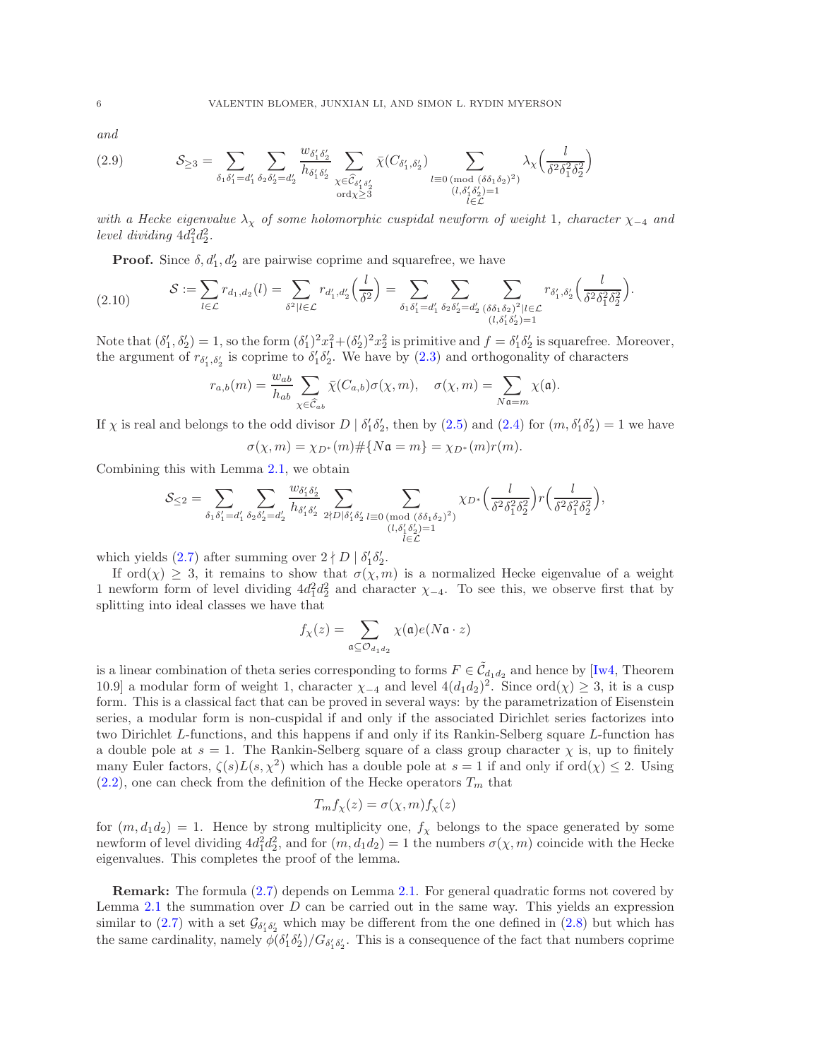*and*

$$\mathcal{S}_{\geq 3} = \sum_{\delta_1\delta_1'=d_1'} \sum_{\delta_2\delta_2'=d_2'} \frac{w_{\delta_1'\delta_2'}}{h_{\delta_1'\delta_2'}} \sum_{\substack{\chi \in \widehat{\mathcal{C}}_{\delta_1'\delta_2'} \\ \text{ord}\chi \geq 3}} \bar{\chi}(C_{\delta_1',\delta_2'}) \sum_{\substack{l \equiv 0 \ (\text{mod}\ (\delta\delta_1\delta_2)^2) \\ (l, \delta_1'\delta_2')=1 \\ l \in \mathcal{L}}} \lambda_\chi\Big(\frac{l}{\delta^2\delta_1^2\delta_2^2}\Big) \tag{2.9}$$

*with a Hecke eigenvalue $\lambda_\chi$ of some holomorphic cuspidal newform of weight 1, character $\chi_{-4}$ and level dividing $4d_1^2d_2^2$.*

**Proof.** Since $\delta, d_1', d_2'$ are pairwise coprime and squarefree, we have

$$\mathcal{S} := \sum_{l \in \mathcal{L}} r_{d_1,d_2}(l) = \sum_{\delta^2 | l \in \mathcal{L}} r_{d_1',d_2'}\Big(\frac{l}{\delta^2}\Big) = \sum_{\delta_1\delta_1'=d_1'} \sum_{\delta_2\delta_2'=d_2'} \sum_{\substack{(\delta\delta_1\delta_2)^2 | l \in \mathcal{L} \\ (l,\delta_1'\delta_2')=1}} r_{\delta_1',\delta_2'}\Big(\frac{l}{\delta^2\delta_1^2\delta_2^2}\Big). \tag{2.10}$$

Note that $(\delta_1', \delta_2') = 1$, so the form $(\delta_1')^2x_1^2 + (\delta_2')^2x_2^2$ is primitive and $f = \delta_1'\delta_2'$ is squarefree. Moreover, the argument of $r_{\delta_1',\delta_2'}$ is coprime to $\delta_1'\delta_2'$. We have by (2.3) and orthogonality of characters

$$r_{a,b}(m) = \frac{w_{ab}}{h_{ab}} \sum_{\chi \in \widehat{\mathcal{C}}_{ab}} \bar{\chi}(C_{a,b})\sigma(\chi, m), \quad \sigma(\chi, m) = \sum_{N\mathfrak{a}=m} \chi(\mathfrak{a}).$$

If $\chi$ is real and belongs to the odd divisor $D \mid \delta_1'\delta_2'$, then by (2.5) and (2.4) for $(m, \delta_1'\delta_2') = 1$ we have

$$\sigma(\chi, m) = \chi_{D^*}(m)\#\{N\mathfrak{a} = m\} = \chi_{D^*}(m)r(m).$$

Combining this with Lemma 2.1, we obtain

$$\mathcal{S}_{\leq 2} = \sum_{\delta_1\delta_1'=d_1'} \sum_{\delta_2\delta_2'=d_2'} \frac{w_{\delta_1'\delta_2'}}{h_{\delta_1'\delta_2'}} \sum_{2 \nmid D | \delta_1'\delta_2'} \sum_{\substack{l \equiv 0 \ (\text{mod}\ (\delta\delta_1\delta_2)^2) \\ (l,\delta_1'\delta_2')=1 \\ l \in \mathcal{L}}} \chi_{D^*}\Big(\frac{l}{\delta^2\delta_1^2\delta_2^2}\Big) r\Big(\frac{l}{\delta^2\delta_1^2\delta_2^2}\Big),$$

which yields (2.7) after summing over $2 \nmid D \mid \delta_1'\delta_2'$.

If $\text{ord}(\chi) \geq 3$, it remains to show that $\sigma(\chi, m)$ is a normalized Hecke eigenvalue of a weight 1 newform form of level dividing $4d_1^2d_2^2$ and character $\chi_{-4}$. To see this, we observe first that by splitting into ideal classes we have that

$$f_\chi(z) = \sum_{\mathfrak{a} \subseteq \mathcal{O}_{d_1d_2}} \chi(\mathfrak{a})e(N\mathfrak{a} \cdot z)$$

is a linear combination of theta series corresponding to forms $F \in \tilde{\mathcal{C}}_{d_1d_2}$ and hence by [Iw4, Theorem 10.9] a modular form of weight 1, character $\chi_{-4}$ and level $4(d_1d_2)^2$. Since $\text{ord}(\chi) \geq 3$, it is a cusp form. This is a classical fact that can be proved in several ways: by the parametrization of Eisenstein series, a modular form is non-cuspidal if and only if the associated Dirichlet series factorizes into two Dirichlet $L$-functions, and this happens if and only if its Rankin-Selberg square $L$-function has a double pole at $s = 1$. The Rankin-Selberg square of a class group character $\chi$ is, up to finitely many Euler factors, $\zeta(s)L(s, \chi^2)$ which has a double pole at $s = 1$ if and only if $\text{ord}(\chi) \leq 2$. Using (2.2), one can check from the definition of the Hecke operators $T_m$ that

$$T_m f_\chi(z) = \sigma(\chi, m)f_\chi(z)$$

for $(m, d_1d_2) = 1$. Hence by strong multiplicity one, $f_\chi$ belongs to the space generated by some newform of level dividing $4d_1^2d_2^2$, and for $(m, d_1d_2) = 1$ the numbers $\sigma(\chi, m)$ coincide with the Hecke eigenvalues. This completes the proof of the lemma.

**Remark:** The formula (2.7) depends on Lemma 2.1. For general quadratic forms not covered by Lemma 2.1 the summation over $D$ can be carried out in the same way. This yields an expression similar to (2.7) with a set $\mathcal{G}_{\delta_1'\delta_2'}$ which may be different from the one defined in (2.8) but which has the same cardinality, namely $\phi(\delta_1'\delta_2')/G_{\delta_1'\delta_2'}$. This is a consequence of the fact that numbers coprime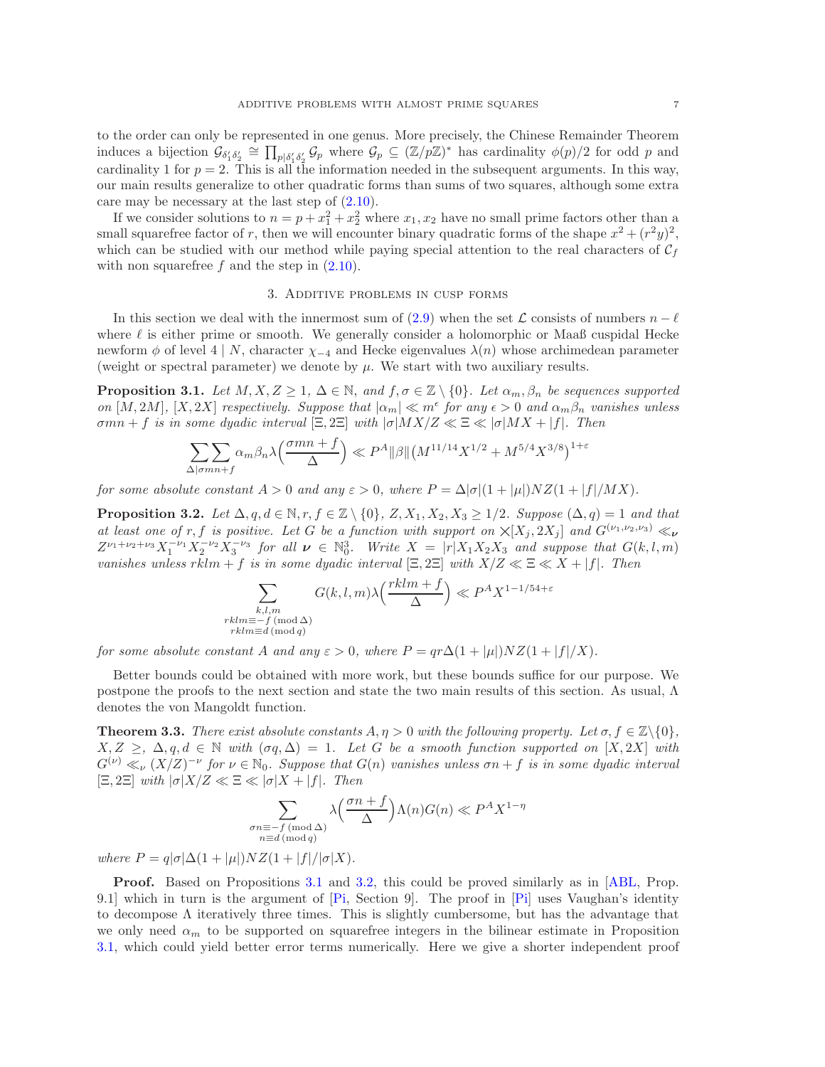to the order can only be represented in one genus. More precisely, the Chinese Remainder Theorem induces a bijection $\mathcal{G}_{\delta_1'\delta_2'} \cong \prod_{p|\delta_1'\delta_2'} \mathcal{G}_p$ where $\mathcal{G}_p \subseteq (\mathbb{Z}/p\mathbb{Z})^*$ has cardinality $\phi(p)/2$ for odd $p$ and cardinality 1 for $p = 2$. This is all the information needed in the subsequent arguments. In this way, our main results generalize to other quadratic forms than sums of two squares, although some extra care may be necessary at the last step of (2.10).

If we consider solutions to $n = p + x_1^2 + x_2^2$ where $x_1, x_2$ have no small prime factors other than a small squarefree factor of $r$, then we will encounter binary quadratic forms of the shape $x^2 + (r^2y)^2$, which can be studied with our method while paying special attention to the real characters of $\mathcal{C}_f$ with non squarefree $f$ and the step in (2.10).

## 3. Additive problems in cusp forms

In this section we deal with the innermost sum of (2.9) when the set $\mathcal{L}$ consists of numbers $n - \ell$ where $\ell$ is either prime or smooth. We generally consider a holomorphic or Maaß cuspidal Hecke newform $\phi$ of level $4 \mid N$, character $\chi_{-4}$ and Hecke eigenvalues $\lambda(n)$ whose archimedean parameter (weight or spectral parameter) we denote by $\mu$. We start with two auxiliary results.

**Proposition 3.1.** *Let $M, X, Z \geq 1$, $\Delta \in \mathbb{N}$, and $f, \sigma \in \mathbb{Z} \setminus \{0\}$. Let $\alpha_m, \beta_n$ be sequences supported on $[M, 2M]$, $[X, 2X]$ respectively. Suppose that $|\alpha_m| \ll m^\epsilon$ for any $\epsilon > 0$ and $\alpha_m\beta_n$ vanishes unless $\sigma mn + f$ is in some dyadic interval $[\Xi, 2\Xi]$ with $|\sigma|MX/Z \ll \Xi \ll |\sigma|MX + |f|$. Then*

$$\sum\sum_{\Delta | \sigma mn + f} \alpha_m \beta_n \lambda\Big(\frac{\sigma mn + f}{\Delta}\Big) \ll P^A \|\beta\| \big(M^{11/14}X^{1/2} + M^{5/4}X^{3/8}\big)^{1+\varepsilon}$$

*for some absolute constant $A > 0$ and any $\varepsilon > 0$, where $P = \Delta|\sigma|(1 + |\mu|)NZ(1 + |f|/MX)$.*

**Proposition 3.2.** *Let $\Delta, q, d \in \mathbb{N}, r, f \in \mathbb{Z} \setminus \{0\}$, $Z, X_1, X_2, X_3 \geq 1/2$. Suppose $(\Delta, q) = 1$ and that at least one of $r, f$ is positive. Let $G$ be a function with support on $\times[X_j, 2X_j]$ and $G^{(\nu_1,\nu_2,\nu_3)} \ll_{\boldsymbol{\nu}} Z^{\nu_1+\nu_2+\nu_3} X_1^{-\nu_1} X_2^{-\nu_2} X_3^{-\nu_3}$ for all $\boldsymbol{\nu} \in \mathbb{N}_0^3$. Write $X = |r|X_1X_2X_3$ and suppose that $G(k, l, m)$ vanishes unless $rklm + f$ is in some dyadic interval $[\Xi, 2\Xi]$ with $X/Z \ll \Xi \ll X + |f|$. Then*

$$\sum_{\substack{k,l,m \\ rklm \equiv -f \,(\mathrm{mod}\, \Delta) \\ rklm \equiv d \,(\mathrm{mod}\, q)}} G(k, l, m)\lambda\Big(\frac{rklm + f}{\Delta}\Big) \ll P^A X^{1-1/54+\varepsilon}$$

*for some absolute constant $A$ and any $\varepsilon > 0$, where $P = qr\Delta(1 + |\mu|)NZ(1 + |f|/X)$.*

Better bounds could be obtained with more work, but these bounds suffice for our purpose. We postpone the proofs to the next section and state the two main results of this section. As usual, $\Lambda$ denotes the von Mangoldt function.

**Theorem 3.3.** *There exist absolute constants $A, \eta > 0$ with the following property. Let $\sigma, f \in \mathbb{Z}\setminus\{0\}$, $X, Z \geq$, $\Delta, q, d \in \mathbb{N}$ with $(\sigma q, \Delta) = 1$. Let $G$ be a smooth function supported on $[X, 2X]$ with $G^{(\nu)} \ll_\nu (X/Z)^{-\nu}$ for $\nu \in \mathbb{N}_0$. Suppose that $G(n)$ vanishes unless $\sigma n + f$ is in some dyadic interval $[\Xi, 2\Xi]$ with $|\sigma|X/Z \ll \Xi \ll |\sigma|X + |f|$. Then*

$$\sum_{\substack{\sigma n \equiv -f \,(\mathrm{mod}\, \Delta) \\ n \equiv d \,(\mathrm{mod}\, q)}} \lambda\Big(\frac{\sigma n + f}{\Delta}\Big)\Lambda(n)G(n) \ll P^A X^{1-\eta}$$

*where $P = q|\sigma|\Delta(1 + |\mu|)NZ(1 + |f|/|\sigma|X)$.*

**Proof.** Based on Propositions 3.1 and 3.2, this could be proved similarly as in [ABL, Prop. 9.1] which in turn is the argument of [Pi, Section 9]. The proof in [Pi] uses Vaughan's identity to decompose $\Lambda$ iteratively three times. This is slightly cumbersome, but has the advantage that we only need $\alpha_m$ to be supported on squarefree integers in the bilinear estimate in Proposition 3.1, which could yield better error terms numerically. Here we give a shorter independent proof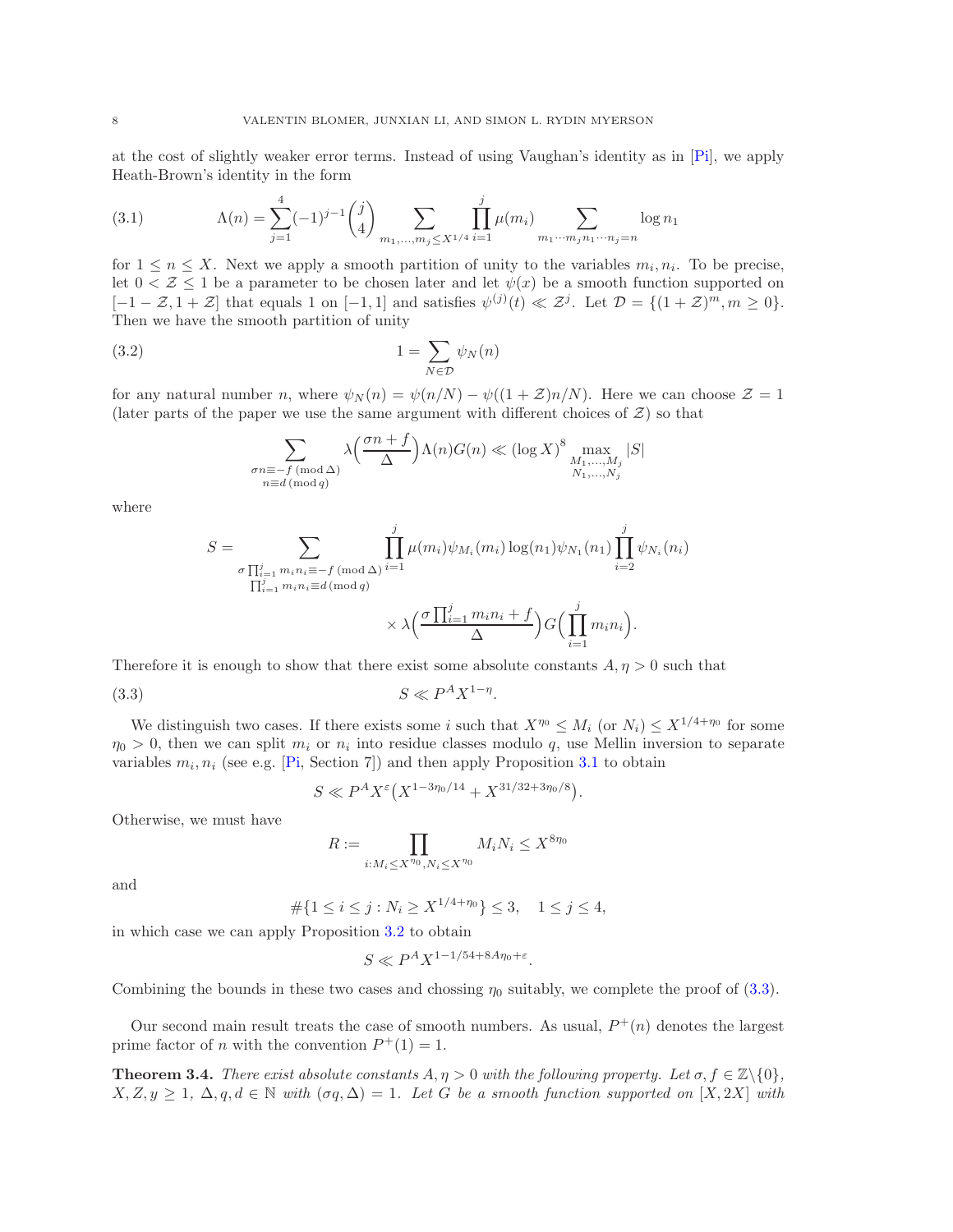at the cost of slightly weaker error terms. Instead of using Vaughan's identity as in [Pi], we apply Heath-Brown's identity in the form

$$\Lambda(n) = \sum_{j=1}^{4} (-1)^{j-1} \binom{j}{4} \sum_{m_1, \dots, m_j \le X^{1/4}} \prod_{i=1}^{j} \mu(m_i) \sum_{m_1 \cdots m_j n_1 \cdots n_j = n} \log n_1 \tag{3.1}$$

for $1 \le n \le X$. Next we apply a smooth partition of unity to the variables $m_i, n_i$. To be precise, let $0 < \mathcal{Z} \le 1$ be a parameter to be chosen later and let $\psi(x)$ be a smooth function supported on $[-1-\mathcal{Z}, 1+\mathcal{Z}]$ that equals 1 on $[-1,1]$ and satisfies $\psi^{(j)}(t) \ll \mathcal{Z}^j$. Let $\mathcal{D} = \{(1+\mathcal{Z})^m, m \ge 0\}$. Then we have the smooth partition of unity

$$1 = \sum_{N \in \mathcal{D}} \psi_N(n) \tag{3.2}$$

for any natural number $n$, where $\psi_N(n) = \psi(n/N) - \psi((1+\mathcal{Z})n/N)$. Here we can choose $\mathcal{Z} = 1$ (later parts of the paper we use the same argument with different choices of $\mathcal{Z}$) so that

$$\sum_{\substack{\sigma n \equiv -f \,(\mathrm{mod}\, \Delta) \\ n \equiv d \,(\mathrm{mod}\, q)}} \lambda\Big(\frac{\sigma n + f}{\Delta}\Big) \Lambda(n) G(n) \ll (\log X)^8 \max_{\substack{M_1, \dots, M_j \\ N_1, \dots, N_j}} |S|$$

where

$$S = \sum_{\substack{\sigma \prod_{i=1}^{j} m_i n_i \equiv -f \,(\mathrm{mod}\, \Delta) \\ \prod_{i=1}^{j} m_i n_i \equiv d \,(\mathrm{mod}\, q)}} \prod_{i=1}^{j} \mu(m_i) \psi_{M_i}(m_i) \log(n_1) \psi_{N_1}(n_1) \prod_{i=2}^{j} \psi_{N_i}(n_i)$$
$$\times \lambda\Big(\frac{\sigma \prod_{i=1}^{j} m_i n_i + f}{\Delta}\Big) G\Big(\prod_{i=1}^{j} m_i n_i\Big).$$

Therefore it is enough to show that there exist some absolute constants $A, \eta > 0$ such that

$$S \ll P^A X^{1-\eta}. \tag{3.3}$$

We distinguish two cases. If there exists some $i$ such that $X^{\eta_0} \le M_i$ (or $N_i$) $\le X^{1/4+\eta_0}$ for some $\eta_0 > 0$, then we can split $m_i$ or $n_i$ into residue classes modulo $q$, use Mellin inversion to separate variables $m_i, n_i$ (see e.g. [Pi, Section 7]) and then apply Proposition 3.1 to obtain

$$S \ll P^A X^{\varepsilon} \big(X^{1-3\eta_0/14} + X^{31/32+3\eta_0/8}\big).$$

Otherwise, we must have

$$R := \prod_{i: M_i \le X^{\eta_0}, N_i \le X^{\eta_0}} M_i N_i \le X^{8\eta_0}$$

and

$$\#\{1 \le i \le j : N_i \ge X^{1/4+\eta_0}\} \le 3, \quad 1 \le j \le 4,$$

in which case we can apply Proposition 3.2 to obtain

$$S \ll P^A X^{1-1/54+8A\eta_0+\varepsilon}.$$

Combining the bounds in these two cases and chossing $\eta_0$ suitably, we complete the proof of (3.3).

Our second main result treats the case of smooth numbers. As usual, $P^+(n)$ denotes the largest prime factor of $n$ with the convention $P^+(1) = 1$.

**Theorem 3.4.** *There exist absolute constants $A, \eta > 0$ with the following property. Let $\sigma, f \in \mathbb{Z}\backslash\{0\}$, $X, Z, y \ge 1$, $\Delta, q, d \in \mathbb{N}$ with $(\sigma q, \Delta) = 1$. Let $G$ be a smooth function supported on $[X, 2X]$ with*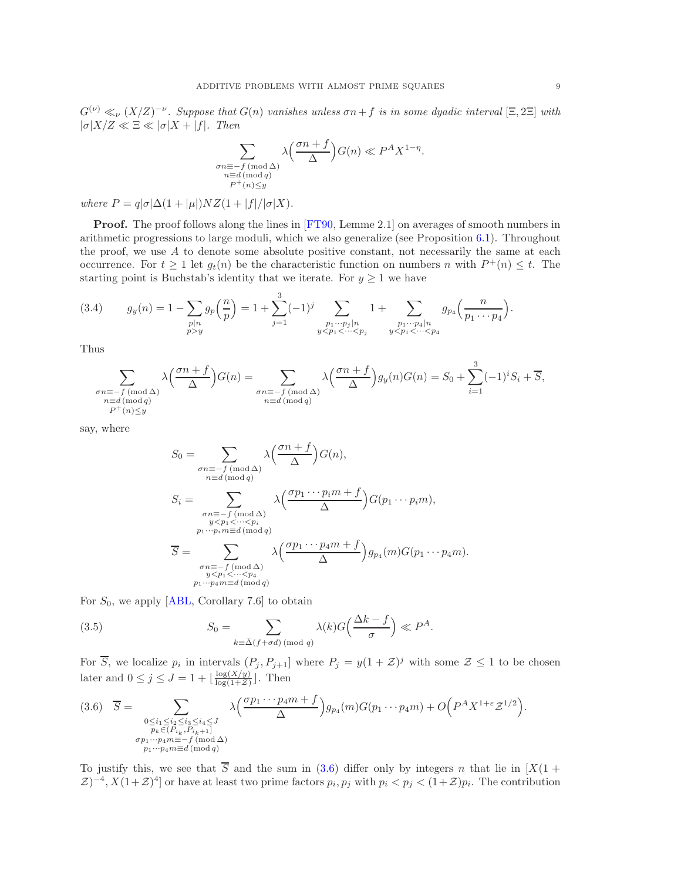$G^{(\nu)} \ll_\nu (X/Z)^{-\nu}$. *Suppose that $G(n)$ vanishes unless $\sigma n + f$ is in some dyadic interval $[\Xi, 2\Xi]$ with $|\sigma|X/Z \ll \Xi \ll |\sigma|X + |f|$. Then*

$$\sum_{\substack{\sigma n \equiv -f \,(\mathrm{mod}\, \Delta) \\ n \equiv d \,(\mathrm{mod}\, q) \\ P^+(n) \le y}} \lambda\Big(\frac{\sigma n + f}{\Delta}\Big) G(n) \ll P^A X^{1-\eta}.$$

*where $P = q|\sigma|\Delta(1+|\mu|)NZ(1+|f|/|\sigma|X)$.*

**Proof.** The proof follows along the lines in [FT90, Lemme 2.1] on averages of smooth numbers in arithmetic progressions to large moduli, which we also generalize (see Proposition 6.1). Throughout the proof, we use $A$ to denote some absolute positive constant, not necessarily the same at each occurrence. For $t \ge 1$ let $g_t(n)$ be the characteristic function on numbers $n$ with $P^+(n) \le t$. The starting point is Buchstab's identity that we iterate. For $y \ge 1$ we have

$$g_y(n) = 1 - \sum_{\substack{p \mid n \\ p > y}} g_p\Big(\frac{n}{p}\Big) = 1 + \sum_{j=1}^{3} (-1)^j \sum_{\substack{p_1 \cdots p_j \mid n \\ y < p_1 < \cdots < p_j}} 1 + \sum_{\substack{p_1 \cdots p_4 \mid n \\ y < p_1 < \cdots < p_4}} g_{p_4}\Big(\frac{n}{p_1 \cdots p_4}\Big). \tag{3.4}$$

Thus

$$\sum_{\substack{\sigma n \equiv -f \,(\mathrm{mod}\, \Delta) \\ n \equiv d \,(\mathrm{mod}\, q) \\ P^+(n) \le y}} \lambda\Big(\frac{\sigma n + f}{\Delta}\Big) G(n) = \sum_{\substack{\sigma n \equiv -f \,(\mathrm{mod}\, \Delta) \\ n \equiv d \,(\mathrm{mod}\, q)}} \lambda\Big(\frac{\sigma n + f}{\Delta}\Big) g_y(n) G(n) = S_0 + \sum_{i=1}^{3} (-1)^i S_i + \overline{S},$$

say, where

$$S_0 = \sum_{\substack{\sigma n \equiv -f \,(\mathrm{mod}\, \Delta) \\ n \equiv d \,(\mathrm{mod}\, q)}} \lambda\Big(\frac{\sigma n + f}{\Delta}\Big) G(n),$$

$$S_i = \sum_{\substack{\sigma n \equiv -f \,(\mathrm{mod}\, \Delta) \\ y < p_1 < \cdots < p_i \\ p_1 \cdots p_i m \equiv d \,(\mathrm{mod}\, q)}} \lambda\Big(\frac{\sigma p_1 \cdots p_i m + f}{\Delta}\Big) G(p_1 \cdots p_i m),$$

$$\overline{S} = \sum_{\substack{\sigma n \equiv -f \,(\mathrm{mod}\, \Delta) \\ y < p_1 < \cdots < p_4 \\ p_1 \cdots p_4 m \equiv d \,(\mathrm{mod}\, q)}} \lambda\Big(\frac{\sigma p_1 \cdots p_4 m + f}{\Delta}\Big) g_{p_4}(m) G(p_1 \cdots p_4 m).$$

For $S_0$, we apply [ABL, Corollary 7.6] to obtain

$$S_0 = \sum_{k \equiv \bar{\Delta}(f + \sigma d) \,(\mathrm{mod}\, q)} \lambda(k) G\Big(\frac{\Delta k - f}{\sigma}\Big) \ll P^A. \tag{3.5}$$

For $\overline{S}$, we localize $p_i$ in intervals $(P_j, P_{j+1}]$ where $P_j = y(1+\mathcal{Z})^j$ with some $\mathcal{Z} \le 1$ to be chosen later and $0 \le j \le J = 1 + \lfloor \frac{\log(X/y)}{\log(1+\mathcal{Z})} \rfloor$. Then

$$\overline{S} = \sum_{\substack{0 \le i_1 \le i_2 \le i_3 \le i_4 \le J \\ p_k \in (P_{i_k}, P_{i_k+1}] \\ \sigma p_1 \cdots p_4 m \equiv -f \,(\mathrm{mod}\, \Delta) \\ p_1 \cdots p_4 m \equiv d \,(\mathrm{mod}\, q)}} \lambda\Big(\frac{\sigma p_1 \cdots p_4 m + f}{\Delta}\Big) g_{p_4}(m) G(p_1 \cdots p_4 m) + O\Big(P^A X^{1+\varepsilon} \mathcal{Z}^{1/2}\Big). \tag{3.6}$$

To justify this, we see that $\overline{S}$ and the sum in (3.6) differ only by integers $n$ that lie in $[X(1+\mathcal{Z})^{-4}, X(1+\mathcal{Z})^4]$ or have at least two prime factors $p_i, p_j$ with $p_i < p_j < (1+\mathcal{Z})p_i$. The contribution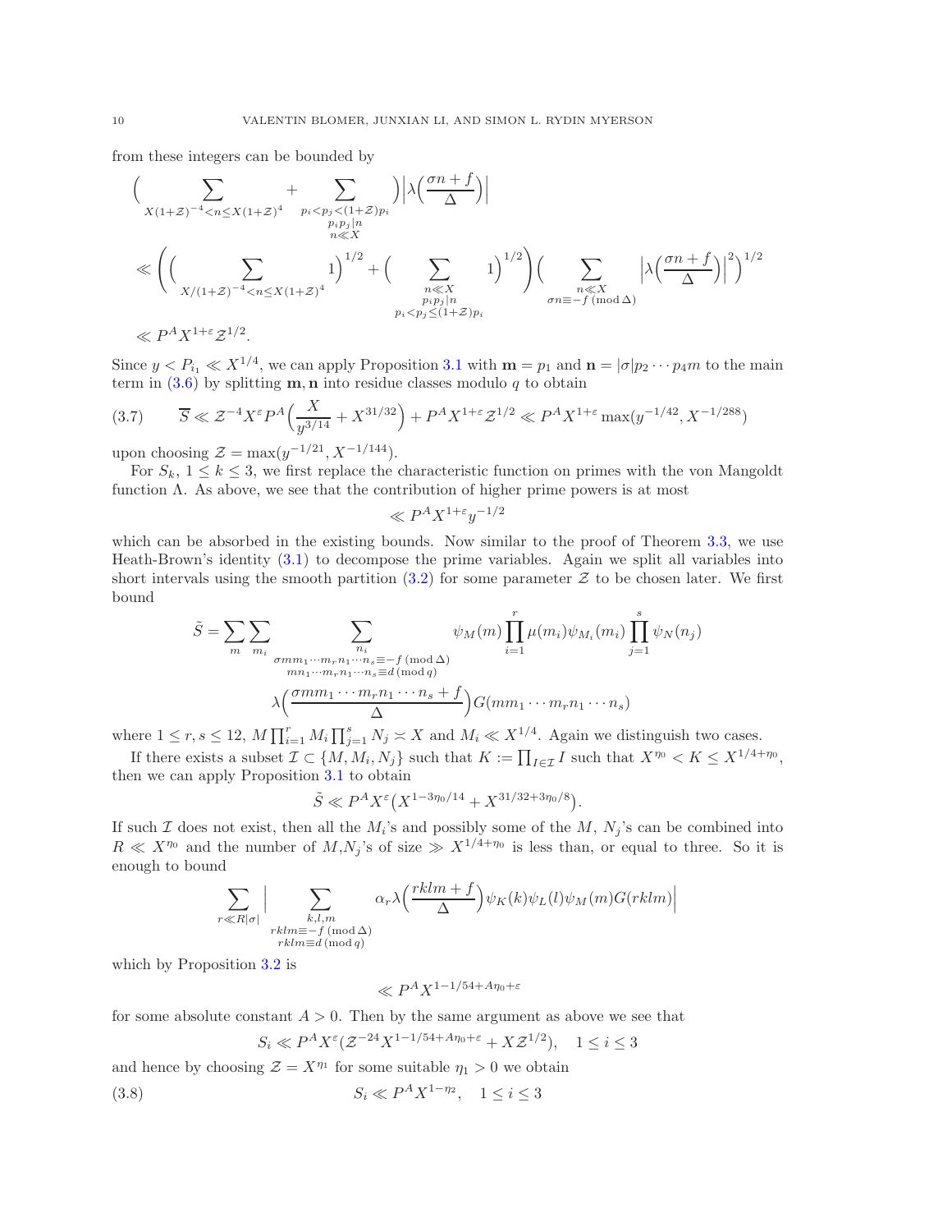from these integers can be bounded by

$$
\begin{aligned}
&\Big( \sum_{X(1+\mathcal{Z})^{-4} < n \le X(1+\mathcal{Z})^4} + \sum_{\substack{p_i < p_j < (1+\mathcal{Z})p_i \\ p_ip_j \mid n \\ n \ll X}} \Big) \Big| \lambda\Big(\frac{\sigma n + f}{\Delta}\Big)\Big| \\
&\ll \Bigg( \Big( \sum_{X/(1+\mathcal{Z})^{-4} < n \le X(1+\mathcal{Z})^4} 1\Big)^{1/2} + \Big( \sum_{\substack{n \ll X \\ p_ip_j \mid n \\ p_i < p_j \le (1+\mathcal{Z})p_i}} 1 \Big)^{1/2} \Bigg) \Big( \sum_{\substack{n \ll X \\ \sigma n \equiv -f \,(\mathrm{mod}\, \Delta)}} \Big| \lambda\Big(\frac{\sigma n + f}{\Delta}\Big)\Big|^2 \Big)^{1/2} \\
&\ll P^A X^{1+\varepsilon} \mathcal{Z}^{1/2}.
\end{aligned}
$$

Since $y < P_{i_1} \ll X^{1/4}$, we can apply Proposition 3.1 with $\mathbf{m} = p_1$ and $\mathbf{n} = |\sigma| p_2 \cdots p_4 m$ to the main term in (3.6) by splitting $\mathbf{m}, \mathbf{n}$ into residue classes modulo $q$ to obtain

$$
\overline{S} \ll \mathcal{Z}^{-4} X^{\varepsilon} P^A \Big( \frac{X}{y^{3/14}} + X^{31/32} \Big) + P^A X^{1+\varepsilon} \mathcal{Z}^{1/2} \ll P^A X^{1+\varepsilon} \max(y^{-1/42}, X^{-1/288}) \tag{3.7}
$$

upon choosing $\mathcal{Z} = \max(y^{-1/21}, X^{-1/144})$.

For $S_k$, $1 \le k \le 3$, we first replace the characteristic function on primes with the von Mangoldt function $\Lambda$. As above, we see that the contribution of higher prime powers is at most

$$
\ll P^A X^{1+\varepsilon} y^{-1/2}
$$

which can be absorbed in the existing bounds. Now similar to the proof of Theorem 3.3, we use Heath-Brown's identity (3.1) to decompose the prime variables. Again we split all variables into short intervals using the smooth partition (3.2) for some parameter $\mathcal{Z}$ to be chosen later. We first bound

$$
\begin{aligned}
\tilde{S} = \sum_m \sum_{m_i} \sum_{\substack{n_i \\ \sigma m m_1 \cdots m_r n_1 \cdots n_s \equiv -f \,(\mathrm{mod}\, \Delta) \\ m n_1 \cdots m_r n_1 \cdots n_s \equiv d \,(\mathrm{mod}\, q)}} & \psi_M(m) \prod_{i=1}^r \mu(m_i) \psi_{M_i}(m_i) \prod_{j=1}^s \psi_N(n_j) \\
& \lambda\Big( \frac{\sigma m m_1 \cdots m_r n_1 \cdots n_s + f}{\Delta} \Big) G(m m_1 \cdots m_r n_1 \cdots n_s)
\end{aligned}
$$

where $1 \le r, s \le 12$, $M \prod_{i=1}^r M_i \prod_{j=1}^s N_j \asymp X$ and $M_i \ll X^{1/4}$. Again we distinguish two cases.

If there exists a subset $\mathcal{I} \subset \{M, M_i, N_j\}$ such that $K := \prod_{I \in \mathcal{I}} I$ such that $X^{\eta_0} < K \le X^{1/4+\eta_0}$, then we can apply Proposition 3.1 to obtain

$$
\tilde{S} \ll P^A X^{\varepsilon} \big( X^{1-3\eta_0/14} + X^{31/32+3\eta_0/8} \big).
$$

If such $\mathcal{I}$ does not exist, then all the $M_i$'s and possibly some of the $M$, $N_j$'s can be combined into $R \ll X^{\eta_0}$ and the number of $M$,$N_j$'s of size $\gg X^{1/4+\eta_0}$ is less than, or equal to three. So it is enough to bound

$$
\sum_{r \ll R|\sigma|} \Big| \sum_{\substack{k,l,m \\ rklm \equiv -f \,(\mathrm{mod}\, \Delta) \\ rklm \equiv d \,(\mathrm{mod}\, q)}} \alpha_r \lambda\Big( \frac{rklm + f}{\Delta} \Big) \psi_K(k) \psi_L(l) \psi_M(m) G(rklm) \Big|
$$

which by Proposition 3.2 is

$$
\ll P^A X^{1-1/54+A\eta_0+\varepsilon}
$$

for some absolute constant $A > 0$. Then by the same argument as above we see that

$$
S_i \ll P^A X^{\varepsilon} (\mathcal{Z}^{-24} X^{1-1/54+A\eta_0+\varepsilon} + X \mathcal{Z}^{1/2}), \quad 1 \le i \le 3
$$

and hence by choosing $\mathcal{Z} = X^{\eta_1}$ for some suitable $\eta_1 > 0$ we obtain

$$
S_i \ll P^A X^{1-\eta_2}, \quad 1 \le i \le 3 \tag{3.8}
$$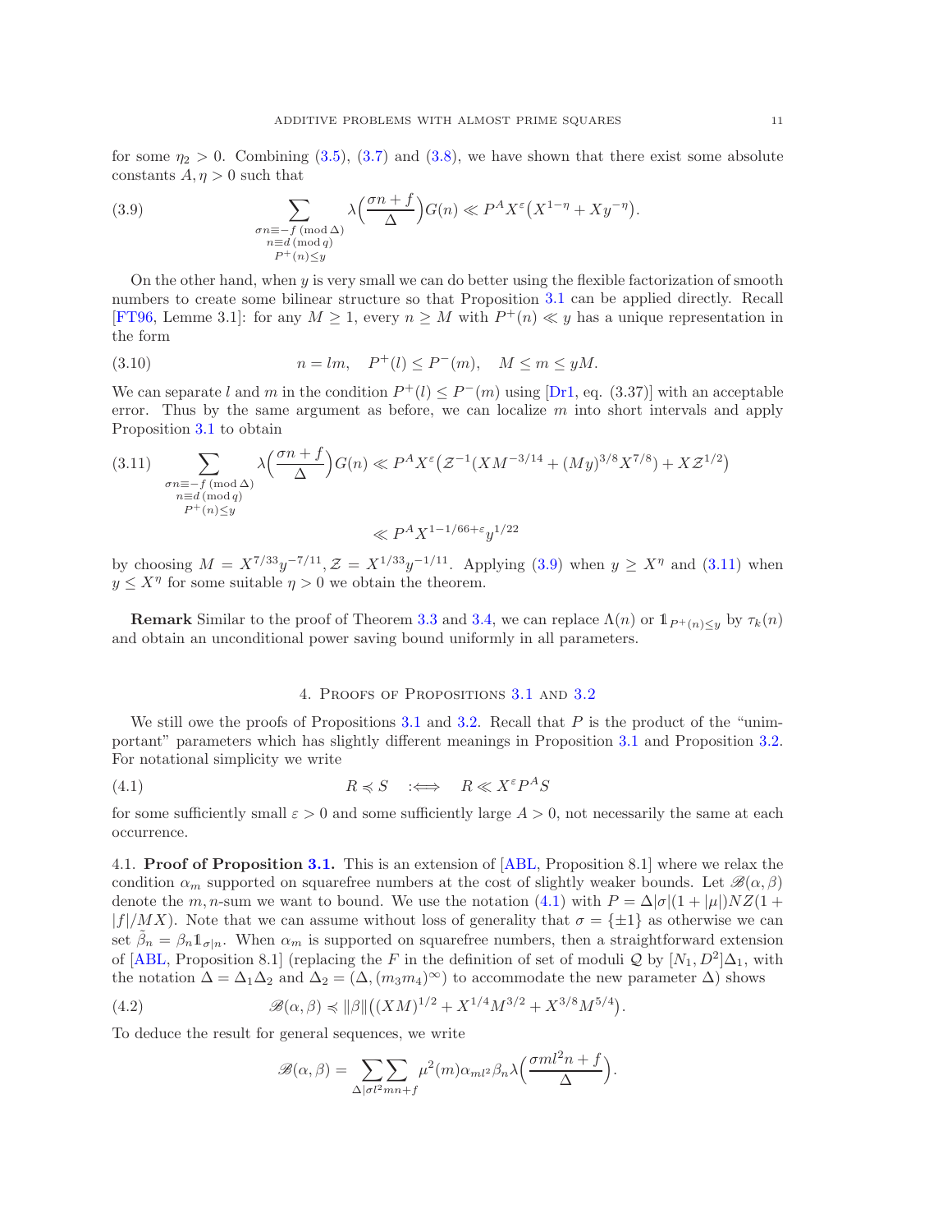for some $\eta_2 > 0$. Combining (3.5), (3.7) and (3.8), we have shown that there exist some absolute constants $A, \eta > 0$ such that

$$\sum_{\substack{\sigma n \equiv -f \,(\mathrm{mod}\, \Delta) \\ n \equiv d \,(\mathrm{mod}\, q) \\ P^+(n) \leq y}} \lambda\Big(\frac{\sigma n + f}{\Delta}\Big) G(n) \ll P^A X^\varepsilon \big(X^{1-\eta} + X y^{-\eta}\big). \tag{3.9}$$

On the other hand, when $y$ is very small we can do better using the flexible factorization of smooth numbers to create some bilinear structure so that Proposition 3.1 can be applied directly. Recall [FT96, Lemme 3.1]: for any $M \geq 1$, every $n \geq M$ with $P^+(n) \ll y$ has a unique representation in the form

$$n = lm, \quad P^+(l) \leq P^-(m), \quad M \leq m \leq yM. \tag{3.10}$$

We can separate $l$ and $m$ in the condition $P^+(l) \leq P^-(m)$ using [Dr1, eq. (3.37)] with an acceptable error. Thus by the same argument as before, we can localize $m$ into short intervals and apply Proposition 3.1 to obtain

$$\begin{aligned} \sum_{\substack{\sigma n \equiv -f \,(\mathrm{mod}\, \Delta) \\ n \equiv d \,(\mathrm{mod}\, q) \\ P^+(n) \leq y}} \lambda\Big(\frac{\sigma n + f}{\Delta}\Big) G(n) &\ll P^A X^\varepsilon \big(\mathcal{Z}^{-1}(X M^{-3/14} + (My)^{3/8} X^{7/8}) + X \mathcal{Z}^{1/2}\big) \\ &\ll P^A X^{1-1/66+\varepsilon} y^{1/22} \end{aligned} \tag{3.11}$$

by choosing $M = X^{7/33} y^{-7/11}$, $\mathcal{Z} = X^{1/33} y^{-1/11}$. Applying (3.9) when $y \geq X^\eta$ and (3.11) when $y \leq X^\eta$ for some suitable $\eta > 0$ we obtain the theorem.

**Remark** Similar to the proof of Theorem 3.3 and 3.4, we can replace $\Lambda(n)$ or $\mathbb{1}_{P^+(n) \leq y}$ by $\tau_k(n)$ and obtain an unconditional power saving bound uniformly in all parameters.

## 4. Proofs of Propositions 3.1 and 3.2

We still owe the proofs of Propositions 3.1 and 3.2. Recall that $P$ is the product of the "unimportant" parameters which has slightly different meanings in Proposition 3.1 and Proposition 3.2. For notational simplicity we write

$$R \preccurlyeq S \quad :\Longleftrightarrow \quad R \ll X^\varepsilon P^A S \tag{4.1}$$

for some sufficiently small $\varepsilon > 0$ and some sufficiently large $A > 0$, not necessarily the same at each occurrence.

### 4.1. Proof of Proposition 3.1.

This is an extension of [ABL, Proposition 8.1] where we relax the condition $\alpha_m$ supported on squarefree numbers at the cost of slightly weaker bounds. Let $\mathscr{B}(\alpha, \beta)$ denote the $m, n$-sum we want to bound. We use the notation (4.1) with $P = \Delta|\sigma|(1 + |\mu|) N Z (1 + |f|/MX)$. Note that we can assume without loss of generality that $\sigma = \{\pm 1\}$ as otherwise we can set $\tilde{\beta}_n = \beta_n \mathbb{1}_{\sigma | n}$. When $\alpha_m$ is supported on squarefree numbers, then a straightforward extension of [ABL, Proposition 8.1] (replacing the $F$ in the definition of set of moduli $\mathcal{Q}$ by $[N_1, D^2]\Delta_1$, with the notation $\Delta = \Delta_1 \Delta_2$ and $\Delta_2 = (\Delta, (m_3 m_4)^\infty)$ to accommodate the new parameter $\Delta$) shows

$$\mathscr{B}(\alpha, \beta) \preccurlyeq \|\beta\| \big((XM)^{1/2} + X^{1/4} M^{3/2} + X^{3/8} M^{5/4}\big). \tag{4.2}$$

To deduce the result for general sequences, we write

$$\mathscr{B}(\alpha, \beta) = \sum\sum_{\Delta | \sigma l^2 mn + f} \mu^2(m) \alpha_{ml^2} \beta_n \lambda\Big(\frac{\sigma m l^2 n + f}{\Delta}\Big).$$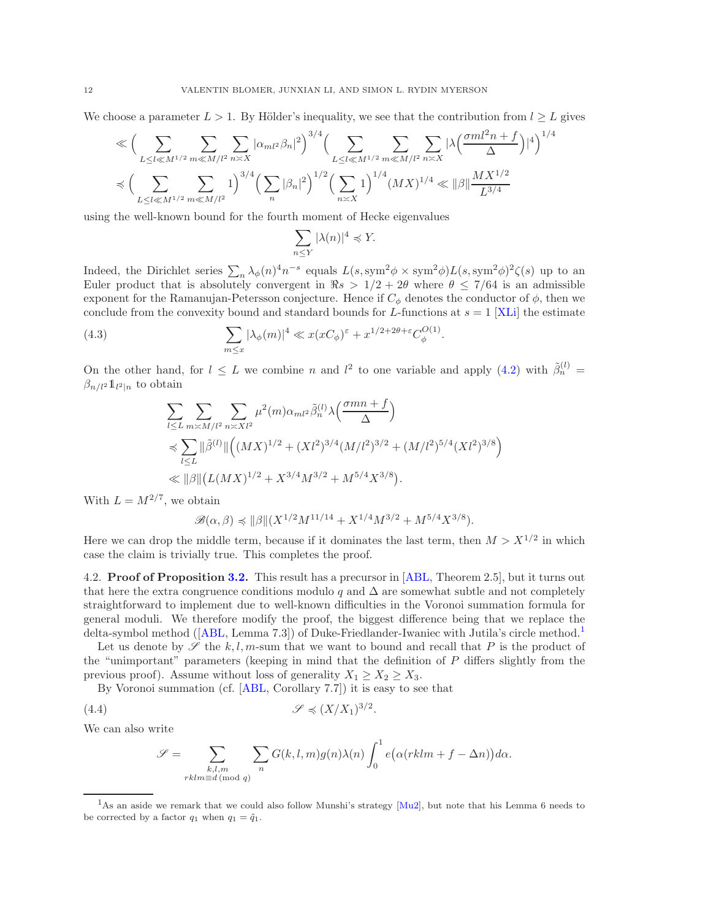We choose a parameter $L > 1$. By Hölder's inequality, we see that the contribution from $l \geq L$ gives

$$\ll \Big( \sum_{L \leq l \ll M^{1/2}} \sum_{m \ll M/l^2} \sum_{n \asymp X} |\alpha_{ml^2} \beta_n|^2 \Big)^{3/4} \Big( \sum_{L \leq l \ll M^{1/2}} \sum_{m \ll M/l^2} \sum_{n \asymp X} \Big|\lambda\Big(\frac{\sigma m l^2 n + f}{\Delta}\Big)\Big|^4 \Big)^{1/4}$$
$$\preccurlyeq \Big( \sum_{L \leq l \ll M^{1/2}} \sum_{m \ll M/l^2} 1 \Big)^{3/4} \Big( \sum_n |\beta_n|^2 \Big)^{1/2} \Big( \sum_{n \asymp X} 1 \Big)^{1/4} (MX)^{1/4} \ll \|\beta\| \frac{MX^{1/2}}{L^{3/4}}$$

using the well-known bound for the fourth moment of Hecke eigenvalues

$$\sum_{n \leq Y} |\lambda(n)|^4 \preccurlyeq Y.$$

Indeed, the Dirichlet series $\sum_n \lambda_\phi(n)^4 n^{-s}$ equals $L(s, \text{sym}^2\phi \times \text{sym}^2\phi) L(s, \text{sym}^2\phi)^2 \zeta(s)$ up to an Euler product that is absolutely convergent in $\Re s > 1/2 + 2\theta$ where $\theta \leq 7/64$ is an admissible exponent for the Ramanujan-Petersson conjecture. Hence if $C_\phi$ denotes the conductor of $\phi$, then we conclude from the convexity bound and standard bounds for $L$-functions at $s = 1$ [XLi] the estimate

$$\sum_{m \leq x} |\lambda_\phi(m)|^4 \ll x(xC_\phi)^\varepsilon + x^{1/2+2\theta+\varepsilon} C_\phi^{O(1)}. \tag{4.3}$$

On the other hand, for $l \leq L$ we combine $n$ and $l^2$ to one variable and apply (4.2) with $\tilde{\beta}_n^{(l)} = \beta_{n/l^2} \mathbb{1}_{l^2|n}$ to obtain

$$\sum_{l \leq L} \sum_{m \asymp M/l^2} \sum_{n \asymp Xl^2} \mu^2(m) \alpha_{ml^2} \tilde{\beta}_n^{(l)} \lambda\Big(\frac{\sigma m n + f}{\Delta}\Big)$$
$$\preccurlyeq \sum_{l \leq L} \|\tilde{\beta}^{(l)}\| \Big( (MX)^{1/2} + (Xl^2)^{3/4} (M/l^2)^{3/2} + (M/l^2)^{5/4} (Xl^2)^{3/8} \Big)$$
$$\ll \|\beta\| \big( L(MX)^{1/2} + X^{3/4} M^{3/2} + M^{5/4} X^{3/8} \big).$$

With $L = M^{2/7}$, we obtain

$$\mathscr{B}(\alpha, \beta) \preccurlyeq \|\beta\| (X^{1/2} M^{11/14} + X^{1/4} M^{3/2} + M^{5/4} X^{3/8}).$$

Here we can drop the middle term, because if it dominates the last term, then $M > X^{1/2}$ in which case the claim is trivially true. This completes the proof.

4.2. **Proof of Proposition 3.2.** This result has a precursor in [ABL, Theorem 2.5], but it turns out that here the extra congruence conditions modulo $q$ and $\Delta$ are somewhat subtle and not completely straightforward to implement due to well-known difficulties in the Voronoi summation formula for general moduli. We therefore modify the proof, the biggest difference being that we replace the delta-symbol method ([ABL, Lemma 7.3]) of Duke-Friedlander-Iwaniec with Jutila's circle method.[1]

Let us denote by $\mathscr{S}$ the $k, l, m$-sum that we want to bound and recall that $P$ is the product of the "unimportant" parameters (keeping in mind that the definition of $P$ differs slightly from the previous proof). Assume without loss of generality $X_1 \geq X_2 \geq X_3$.

By Voronoi summation (cf. [ABL, Corollary 7.7]) it is easy to see that

$$\mathscr{S} \preccurlyeq (X/X_1)^{3/2}. \tag{4.4}$$

We can also write

$$\mathscr{S} = \sum_{\substack{k,l,m \\ rklm \equiv d \,(\text{mod } q)}} \sum_n G(k,l,m) g(n) \lambda(n) \int_0^1 e\big(\alpha(rklm + f - \Delta n)\big) d\alpha.$$

---

[1] As an aside we remark that we could also follow Munshi's strategy [Mu2], but note that his Lemma 6 needs to be corrected by a factor $q_1$ when $q_1 = \tilde{q}_1$.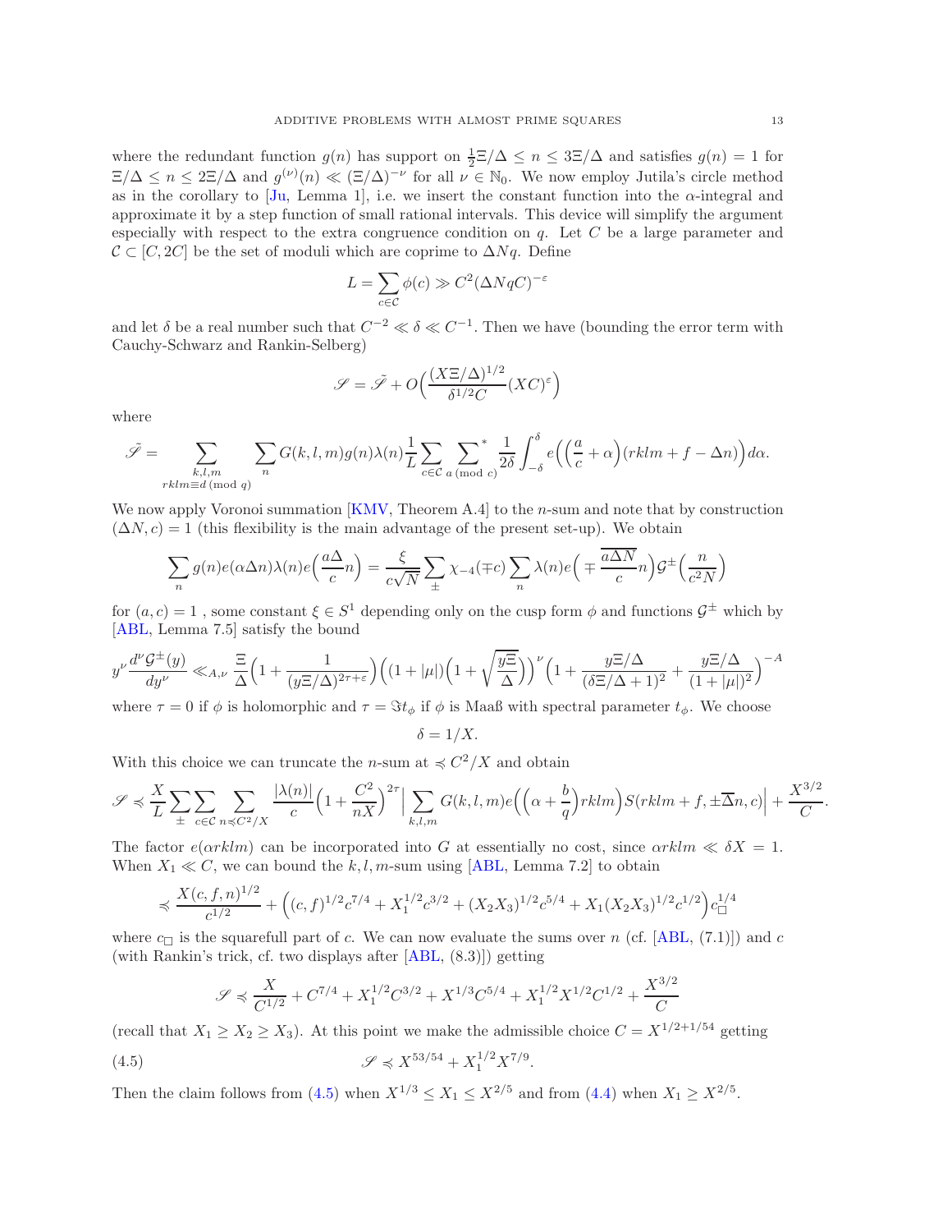where the redundant function $g(n)$ has support on $\frac{1}{2}\Xi/\Delta \le n \le 3\Xi/\Delta$ and satisfies $g(n) = 1$ for $\Xi/\Delta \le n \le 2\Xi/\Delta$ and $g^{(\nu)}(n) \ll (\Xi/\Delta)^{-\nu}$ for all $\nu \in \mathbb{N}_0$. We now employ Jutila's circle method as in the corollary to [Ju, Lemma 1], i.e. we insert the constant function into the $\alpha$-integral and approximate it by a step function of small rational intervals. This device will simplify the argument especially with respect to the extra congruence condition on $q$. Let $C$ be a large parameter and $\mathcal{C} \subset [C, 2C]$ be the set of moduli which are coprime to $\Delta N q$. Define

$$L = \sum_{c \in \mathcal{C}} \phi(c) \gg C^2 (\Delta N q C)^{-\varepsilon}$$

and let $\delta$ be a real number such that $C^{-2} \ll \delta \ll C^{-1}$. Then we have (bounding the error term with Cauchy-Schwarz and Rankin-Selberg)

$$\mathscr{S} = \tilde{\mathscr{S}} + O\Big(\frac{(X\Xi/\Delta)^{1/2}}{\delta^{1/2} C} (XC)^{\varepsilon}\Big)$$

where

$$\tilde{\mathscr{S}} = \sum_{\substack{k,l,m \\ rklm \equiv d \,(\mathrm{mod}\, q)}} \sum_n G(k,l,m) g(n) \lambda(n) \frac{1}{L} \sum_{c \in \mathcal{C}} \sideset{}{^*}\sum_{a \,(\mathrm{mod}\, c)} \frac{1}{2\delta} \int_{-\delta}^{\delta} e\Big(\Big(\frac{a}{c} + \alpha\Big)(rklm + f - \Delta n)\Big) d\alpha.$$

We now apply Voronoi summation [KMV, Theorem A.4] to the $n$-sum and note that by construction $(\Delta N, c) = 1$ (this flexibility is the main advantage of the present set-up). We obtain

$$\sum_n g(n) e(\alpha \Delta n) \lambda(n) e\Big(\frac{a\Delta}{c} n\Big) = \frac{\xi}{c\sqrt{N}} \sum_{\pm} \chi_{-4}(\mp c) \sum_n \lambda(n) e\Big(\mp \frac{\overline{a\Delta N}}{c} n\Big) \mathcal{G}^{\pm}\Big(\frac{n}{c^2 N}\Big)$$

for $(a, c) = 1$ , some constant $\xi \in S^1$ depending only on the cusp form $\phi$ and functions $\mathcal{G}^{\pm}$ which by [ABL, Lemma 7.5] satisfy the bound

$$y^{\nu} \frac{d^{\nu} \mathcal{G}^{\pm}(y)}{dy^{\nu}} \ll_{A,\nu} \frac{\Xi}{\Delta}\Big(1 + \frac{1}{(y\Xi/\Delta)^{2\tau+\varepsilon}}\Big)\Big((1+|\mu|)\Big(1 + \sqrt{\frac{y\Xi}{\Delta}}\Big)\Big)^{\nu}\Big(1 + \frac{y\Xi/\Delta}{(\delta\Xi/\Delta + 1)^2} + \frac{y\Xi/\Delta}{(1+|\mu|)^2}\Big)^{-A}$$

where $\tau = 0$ if $\phi$ is holomorphic and $\tau = \Im t_{\phi}$ if $\phi$ is Maaß with spectral parameter $t_{\phi}$. We choose

$$\delta = 1/X.$$

With this choice we can truncate the $n$-sum at $\preccurlyeq C^2/X$ and obtain

$$\mathscr{S} \preccurlyeq \frac{X}{L} \sum_{\pm} \sum_{c \in \mathcal{C}} \sum_{n \preccurlyeq C^2/X} \frac{|\lambda(n)|}{c}\Big(1 + \frac{C^2}{nX}\Big)^{2\tau} \Big| \sum_{k,l,m} G(k,l,m) e\Big(\Big(\alpha + \frac{b}{q}\Big) rklm\Big) S(rklm + f, \pm\overline{\Delta} n, c)\Big| + \frac{X^{3/2}}{C}.$$

The factor $e(\alpha rklm)$ can be incorporated into $G$ at essentially no cost, since $\alpha rklm \ll \delta X = 1$. When $X_1 \ll C$, we can bound the $k,l,m$-sum using [ABL, Lemma 7.2] to obtain

$$\preccurlyeq \frac{X(c,f,n)^{1/2}}{c^{1/2}} + \Big((c,f)^{1/2} c^{7/4} + X_1^{1/2} c^{3/2} + (X_2 X_3)^{1/2} c^{5/4} + X_1 (X_2 X_3)^{1/2} c^{1/2}\Big) c_{\square}^{1/4}$$

where $c_{\square}$ is the squarefull part of $c$. We can now evaluate the sums over $n$ (cf. [ABL, (7.1)]) and $c$ (with Rankin's trick, cf. two displays after [ABL, (8.3)]) getting

$$\mathscr{S} \preccurlyeq \frac{X}{C^{1/2}} + C^{7/4} + X_1^{1/2} C^{3/2} + X^{1/3} C^{5/4} + X_1^{1/2} X^{1/2} C^{1/2} + \frac{X^{3/2}}{C}$$

(recall that $X_1 \ge X_2 \ge X_3$). At this point we make the admissible choice $C = X^{1/2 + 1/54}$ getting

$$\mathscr{S} \preccurlyeq X^{53/54} + X_1^{1/2} X^{7/9}. \tag{4.5}$$

Then the claim follows from (4.5) when $X^{1/3} \le X_1 \le X^{2/5}$ and from (4.4) when $X_1 \ge X^{2/5}$.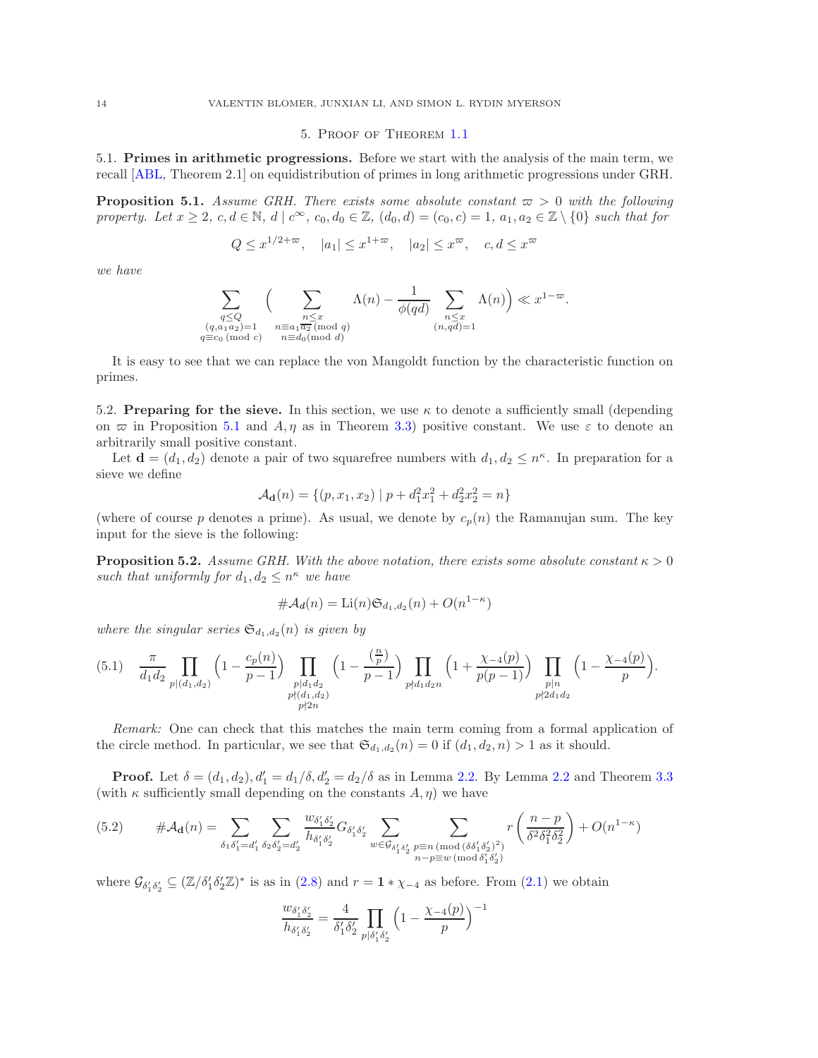## 5. Proof of Theorem 1.1

### 5.1. Primes in arithmetic progressions.

Before we start with the analysis of the main term, we recall [ABL, Theorem 2.1] on equidistribution of primes in long arithmetic progressions under GRH.

**Proposition 5.1.** *Assume GRH. There exists some absolute constant $\varpi > 0$ with the following property. Let $x \geq 2$, $c, d \in \mathbb{N}$, $d \mid c^\infty$, $c_0, d_0 \in \mathbb{Z}$, $(d_0, d) = (c_0, c) = 1$, $a_1, a_2 \in \mathbb{Z} \setminus \{0\}$ such that for*

$$Q \leq x^{1/2+\varpi}, \quad |a_1| \leq x^{1+\varpi}, \quad |a_2| \leq x^{\varpi}, \quad c, d \leq x^{\varpi}$$

*we have*

$$\sum_{\substack{q \leq Q \\ (q, a_1 a_2)=1 \\ q \equiv c_0 \,(\mathrm{mod}\, c)}} \Big( \sum_{\substack{n \leq x \\ n \equiv a_1 \overline{a_2} \,(\mathrm{mod}\, q) \\ n \equiv d_0 \,(\mathrm{mod}\, d)}} \Lambda(n) - \frac{1}{\phi(qd)} \sum_{\substack{n \leq x \\ (n, qd)=1}} \Lambda(n) \Big) \ll x^{1-\varpi}.$$

It is easy to see that we can replace the von Mangoldt function by the characteristic function on primes.

### 5.2. Preparing for the sieve.

In this section, we use $\kappa$ to denote a sufficiently small (depending on $\varpi$ in Proposition 5.1 and $A, \eta$ as in Theorem 3.3) positive constant. We use $\varepsilon$ to denote an arbitrarily small positive constant.

Let $\mathbf{d} = (d_1, d_2)$ denote a pair of two squarefree numbers with $d_1, d_2 \leq n^\kappa$. In preparation for a sieve we define

$$\mathcal{A}_{\mathbf{d}}(n) = \{(p, x_1, x_2) \mid p + d_1^2 x_1^2 + d_2^2 x_2^2 = n\}$$

(where of course $p$ denotes a prime). As usual, we denote by $c_p(n)$ the Ramanujan sum. The key input for the sieve is the following:

**Proposition 5.2.** *Assume GRH. With the above notation, there exists some absolute constant $\kappa > 0$ such that uniformly for $d_1, d_2 \leq n^\kappa$ we have*

$$\#\mathcal{A}_{\boldsymbol{d}}(n) = \mathrm{Li}(n)\mathfrak{S}_{d_1,d_2}(n) + O(n^{1-\kappa})$$

*where the singular series $\mathfrak{S}_{d_1,d_2}(n)$ is given by*

$$\frac{\pi}{d_1 d_2} \prod_{p \mid (d_1,d_2)} \Big(1 - \frac{c_p(n)}{p-1}\Big) \prod_{\substack{p \mid d_1 d_2 \\ p \nmid (d_1,d_2) \\ p \nmid 2n}} \Big(1 - \frac{(\frac{n}{p})}{p-1}\Big) \prod_{p \nmid d_1 d_2 n} \Big(1 + \frac{\chi_{-4}(p)}{p(p-1)}\Big) \prod_{\substack{p \mid n \\ p \nmid 2 d_1 d_2}} \Big(1 - \frac{\chi_{-4}(p)}{p}\Big). \tag{5.1}$$

*Remark:* One can check that this matches the main term coming from a formal application of the circle method. In particular, we see that $\mathfrak{S}_{d_1,d_2}(n) = 0$ if $(d_1, d_2, n) > 1$ as it should.

**Proof.** Let $\delta = (d_1, d_2)$, $d_1' = d_1/\delta$, $d_2' = d_2/\delta$ as in Lemma 2.2. By Lemma 2.2 and Theorem 3.3 (with $\kappa$ sufficiently small depending on the constants $A, \eta$) we have

$$\#\mathcal{A}_{\mathbf{d}}(n) = \sum_{\delta_1 \delta_1' = d_1'} \sum_{\delta_2 \delta_2' = d_2'} \frac{w_{\delta_1'\delta_2'}}{h_{\delta_1'\delta_2'}} G_{\delta_1'\delta_2'} \sum_{w \in \mathcal{G}_{\delta_1'\delta_2'}} \sum_{\substack{p \equiv n \,(\mathrm{mod}\, (\delta\delta_1'\delta_2')^2) \\ n-p \equiv w \,(\mathrm{mod}\, \delta_1'\delta_2')}} r\left(\frac{n-p}{\delta^2 \delta_1^2 \delta_2^2}\right) + O(n^{1-\kappa}) \tag{5.2}$$

where $\mathcal{G}_{\delta_1'\delta_2'} \subseteq (\mathbb{Z}/\delta_1'\delta_2'\mathbb{Z})^*$ is as in (2.8) and $r = \mathbf{1} * \chi_{-4}$ as before. From (2.1) we obtain

$$\frac{w_{\delta_1'\delta_2'}}{h_{\delta_1'\delta_2'}} = \frac{4}{\delta_1'\delta_2'} \prod_{p \mid \delta_1'\delta_2'} \Big(1 - \frac{\chi_{-4}(p)}{p}\Big)^{-1}$$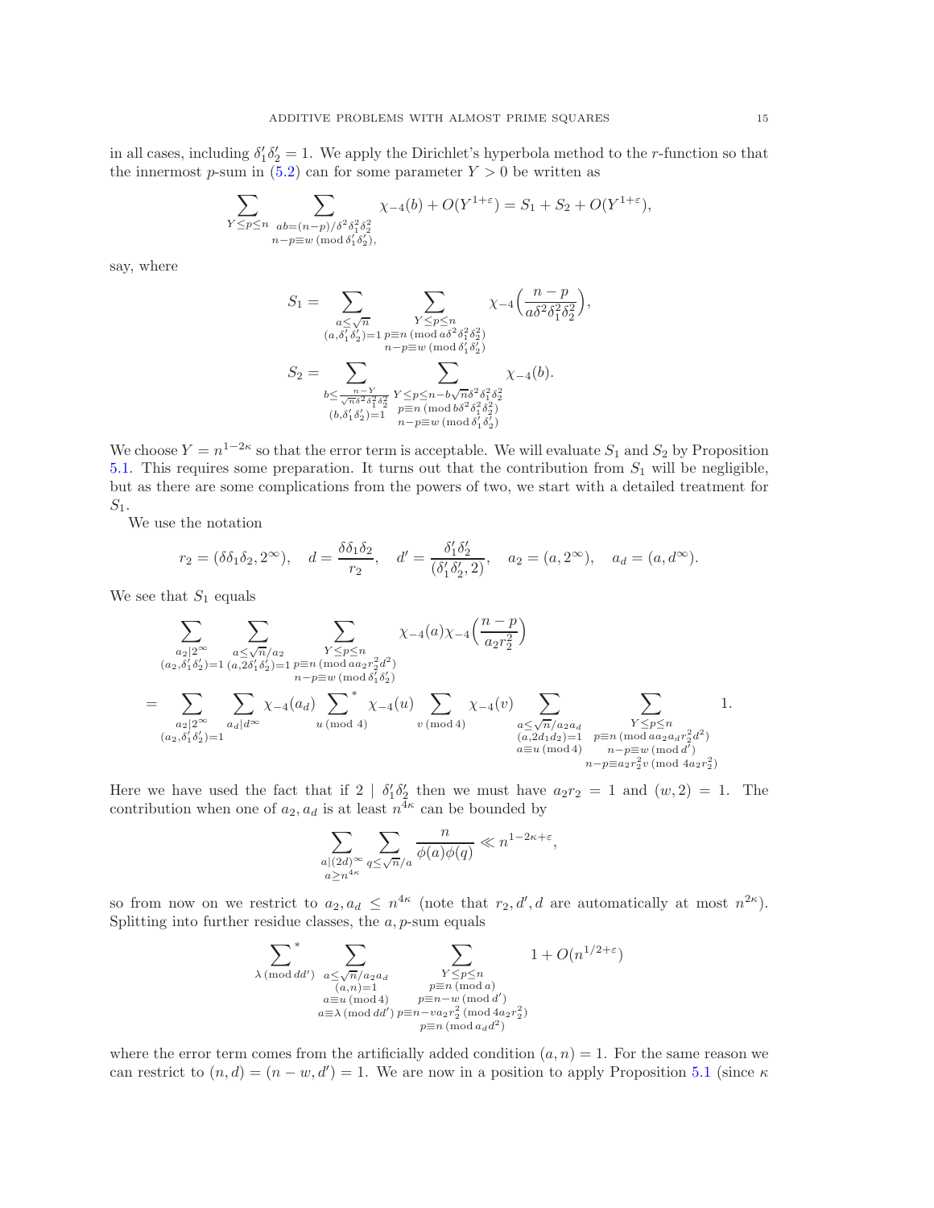in all cases, including $\delta_1'\delta_2' = 1$. We apply the Dirichlet's hyperbola method to the $r$-function so that the innermost $p$-sum in (5.2) can for some parameter $Y > 0$ be written as

$$\sum_{Y \le p \le n} \sum_{\substack{ab=(n-p)/\delta^2\delta_1^2\delta_2^2 \\ n-p \equiv w \,(\mathrm{mod}\, \delta_1'\delta_2'),}} \chi_{-4}(b) + O(Y^{1+\varepsilon}) = S_1 + S_2 + O(Y^{1+\varepsilon}),$$

say, where

$$S_1 = \sum_{\substack{a \le \sqrt{n} \\ (a,\delta_1'\delta_2')=1}} \sum_{\substack{Y \le p \le n \\ p \equiv n \,(\mathrm{mod}\, a\delta^2\delta_1^2\delta_2^2) \\ n-p \equiv w \,(\mathrm{mod}\, \delta_1'\delta_2')}} \chi_{-4}\Big(\frac{n-p}{a\delta^2\delta_1^2\delta_2^2}\Big),$$

$$S_2 = \sum_{\substack{b \le \frac{n-Y}{\sqrt{n}\delta^2\delta_1^2\delta_2^2} \\ (b,\delta_1'\delta_2')=1}} \sum_{\substack{Y \le p \le n - b\sqrt{n}\delta^2\delta_1^2\delta_2^2 \\ p \equiv n \,(\mathrm{mod}\, b\delta^2\delta_1^2\delta_2^2) \\ n-p \equiv w \,(\mathrm{mod}\, \delta_1'\delta_2')}} \chi_{-4}(b).$$

We choose $Y = n^{1-2\kappa}$ so that the error term is acceptable. We will evaluate $S_1$ and $S_2$ by Proposition 5.1. This requires some preparation. It turns out that the contribution from $S_1$ will be negligible, but as there are some complications from the powers of two, we start with a detailed treatment for $S_1$.

We use the notation

$$r_2 = (\delta\delta_1\delta_2, 2^\infty), \quad d = \frac{\delta\delta_1\delta_2}{r_2}, \quad d' = \frac{\delta_1'\delta_2'}{(\delta_1'\delta_2', 2)}, \quad a_2 = (a, 2^\infty), \quad a_d = (a, d^\infty).$$

We see that $S_1$ equals

$$\sum_{\substack{a_2 \mid 2^\infty \\ (a_2,\delta_1'\delta_2')=1}} \sum_{\substack{a \le \sqrt{n}/a_2 \\ (a,2\delta_1'\delta_2')=1}} \sum_{\substack{Y \le p \le n \\ p \equiv n \,(\mathrm{mod}\, aa_2r_2^2d^2) \\ n-p \equiv w \,(\mathrm{mod}\, \delta_1'\delta_2')}} \chi_{-4}(a)\chi_{-4}\Big(\frac{n-p}{a_2r_2^2}\Big)$$

$$= \sum_{\substack{a_2 \mid 2^\infty \\ (a_2,\delta_1'\delta_2')=1}} \sum_{a_d \mid d^\infty} \chi_{-4}(a_d) \sideset{}{^*}\sum_{u \,(\mathrm{mod}\, 4)} \chi_{-4}(u) \sum_{v \,(\mathrm{mod}\, 4)} \chi_{-4}(v) \sum_{\substack{a \le \sqrt{n}/a_2a_d \\ (a,2d_1d_2)=1 \\ a \equiv u \,(\mathrm{mod}\, 4)}} \sum_{\substack{Y \le p \le n \\ p \equiv n \,(\mathrm{mod}\, aa_2a_dr_2^2d^2) \\ n-p \equiv w \,(\mathrm{mod}\, d') \\ n-p \equiv a_2r_2^2v \,(\mathrm{mod}\, 4a_2r_2^2)}} 1.$$

Here we have used the fact that if $2 \mid \delta_1'\delta_2'$ then we must have $a_2r_2 = 1$ and $(w,2) = 1$. The contribution when one of $a_2, a_d$ is at least $n^{4\kappa}$ can be bounded by

$$\sum_{\substack{a \mid (2d)^\infty \\ a \ge n^{4\kappa}}} \sum_{q \le \sqrt{n}/a} \frac{n}{\phi(a)\phi(q)} \ll n^{1-2\kappa+\varepsilon},$$

so from now on we restrict to $a_2, a_d \le n^{4\kappa}$ (note that $r_2, d', d$ are automatically at most $n^{2\kappa}$). Splitting into further residue classes, the $a, p$-sum equals

$$\sideset{}{^*}\sum_{\lambda \,(\mathrm{mod}\, dd')} \sum_{\substack{a \le \sqrt{n}/a_2a_d \\ (a,n)=1 \\ a \equiv u \,(\mathrm{mod}\, 4) \\ a \equiv \lambda \,(\mathrm{mod}\, dd')}} \sum_{\substack{Y \le p \le n \\ p \equiv n \,(\mathrm{mod}\, a) \\ p \equiv n-w \,(\mathrm{mod}\, d') \\ p \equiv n - va_2r_2^2 \,(\mathrm{mod}\, 4a_2r_2^2) \\ p \equiv n \,(\mathrm{mod}\, a_dd^2)}} 1 + O(n^{1/2+\varepsilon})$$

where the error term comes from the artificially added condition $(a,n) = 1$. For the same reason we can restrict to $(n,d) = (n-w,d') = 1$. We are now in a position to apply Proposition 5.1 (since $\kappa$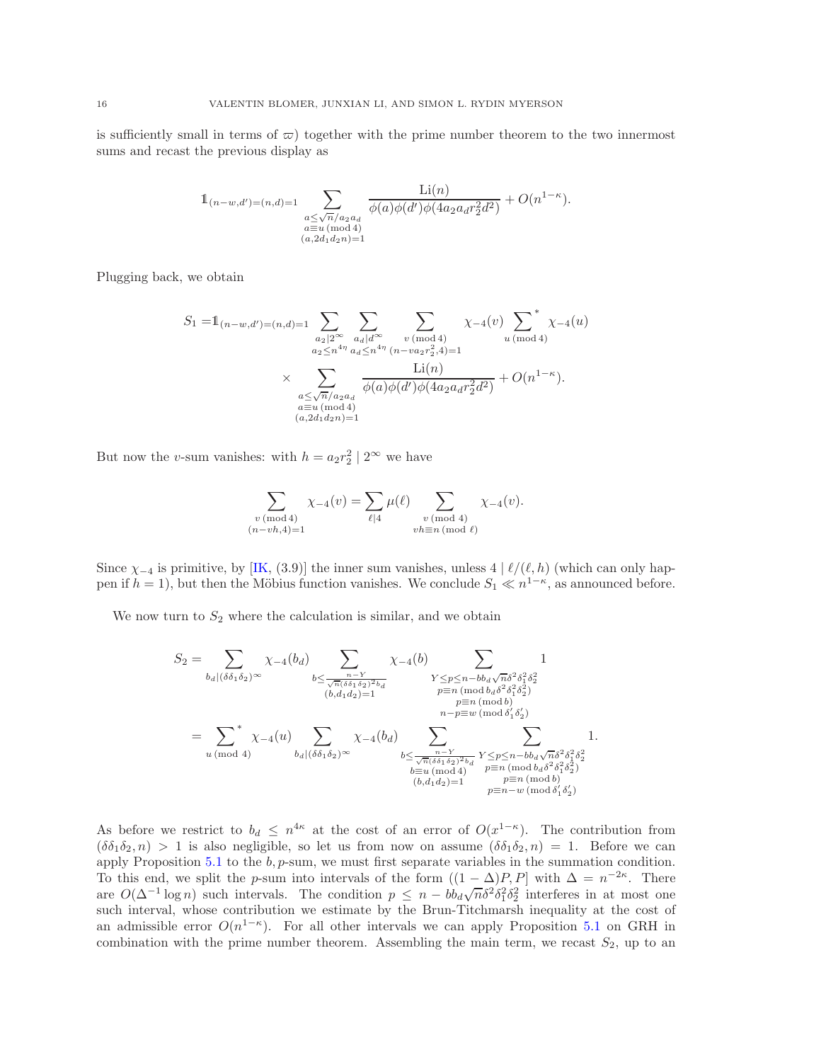is sufficiently small in terms of $\varpi$) together with the prime number theorem to the two innermost sums and recast the previous display as

$$\mathbb{1}_{(n-w,d')=(n,d)=1} \sum_{\substack{a \leq \sqrt{n}/a_2 a_d \\ a \equiv u \,(\mathrm{mod}\, 4) \\ (a, 2d_1 d_2 n)=1}} \frac{\mathrm{Li}(n)}{\phi(a)\phi(d')\phi(4a_2 a_d r_2^2 d^2)} + O(n^{1-\kappa}).$$

Plugging back, we obtain

$$\begin{aligned} S_1 = \mathbb{1}_{(n-w,d')=(n,d)=1} & \sum_{\substack{a_2 \mid 2^\infty \\ a_2 \leq n^{4\eta}}} \sum_{\substack{a_d \mid d^\infty \\ a_d \leq n^{4\eta}}} \sum_{\substack{v \,(\mathrm{mod}\, 4) \\ (n - v a_2 r_2^2, 4)=1}} \chi_{-4}(v) \sideset{}{^*}\sum_{u \,(\mathrm{mod}\, 4)} \chi_{-4}(u) \\ & \times \sum_{\substack{a \leq \sqrt{n}/a_2 a_d \\ a \equiv u \,(\mathrm{mod}\, 4) \\ (a, 2d_1 d_2 n)=1}} \frac{\mathrm{Li}(n)}{\phi(a)\phi(d')\phi(4a_2 a_d r_2^2 d^2)} + O(n^{1-\kappa}). \end{aligned}$$

But now the $v$-sum vanishes: with $h = a_2 r_2^2 \mid 2^\infty$ we have

$$\sum_{\substack{v \,(\mathrm{mod}\, 4) \\ (n-vh,4)=1}} \chi_{-4}(v) = \sum_{\ell \mid 4} \mu(\ell) \sum_{\substack{v \,(\mathrm{mod}\, 4) \\ vh \equiv n \,(\mathrm{mod}\, \ell)}} \chi_{-4}(v).$$

Since $\chi_{-4}$ is primitive, by [IK, (3.9)] the inner sum vanishes, unless $4 \mid \ell/(\ell, h)$ (which can only happen if $h = 1$), but then the Möbius function vanishes. We conclude $S_1 \ll n^{1-\kappa}$, as announced before.

We now turn to $S_2$ where the calculation is similar, and we obtain

$$\begin{aligned} S_2 &= \sum_{b_d \mid (\delta\delta_1\delta_2)^\infty} \chi_{-4}(b_d) \sum_{\substack{b \leq \frac{n-Y}{\sqrt{n}(\delta\delta_1\delta_2)^2 b_d} \\ (b, d_1 d_2)=1}} \chi_{-4}(b) \sum_{\substack{Y \leq p \leq n - b b_d \sqrt{n}\delta^2\delta_1^2\delta_2^2 \\ p \equiv n \,(\mathrm{mod}\, b_d \delta^2\delta_1^2\delta_2^2) \\ p \equiv n \,(\mathrm{mod}\, b) \\ n - p \equiv w \,(\mathrm{mod}\, \delta_1'\delta_2')}} 1 \\ &= \sideset{}{^*}\sum_{u \,(\mathrm{mod}\, 4)} \chi_{-4}(u) \sum_{b_d \mid (\delta\delta_1\delta_2)^\infty} \chi_{-4}(b_d) \sum_{\substack{b \leq \frac{n-Y}{\sqrt{n}(\delta\delta_1\delta_2)^2 b_d} \\ b \equiv u \,(\mathrm{mod}\, 4) \\ (b, d_1 d_2)=1}} \sum_{\substack{Y \leq p \leq n - b b_d \sqrt{n}\delta^2\delta_1^2\delta_2^2 \\ p \equiv n \,(\mathrm{mod}\, b_d \delta^2\delta_1^2\delta_2^2) \\ p \equiv n \,(\mathrm{mod}\, b) \\ p \equiv n - w \,(\mathrm{mod}\, \delta_1'\delta_2')}} 1. \end{aligned}$$

As before we restrict to $b_d \leq n^{4\kappa}$ at the cost of an error of $O(x^{1-\kappa})$. The contribution from $(\delta\delta_1\delta_2, n) > 1$ is also negligible, so let us from now on assume $(\delta\delta_1\delta_2, n) = 1$. Before we can apply Proposition 5.1 to the $b, p$-sum, we must first separate variables in the summation condition. To this end, we split the $p$-sum into intervals of the form $((1-\Delta)P, P]$ with $\Delta = n^{-2\kappa}$. There are $O(\Delta^{-1} \log n)$ such intervals. The condition $p \leq n - b b_d \sqrt{n}\delta^2\delta_1^2\delta_2^2$ interferes in at most one such interval, whose contribution we estimate by the Brun-Titchmarsh inequality at the cost of an admissible error $O(n^{1-\kappa})$. For all other intervals we can apply Proposition 5.1 on GRH in combination with the prime number theorem. Assembling the main term, we recast $S_2$, up to an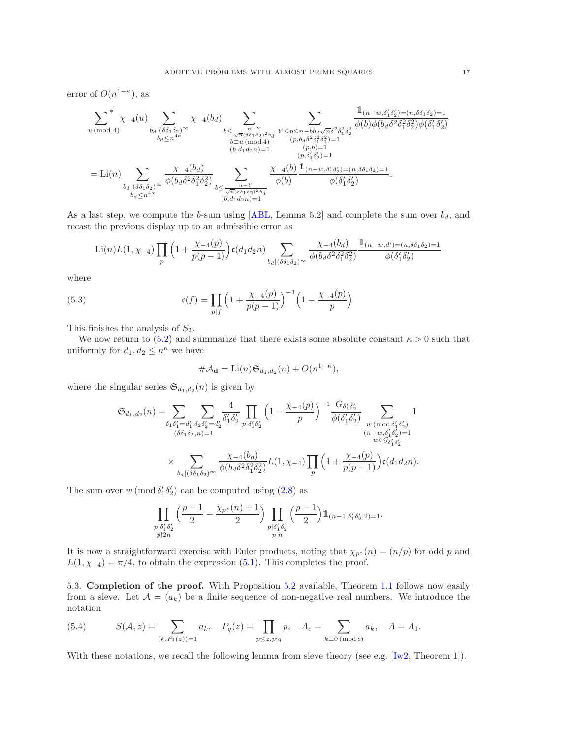error of $O(n^{1-\kappa})$, as

$$\sum_{u \,(\mathrm{mod}\, 4)}^{*} \chi_{-4}(u) \sum_{\substack{b_d | (\delta\delta_1\delta_2)^\infty \\ b_d \le n^{4\kappa}}} \chi_{-4}(b_d) \sum_{\substack{b \le \frac{n-Y}{\sqrt{n}(\delta\delta_1\delta_2)^2 b_d} \\ b \equiv u \,(\mathrm{mod}\, 4) \\ (b, d_1 d_2 n)=1}} \sum_{\substack{Y \le p \le n - bb_d\sqrt{n}\delta^2\delta_1^2\delta_2^2 \\ (p, b_d\delta^2\delta_1^2\delta_2^2)=1 \\ (p,b)=1 \\ (p,\delta_1'\delta_2')=1}} \frac{\mathbb{1}_{(n-w,\delta_1'\delta_2')=(n,\delta\delta_1\delta_2)=1}}{\phi(b)\phi(b_d\delta^2\delta_1^2\delta_2^2)\phi(\delta_1'\delta_2')}$$

$$= \mathrm{Li}(n) \sum_{\substack{b_d | (\delta\delta_1\delta_2)^\infty \\ b_d \le n^{4\kappa}}} \frac{\chi_{-4}(b_d)}{\phi(b_d\delta^2\delta_1^2\delta_2^2)} \sum_{\substack{b \le \frac{n-Y}{\sqrt{n}(\delta\delta_1\delta_2)^2 b_d} \\ (b, d_1 d_2 n)=1}} \frac{\chi_{-4}(b)}{\phi(b)} \frac{\mathbb{1}_{(n-w,\delta_1'\delta_2')=(n,\delta\delta_1\delta_2)=1}}{\phi(\delta_1'\delta_2')}.$$

As a last step, we compute the $b$-sum using [ABL, Lemma 5.2] and complete the sum over $b_d$, and recast the previous display up to an admissible error as

$$\mathrm{Li}(n) L(1,\chi_{-4}) \prod_p \Big(1 + \frac{\chi_{-4}(p)}{p(p-1)}\Big) \mathfrak{c}(d_1 d_2 n) \sum_{b_d | (\delta\delta_1\delta_2)^\infty} \frac{\chi_{-4}(b_d)}{\phi(b_d\delta^2\delta_1^2\delta_2^2)} \frac{\mathbb{1}_{(n-w,d')=(n,\delta\delta_1\delta_2)=1}}{\phi(\delta_1'\delta_2')}$$

where

$$\mathfrak{c}(f) = \prod_{p|f} \Big(1 + \frac{\chi_{-4}(p)}{p(p-1)}\Big)^{-1} \Big(1 - \frac{\chi_{-4}(p)}{p}\Big). \tag{5.3}$$

This finishes the analysis of $S_2$.

We now return to (5.2) and summarize that there exists some absolute constant $\kappa > 0$ such that uniformly for $d_1, d_2 \le n^\kappa$ we have

$$\#\mathcal{A}_{\mathbf{d}} = \mathrm{Li}(n)\mathfrak{S}_{d_1,d_2}(n) + O(n^{1-\kappa}),$$

where the singular series $\mathfrak{S}_{d_1,d_2}(n)$ is given by

$$\mathfrak{S}_{d_1,d_2}(n) = \sum_{\substack{\delta_1\delta_1' = d_1' \\ (\delta\delta_1\delta_2, n)=1}} \sum_{\delta_2\delta_2' = d_2'} \frac{4}{\delta_1'\delta_2'} \prod_{p|\delta_1'\delta_2'} \Big(1 - \frac{\chi_{-4}(p)}{p}\Big)^{-1} \frac{G_{\delta_1'\delta_2'}}{\phi(\delta_1'\delta_2')} \sum_{\substack{w \,(\mathrm{mod}\, \delta_1'\delta_2') \\ (n-w,\delta_1'\delta_2')=1 \\ w \in \mathcal{G}_{\delta_1'\delta_2'}}} 1$$

$$\times \sum_{b_d | (\delta\delta_1\delta_2)^\infty} \frac{\chi_{-4}(b_d)}{\phi(b_d\delta^2\delta_1^2\delta_2^2)} L(1,\chi_{-4}) \prod_p \Big(1 + \frac{\chi_{-4}(p)}{p(p-1)}\Big) \mathfrak{c}(d_1 d_2 n).$$

The sum over $w \,(\mathrm{mod}\, \delta_1'\delta_2')$ can be computed using (2.8) as

$$\prod_{\substack{p | \delta_1'\delta_2' \\ p \nmid 2n}} \Big(\frac{p-1}{2} - \frac{\chi_{p^*}(n)+1}{2}\Big) \prod_{\substack{p | \delta_1'\delta_2' \\ p | n}} \Big(\frac{p-1}{2}\Big) \mathbb{1}_{(n-1,\delta_1'\delta_2',2)=1}.$$

It is now a straightforward exercise with Euler products, noting that $\chi_{p^*}(n) = (n/p)$ for odd $p$ and $L(1,\chi_{-4}) = \pi/4$, to obtain the expression (5.1). This completes the proof.

5.3. **Completion of the proof.** With Proposition 5.2 available, Theorem 1.1 follows now easily from a sieve. Let $\mathcal{A} = (a_k)$ be a finite sequence of non-negative real numbers. We introduce the notation

$$S(\mathcal{A}, z) = \sum_{(k, P_1(z))=1} a_k, \quad P_q(z) = \prod_{p \le z, p \nmid q} p, \quad A_c = \sum_{k \equiv 0 \,(\mathrm{mod}\, c)} a_k, \quad A = A_1. \tag{5.4}$$

With these notations, we recall the following lemma from sieve theory (see e.g. [Iw2, Theorem 1]).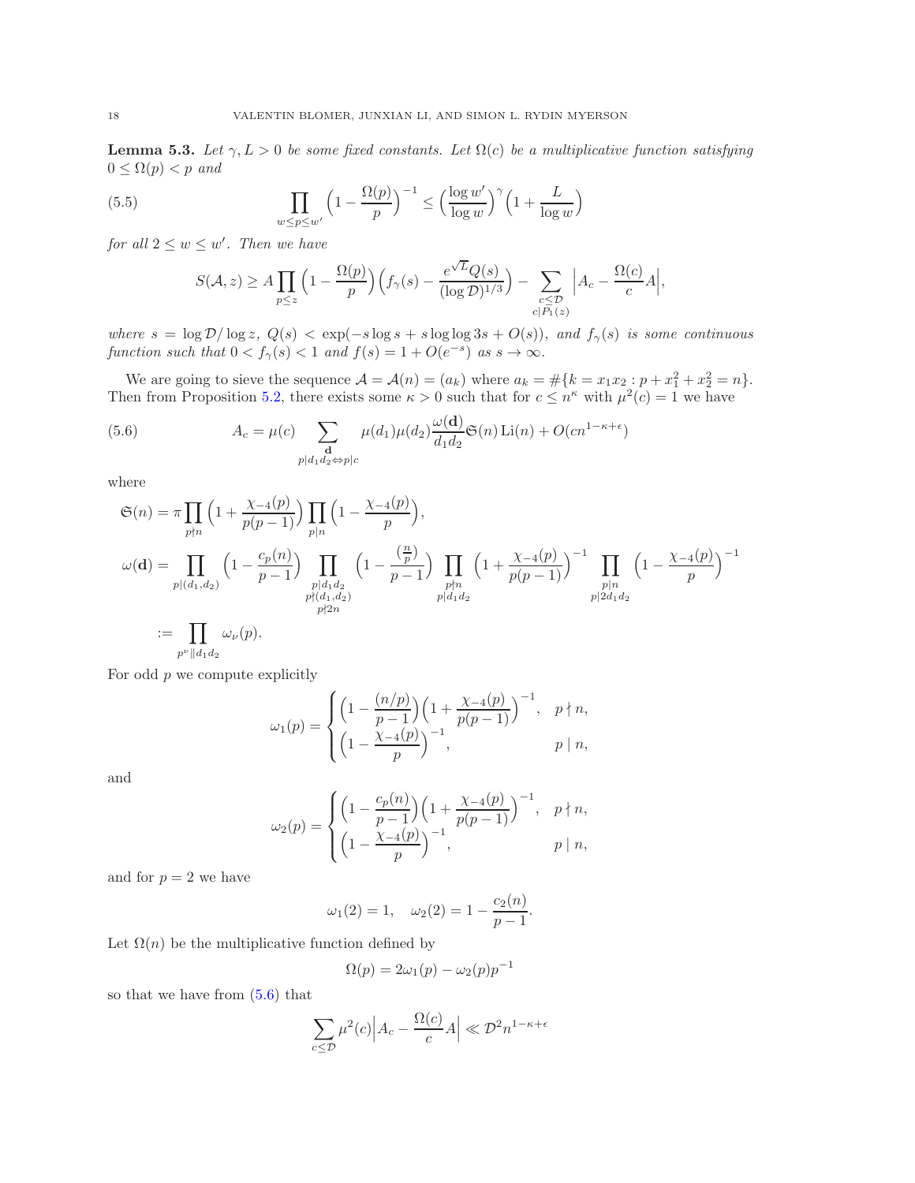**Lemma 5.3.** *Let $\gamma, L > 0$ be some fixed constants. Let $\Omega(c)$ be a multiplicative function satisfying $0 \le \Omega(p) < p$ and*

$$\prod_{w \le p \le w'} \Big(1 - \frac{\Omega(p)}{p}\Big)^{-1} \le \Big(\frac{\log w'}{\log w}\Big)^{\gamma}\Big(1 + \frac{L}{\log w}\Big) \tag{5.5}$$

*for all $2 \le w \le w'$. Then we have*

$$S(\mathcal{A}, z) \ge A \prod_{p \le z}\Big(1 - \frac{\Omega(p)}{p}\Big)\Big(f_\gamma(s) - \frac{e^{\sqrt{L}}Q(s)}{(\log \mathcal{D})^{1/3}}\Big) - \sum_{\substack{c \le \mathcal{D}\\ c | P_1(z)}} \Big|A_c - \frac{\Omega(c)}{c}A\Big|,$$

*where $s = \log \mathcal{D}/\log z$, $Q(s) < \exp(-s\log s + s\log\log 3s + O(s))$, and $f_\gamma(s)$ is some continuous function such that $0 < f_\gamma(s) < 1$ and $f(s) = 1 + O(e^{-s})$ as $s \to \infty$.*

We are going to sieve the sequence $\mathcal{A} = \mathcal{A}(n) = (a_k)$ where $a_k = \#\{k = x_1x_2 : p + x_1^2 + x_2^2 = n\}$. Then from Proposition 5.2, there exists some $\kappa > 0$ such that for $c \le n^{\kappa}$ with $\mu^2(c) = 1$ we have

$$A_c = \mu(c) \sum_{\substack{\mathbf{d}\\ p | d_1d_2 \Leftrightarrow p | c}} \mu(d_1)\mu(d_2)\frac{\omega(\mathbf{d})}{d_1d_2}\mathfrak{S}(n)\,\mathrm{Li}(n) + O(cn^{1-\kappa+\epsilon}) \tag{5.6}$$

where

$$\begin{aligned}
\mathfrak{S}(n) &= \pi \prod_{p \nmid n}\Big(1 + \frac{\chi_{-4}(p)}{p(p-1)}\Big)\prod_{p | n}\Big(1 - \frac{\chi_{-4}(p)}{p}\Big),\\
\omega(\mathbf{d}) &= \prod_{p | (d_1,d_2)}\Big(1 - \frac{c_p(n)}{p-1}\Big)\prod_{\substack{p | d_1d_2\\ p \nmid (d_1,d_2)\\ p \nmid 2n}}\Big(1 - \frac{(\frac{n}{p})}{p-1}\Big)\prod_{\substack{p \nmid n\\ p | d_1d_2}}\Big(1 + \frac{\chi_{-4}(p)}{p(p-1)}\Big)^{-1}\prod_{\substack{p | n\\ p | 2d_1d_2}}\Big(1 - \frac{\chi_{-4}(p)}{p}\Big)^{-1}\\
&:= \prod_{p^{\nu} \| d_1d_2} \omega_{\nu}(p).
\end{aligned}$$

For odd $p$ we compute explicitly

$$\omega_1(p) = \begin{cases} \Big(1 - \frac{(n/p)}{p-1}\Big)\Big(1 + \frac{\chi_{-4}(p)}{p(p-1)}\Big)^{-1}, & p \nmid n,\\ \Big(1 - \frac{\chi_{-4}(p)}{p}\Big)^{-1}, & p | n, \end{cases}$$

and

$$\omega_2(p) = \begin{cases} \Big(1 - \frac{c_p(n)}{p-1}\Big)\Big(1 + \frac{\chi_{-4}(p)}{p(p-1)}\Big)^{-1}, & p \nmid n,\\ \Big(1 - \frac{\chi_{-4}(p)}{p}\Big)^{-1}, & p | n, \end{cases}$$

and for $p = 2$ we have

$$\omega_1(2) = 1, \quad \omega_2(2) = 1 - \frac{c_2(n)}{p-1}.$$

Let $\Omega(n)$ be the multiplicative function defined by

$$\Omega(p) = 2\omega_1(p) - \omega_2(p)p^{-1}$$

so that we have from (5.6) that

$$\sum_{c \le \mathcal{D}} \mu^2(c)\Big|A_c - \frac{\Omega(c)}{c}A\Big| \ll \mathcal{D}^2 n^{1-\kappa+\epsilon}$$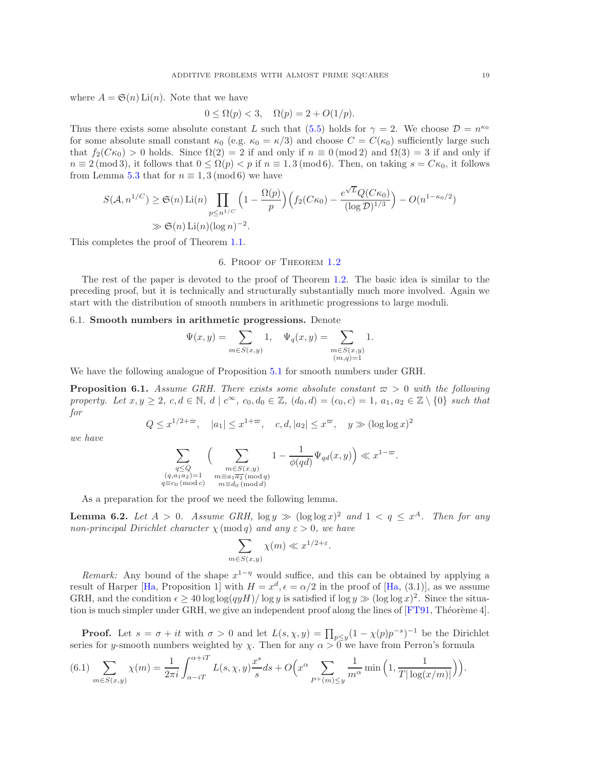where $A = \mathfrak{S}(n)\,\mathrm{Li}(n)$. Note that we have

$$0 \le \Omega(p) < 3, \quad \Omega(p) = 2 + O(1/p).$$

Thus there exists some absolute constant $L$ such that (5.5) holds for $\gamma = 2$. We choose $\mathcal{D} = n^{\kappa_0}$ for some absolute small constant $\kappa_0$ (e.g. $\kappa_0 = \kappa/3$) and choose $C = C(\kappa_0)$ sufficiently large such that $f_2(C\kappa_0) > 0$ holds. Since $\Omega(2) = 2$ if and only if $n \equiv 0 \,(\mathrm{mod}\, 2)$ and $\Omega(3) = 3$ if and only if $n \equiv 2 \,(\mathrm{mod}\, 3)$, it follows that $0 \le \Omega(p) < p$ if $n \equiv 1, 3 \,(\mathrm{mod}\, 6)$. Then, on taking $s = C\kappa_0$, it follows from Lemma 5.3 that for $n \equiv 1, 3 \,(\mathrm{mod}\, 6)$ we have

$$\begin{aligned}
S(\mathcal{A}, n^{1/C}) &\ge \mathfrak{S}(n)\,\mathrm{Li}(n) \prod_{p \le n^{1/C}} \Big(1 - \frac{\Omega(p)}{p}\Big)\Big(f_2(C\kappa_0) - \frac{e^{\sqrt{L}} Q(C\kappa_0)}{(\log \mathcal{D})^{1/3}}\Big) - O(n^{1-\kappa_0/2}) \\
&\gg \mathfrak{S}(n)\,\mathrm{Li}(n)(\log n)^{-2}.
\end{aligned}$$

This completes the proof of Theorem 1.1.

## 6. Proof of Theorem 1.2

The rest of the paper is devoted to the proof of Theorem 1.2. The basic idea is similar to the preceding proof, but it is technically and structurally substantially much more involved. Again we start with the distribution of smooth numbers in arithmetic progressions to large moduli.

### 6.1. Smooth numbers in arithmetic progressions.

Denote

$$\Psi(x, y) = \sum_{m \in S(x,y)} 1, \quad \Psi_q(x, y) = \sum_{\substack{m \in S(x,y) \\ (m,q)=1}} 1.$$

We have the following analogue of Proposition 5.1 for smooth numbers under GRH.

**Proposition 6.1.** *Assume GRH. There exists some absolute constant $\varpi > 0$ with the following property. Let $x, y \ge 2$, $c, d \in \mathbb{N}$, $d \mid c^\infty$, $c_0, d_0 \in \mathbb{Z}$, $(d_0, d) = (c_0, c) = 1$, $a_1, a_2 \in \mathbb{Z} \setminus \{0\}$ such that for*

$$Q \le x^{1/2+\varpi}, \quad |a_1| \le x^{1+\varpi}, \quad c, d, |a_2| \le x^{\varpi}, \quad y \gg (\log\log x)^2$$

*we have*

$$\sum_{\substack{q \le Q \\ (q, a_1 a_2)=1 \\ q \equiv c_0 \,(\mathrm{mod}\, c)}} \Big( \sum_{\substack{m \in S(x,y) \\ m \equiv a_1 \overline{a_2} \,(\mathrm{mod}\, q) \\ m \equiv d_0 \,(\mathrm{mod}\, d)}} 1 - \frac{1}{\phi(qd)} \Psi_{qd}(x, y) \Big) \ll x^{1-\varpi}.$$

As a preparation for the proof we need the following lemma.

**Lemma 6.2.** *Let $A > 0$. Assume GRH, $\log y \gg (\log\log x)^2$ and $1 < q \le x^A$. Then for any non-principal Dirichlet character $\chi \,(\mathrm{mod}\, q)$ and any $\varepsilon > 0$, we have*

$$\sum_{m \in S(x,y)} \chi(m) \ll x^{1/2+\varepsilon}.$$

*Remark:* Any bound of the shape $x^{1-\eta}$ would suffice, and this can be obtained by applying a result of Harper [Ha, Proposition 1] with $H = x^d, \epsilon = \alpha/2$ in the proof of [Ha, (3.1)], as we assume GRH, and the condition $\epsilon \ge 40 \log\log(qyH)/\log y$ is satisfied if $\log y \gg (\log\log x)^2$. Since the situation is much simpler under GRH, we give an independent proof along the lines of [FT91, Théorème 4].

**Proof.** Let $s = \sigma + it$ with $\sigma > 0$ and let $L(s, \chi, y) = \prod_{p \le y}(1 - \chi(p)p^{-s})^{-1}$ be the Dirichlet series for $y$-smooth numbers weighted by $\chi$. Then for any $\alpha > 0$ we have from Perron's formula

$$\sum_{m \in S(x,y)} \chi(m) = \frac{1}{2\pi i} \int_{\alpha - iT}^{\alpha + iT} L(s, \chi, y) \frac{x^s}{s} ds + O\Big(x^\alpha \sum_{P^+(m) \le y} \frac{1}{m^\alpha} \min\Big(1, \frac{1}{T|\log(x/m)|}\Big)\Big). \tag{6.1}$$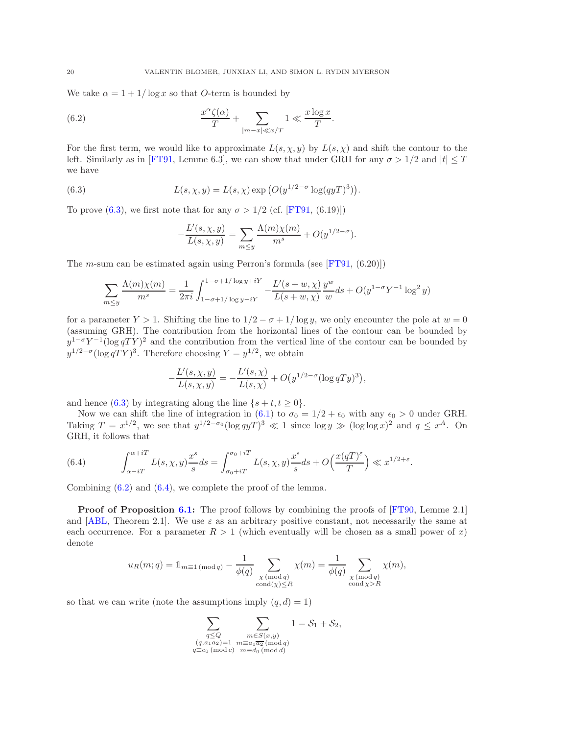We take $\alpha = 1 + 1/\log x$ so that $O$-term is bounded by

$$\frac{x^\alpha \zeta(\alpha)}{T} + \sum_{|m-x| \ll x/T} 1 \ll \frac{x \log x}{T}. \tag{6.2}$$

For the first term, we would like to approximate $L(s, \chi, y)$ by $L(s, \chi)$ and shift the contour to the left. Similarly as in [FT91, Lemme 6.3], we can show that under GRH for any $\sigma > 1/2$ and $|t| \leq T$ we have

$$L(s, \chi, y) = L(s, \chi) \exp\big(O(y^{1/2-\sigma} \log(qyT)^3)\big). \tag{6.3}$$

To prove (6.3), we first note that for any $\sigma > 1/2$ (cf. [FT91, (6.19)])

$$-\frac{L'(s, \chi, y)}{L(s, \chi, y)} = \sum_{m \leq y} \frac{\Lambda(m)\chi(m)}{m^s} + O(y^{1/2-\sigma}).$$

The $m$-sum can be estimated again using Perron's formula (see [FT91, (6.20)])

$$\sum_{m \leq y} \frac{\Lambda(m)\chi(m)}{m^s} = \frac{1}{2\pi i} \int_{1-\sigma+1/\log y - iY}^{1-\sigma+1/\log y + iY} -\frac{L'(s+w, \chi)}{L(s+w, \chi)} \frac{y^w}{w} ds + O(y^{1-\sigma} Y^{-1} \log^2 y)$$

for a parameter $Y > 1$. Shifting the line to $1/2 - \sigma + 1/\log y$, we only encounter the pole at $w = 0$ (assuming GRH). The contribution from the horizontal lines of the contour can be bounded by $y^{1-\sigma} Y^{-1} (\log qTY)^2$ and the contribution from the vertical line of the contour can be bounded by $y^{1/2-\sigma} (\log qTY)^3$. Therefore choosing $Y = y^{1/2}$, we obtain

$$-\frac{L'(s, \chi, y)}{L(s, \chi, y)} = -\frac{L'(s, \chi)}{L(s, \chi)} + O\big(y^{1/2-\sigma} (\log qTy)^3\big),$$

and hence (6.3) by integrating along the line $\{s + t, t \geq 0\}$.

Now we can shift the line of integration in (6.1) to $\sigma_0 = 1/2 + \epsilon_0$ with any $\epsilon_0 > 0$ under GRH. Taking $T = x^{1/2}$, we see that $y^{1/2-\sigma_0} (\log qyT)^3 \ll 1$ since $\log y \gg (\log \log x)^2$ and $q \leq x^A$. On GRH, it follows that

$$\int_{\alpha - iT}^{\alpha + iT} L(s, \chi, y) \frac{x^s}{s} ds = \int_{\sigma_0 + iT}^{\sigma_0 + iT} L(s, \chi, y) \frac{x^s}{s} ds + O\Big(\frac{x (qT)^\varepsilon}{T}\Big) \ll x^{1/2+\varepsilon}. \tag{6.4}$$

Combining (6.2) and (6.4), we complete the proof of the lemma.

**Proof of Proposition 6.1:** The proof follows by combining the proofs of [FT90, Lemme 2.1] and [ABL, Theorem 2.1]. We use $\varepsilon$ as an arbitrary positive constant, not necessarily the same at each occurrence. For a parameter $R > 1$ (which eventually will be chosen as a small power of $x$) denote

$$u_R(m; q) = \mathbb{1}_{m \equiv 1 \, (\mathrm{mod}\, q)} - \frac{1}{\phi(q)} \sum_{\substack{\chi \, (\mathrm{mod}\, q) \\ \mathrm{cond}(\chi) \leq R}} \chi(m) = \frac{1}{\phi(q)} \sum_{\substack{\chi \, (\mathrm{mod}\, q) \\ \mathrm{cond}\, \chi > R}} \chi(m),$$

so that we can write (note the assumptions imply $(q, d) = 1$)

$$\sum_{\substack{q \leq Q \\ (q, a_1 a_2) = 1 \\ q \equiv c_0 \, (\mathrm{mod}\, c)}} \sum_{\substack{m \in S(x, y) \\ m \equiv a_1 \overline{a_2} \, (\mathrm{mod}\, q) \\ m \equiv d_0 \, (\mathrm{mod}\, d)}} 1 = \mathcal{S}_1 + \mathcal{S}_2,$$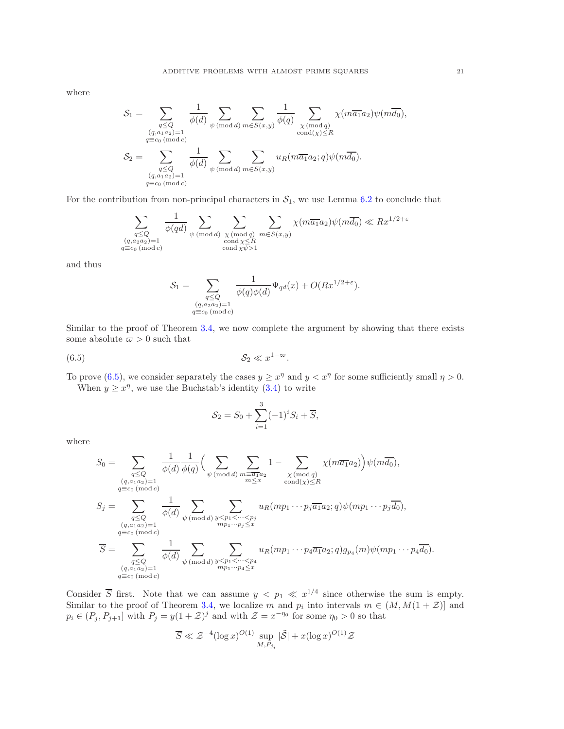where

$$
\mathcal{S}_1 = \sum_{\substack{q \le Q \\ (q, a_1 a_2)=1 \\ q \equiv c_0 \, (\mathrm{mod}\, c)}} \frac{1}{\phi(d)} \sum_{\psi \, (\mathrm{mod}\, d)} \sum_{m \in S(x,y)} \frac{1}{\phi(q)} \sum_{\substack{\chi \, (\mathrm{mod}\, q) \\ \mathrm{cond}(\chi) \le R}} \chi(m\overline{a_1}a_2)\psi(m\overline{d_0}),
$$

$$
\mathcal{S}_2 = \sum_{\substack{q \le Q \\ (q, a_1 a_2)=1 \\ q \equiv c_0 \, (\mathrm{mod}\, c)}} \frac{1}{\phi(d)} \sum_{\psi \, (\mathrm{mod}\, d)} \sum_{m \in S(x,y)} u_R(m\overline{a_1}a_2; q)\psi(m\overline{d_0}).
$$

For the contribution from non-principal characters in $\mathcal{S}_1$, we use Lemma 6.2 to conclude that

$$
\sum_{\substack{q \le Q \\ (q, a_2 a_2)=1 \\ q \equiv c_0 \, (\mathrm{mod}\, c)}} \frac{1}{\phi(qd)} \sum_{\psi \, (\mathrm{mod}\, d)} \sum_{\substack{\chi \, (\mathrm{mod}\, q) \\ \mathrm{cond}\, \chi \le R \\ \mathrm{cond}\, \chi\psi > 1}} \sum_{m \in S(x,y)} \chi(m\overline{a_1}a_2)\psi(m\overline{d_0}) \ll Rx^{1/2+\varepsilon}
$$

and thus

$$
\mathcal{S}_1 = \sum_{\substack{q \le Q \\ (q, a_2 a_2)=1 \\ q \equiv c_0 \, (\mathrm{mod}\, c)}} \frac{1}{\phi(q)\phi(d)} \Psi_{qd}(x) + O(Rx^{1/2+\varepsilon}).
$$

Similar to the proof of Theorem 3.4, we now complete the argument by showing that there exists some absolute $\varpi > 0$ such that

$$
\mathcal{S}_2 \ll x^{1-\varpi}. \tag{6.5}
$$

To prove (6.5), we consider separately the cases $y \ge x^{\eta}$ and $y < x^{\eta}$ for some sufficiently small $\eta > 0$.

When $y \ge x^{\eta}$, we use the Buchstab's identity (3.4) to write

$$
\mathcal{S}_2 = S_0 + \sum_{i=1}^{3} (-1)^i S_i + \overline{S},
$$

where

$$
S_0 = \sum_{\substack{q \le Q \\ (q, a_1 a_2)=1 \\ q \equiv c_0 \, (\mathrm{mod}\, c)}} \frac{1}{\phi(d)} \frac{1}{\phi(q)} \Big( \sum_{\psi \, (\mathrm{mod}\, d)} \sum_{\substack{m \equiv \overline{a_1} a_2 \\ m \le x}} 1 - \sum_{\substack{\chi \, (\mathrm{mod}\, q) \\ \mathrm{cond}(\chi) \le R}} \chi(m\overline{a_1}a_2) \Big) \psi(m\overline{d_0}),
$$

$$
S_j = \sum_{\substack{q \le Q \\ (q, a_1 a_2)=1 \\ q \equiv c_0 \, (\mathrm{mod}\, c)}} \frac{1}{\phi(d)} \sum_{\psi \, (\mathrm{mod}\, d)} \sum_{\substack{y < p_1 < \cdots < p_j \\ m p_1 \cdots p_j \le x}} u_R(m p_1 \cdots p_j \overline{a_1} a_2; q)\psi(m p_1 \cdots p_j \overline{d_0}),
$$

$$
\overline{S} = \sum_{\substack{q \le Q \\ (q, a_1 a_2)=1 \\ q \equiv c_0 \, (\mathrm{mod}\, c)}} \frac{1}{\phi(d)} \sum_{\psi \, (\mathrm{mod}\, d)} \sum_{\substack{y < p_1 < \cdots < p_4 \\ m p_1 \cdots p_4 \le x}} u_R(m p_1 \cdots p_4 \overline{a_1} a_2; q) g_{p_4}(m) \psi(m p_1 \cdots p_4 \overline{d_0}).
$$

Consider $\overline{S}$ first. Note that we can assume $y < p_1 \ll x^{1/4}$ since otherwise the sum is empty. Similar to the proof of Theorem 3.4, we localize $m$ and $p_i$ into intervals $m \in (M, M(1+\mathcal{Z})]$ and $p_i \in (P_j, P_{j+1}]$ with $P_j = y(1+\mathcal{Z})^j$ and with $\mathcal{Z} = x^{-\eta_0}$ for some $\eta_0 > 0$ so that

$$
\overline{S} \ll \mathcal{Z}^{-4} (\log x)^{O(1)} \sup_{M, P_{j_i}} |\tilde{\mathcal{S}}| + x(\log x)^{O(1)} \mathcal{Z}
$$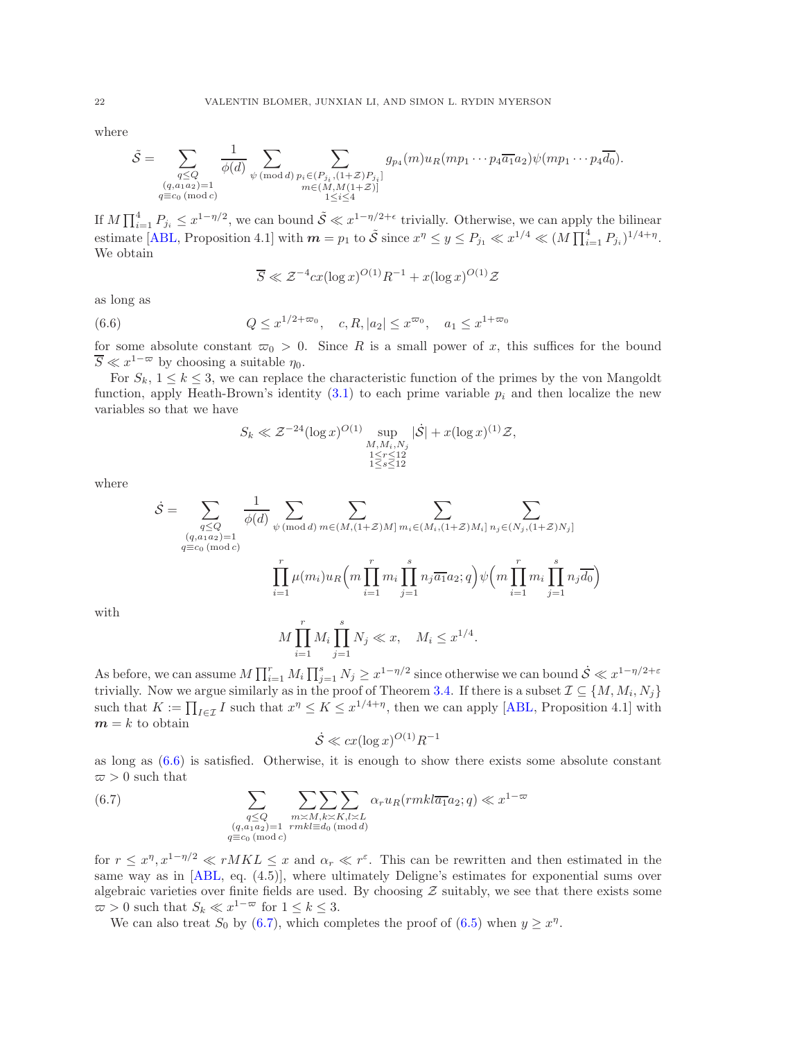where

$$\tilde{\mathcal{S}} = \sum_{\substack{q \le Q \\ (q, a_1 a_2)=1 \\ q \equiv c_0 \,(\mathrm{mod}\, c)}} \frac{1}{\phi(d)} \sum_{\psi \,(\mathrm{mod}\, d)} \sum_{\substack{p_i \in (P_{j_i}, (1+\mathcal{Z})P_{j_i}] \\ m \in (M, M(1+\mathcal{Z})] \\ 1 \le i \le 4}} g_{p_4}(m) u_R(m p_1 \cdots p_4 \overline{a_1} a_2) \psi(m p_1 \cdots p_4 \overline{d_0}).$$

If $M \prod_{i=1}^4 P_{j_i} \le x^{1-\eta/2}$, we can bound $\tilde{\mathcal{S}} \ll x^{1-\eta/2+\epsilon}$ trivially. Otherwise, we can apply the bilinear estimate [ABL, Proposition 4.1] with $\boldsymbol{m} = p_1$ to $\tilde{\mathcal{S}}$ since $x^\eta \le y \le P_{j_1} \ll x^{1/4} \ll (M \prod_{i=1}^4 P_{j_i})^{1/4+\eta}$. We obtain

$$\overline{S} \ll \mathcal{Z}^{-4} c x (\log x)^{O(1)} R^{-1} + x (\log x)^{O(1)} \mathcal{Z}$$

as long as

$$Q \le x^{1/2+\varpi_0}, \quad c, R, |a_2| \le x^{\varpi_0}, \quad a_1 \le x^{1+\varpi_0} \tag{6.6}$$

for some absolute constant $\varpi_0 > 0$. Since $R$ is a small power of $x$, this suffices for the bound $\overline{S} \ll x^{1-\varpi}$ by choosing a suitable $\eta_0$.

For $S_k$, $1 \le k \le 3$, we can replace the characteristic function of the primes by the von Mangoldt function, apply Heath-Brown's identity (3.1) to each prime variable $p_i$ and then localize the new variables so that we have

$$S_k \ll \mathcal{Z}^{-24} (\log x)^{O(1)} \sup_{\substack{M, M_i, N_j \\ 1 \le r \le 12 \\ 1 \le s \le 12}} |\dot{\mathcal{S}}| + x (\log x)^{(1)} \mathcal{Z},$$

where

$$\dot{\mathcal{S}} = \sum_{\substack{q \le Q \\ (q, a_1 a_2)=1 \\ q \equiv c_0 \,(\mathrm{mod}\, c)}} \frac{1}{\phi(d)} \sum_{\psi \,(\mathrm{mod}\, d)} \sum_{m \in (M, (1+\mathcal{Z})M]} \sum_{m_i \in (M_i, (1+\mathcal{Z})M_i]} \sum_{n_j \in (N_j, (1+\mathcal{Z})N_j]} \prod_{i=1}^r \mu(m_i) u_R\Big(m \prod_{i=1}^r m_i \prod_{j=1}^s n_j \overline{a_1} a_2; q\Big) \psi\Big(m \prod_{i=1}^r m_i \prod_{j=1}^s n_j \overline{d_0}\Big)$$

with

$$M \prod_{i=1}^r M_i \prod_{j=1}^s N_j \ll x, \quad M_i \le x^{1/4}.$$

As before, we can assume $M \prod_{i=1}^r M_i \prod_{j=1}^s N_j \ge x^{1-\eta/2}$ since otherwise we can bound $\dot{\mathcal{S}} \ll x^{1-\eta/2+\varepsilon}$ trivially. Now we argue similarly as in the proof of Theorem 3.4. If there is a subset $\mathcal{I} \subseteq \{M, M_i, N_j\}$ such that $K := \prod_{I \in \mathcal{I}} I$ such that $x^\eta \le K \le x^{1/4+\eta}$, then we can apply [ABL, Proposition 4.1] with $\boldsymbol{m} = k$ to obtain

$$\dot{\mathcal{S}} \ll c x (\log x)^{O(1)} R^{-1}$$

as long as (6.6) is satisfied. Otherwise, it is enough to show there exists some absolute constant $\varpi > 0$ such that

$$\sum_{\substack{q \le Q \\ (q, a_1 a_2)=1 \\ q \equiv c_0 \,(\mathrm{mod}\, c)}} \sum_{\substack{m \asymp M, k \asymp K, l \asymp L \\ rmkl \equiv d_0 \,(\mathrm{mod}\, d)}} \sum\sum \alpha_r u_R(rmkl \overline{a_1} a_2; q) \ll x^{1-\varpi} \tag{6.7}$$

for $r \le x^\eta, x^{1-\eta/2} \ll rMKL \le x$ and $\alpha_r \ll r^\varepsilon$. This can be rewritten and then estimated in the same way as in [ABL, eq. (4.5)], where ultimately Deligne's estimates for exponential sums over algebraic varieties over finite fields are used. By choosing $\mathcal{Z}$ suitably, we see that there exists some $\varpi > 0$ such that $S_k \ll x^{1-\varpi}$ for $1 \le k \le 3$.

We can also treat $S_0$ by (6.7), which completes the proof of (6.5) when $y \ge x^\eta$.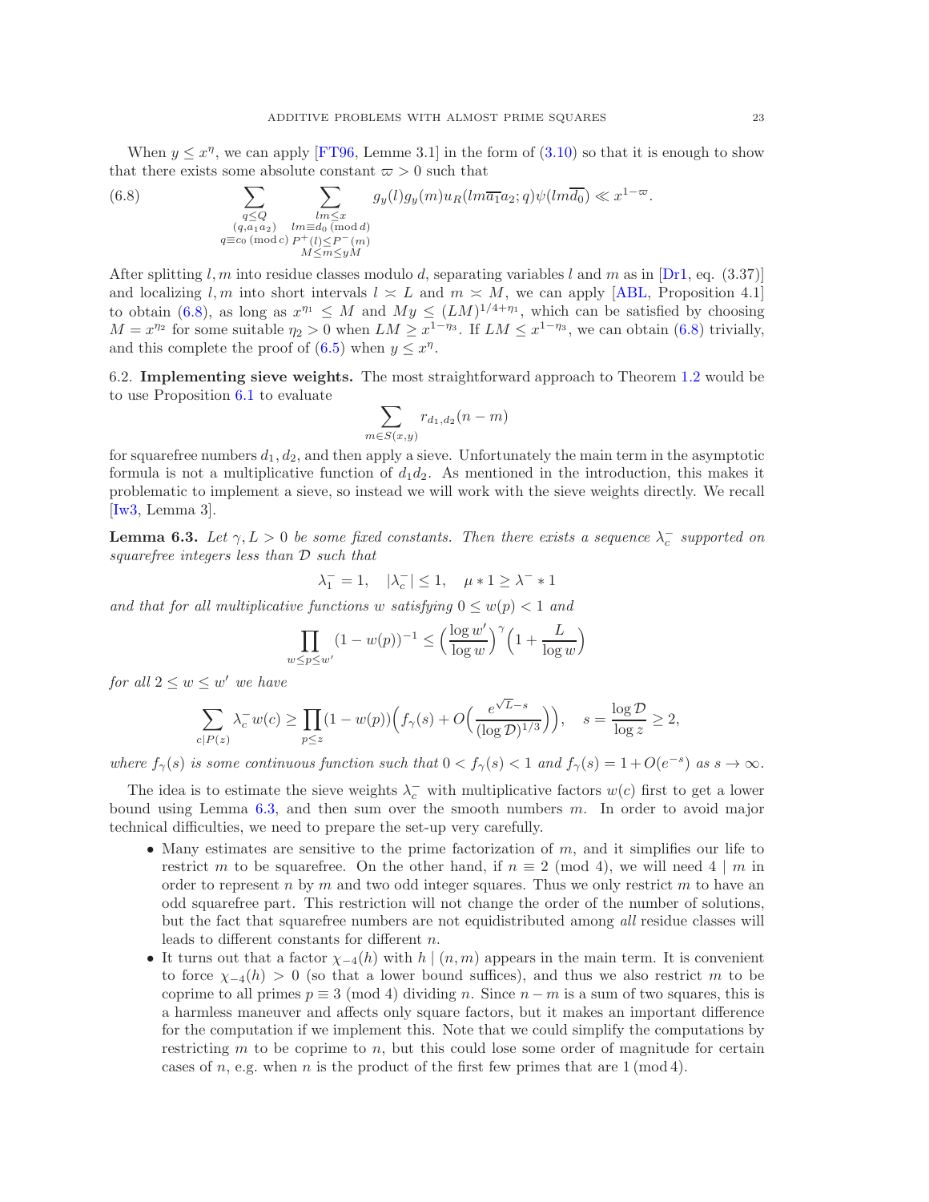When $y \leq x^\eta$, we can apply [FT96, Lemme 3.1] in the form of (3.10) so that it is enough to show that there exists some absolute constant $\varpi > 0$ such that

$$\sum_{\substack{q \leq Q \\ (q, a_1 a_2) \\ q \equiv c_0 \, (\mathrm{mod}\, c)}} \sum_{\substack{lm \leq x \\ lm \equiv d_0 \, (\mathrm{mod}\, d) \\ P^+(l) \leq P^-(m) \\ M \leq m \leq yM}} g_y(l) g_y(m) u_R(lm\overline{a_1}a_2; q) \psi(lm\overline{d_0}) \ll x^{1-\varpi}. \tag{6.8}$$

After splitting $l, m$ into residue classes modulo $d$, separating variables $l$ and $m$ as in [Dr1, eq. (3.37)] and localizing $l, m$ into short intervals $l \asymp L$ and $m \asymp M$, we can apply [ABL, Proposition 4.1] to obtain (6.8), as long as $x^{\eta_1} \leq M$ and $My \leq (LM)^{1/4+\eta_1}$, which can be satisfied by choosing $M = x^{\eta_2}$ for some suitable $\eta_2 > 0$ when $LM \geq x^{1-\eta_3}$. If $LM \leq x^{1-\eta_3}$, we can obtain (6.8) trivially, and this complete the proof of (6.5) when $y \leq x^\eta$.

## 6.2. Implementing sieve weights.

The most straightforward approach to Theorem 1.2 would be to use Proposition 6.1 to evaluate

$$\sum_{m \in S(x,y)} r_{d_1, d_2}(n - m)$$

for squarefree numbers $d_1, d_2$, and then apply a sieve. Unfortunately the main term in the asymptotic formula is not a multiplicative function of $d_1 d_2$. As mentioned in the introduction, this makes it problematic to implement a sieve, so instead we will work with the sieve weights directly. We recall [Iw3, Lemma 3].

**Lemma 6.3.** *Let $\gamma, L > 0$ be some fixed constants. Then there exists a sequence $\lambda_c^-$ supported on squarefree integers less than $\mathcal{D}$ such that*

$$\lambda_1^- = 1, \quad |\lambda_c^-| \leq 1, \quad \mu * 1 \geq \lambda^- * 1$$

*and that for all multiplicative functions $w$ satisfying $0 \leq w(p) < 1$ and*

$$\prod_{w \leq p \leq w'} (1 - w(p))^{-1} \leq \Big( \frac{\log w'}{\log w} \Big)^\gamma \Big( 1 + \frac{L}{\log w} \Big)$$

*for all $2 \leq w \leq w'$ we have*

$$\sum_{c \mid P(z)} \lambda_c^- w(c) \geq \prod_{p \leq z} (1 - w(p)) \Big( f_\gamma(s) + O\Big( \frac{e^{\sqrt{L} - s}}{(\log \mathcal{D})^{1/3}} \Big) \Big), \quad s = \frac{\log \mathcal{D}}{\log z} \geq 2,$$

*where $f_\gamma(s)$ is some continuous function such that $0 < f_\gamma(s) < 1$ and $f_\gamma(s) = 1 + O(e^{-s})$ as $s \to \infty$.*

The idea is to estimate the sieve weights $\lambda_c^-$ with multiplicative factors $w(c)$ first to get a lower bound using Lemma 6.3, and then sum over the smooth numbers $m$. In order to avoid major technical difficulties, we need to prepare the set-up very carefully.

- Many estimates are sensitive to the prime factorization of $m$, and it simplifies our life to restrict $m$ to be squarefree. On the other hand, if $n \equiv 2 \pmod 4$, we will need $4 \mid m$ in order to represent $n$ by $m$ and two odd integer squares. Thus we only restrict $m$ to have an odd squarefree part. This restriction will not change the order of the number of solutions, but the fact that squarefree numbers are not equidistributed among *all* residue classes will leads to different constants for different $n$.
- It turns out that a factor $\chi_{-4}(h)$ with $h \mid (n, m)$ appears in the main term. It is convenient to force $\chi_{-4}(h) > 0$ (so that a lower bound suffices), and thus we also restrict $m$ to be coprime to all primes $p \equiv 3 \pmod 4$ dividing $n$. Since $n - m$ is a sum of two squares, this is a harmless maneuver and affects only square factors, but it makes an important difference for the computation if we implement this. Note that we could simplify the computations by restricting $m$ to be coprime to $n$, but this could lose some order of magnitude for certain cases of $n$, e.g. when $n$ is the product of the first few primes that are $1 \pmod 4$.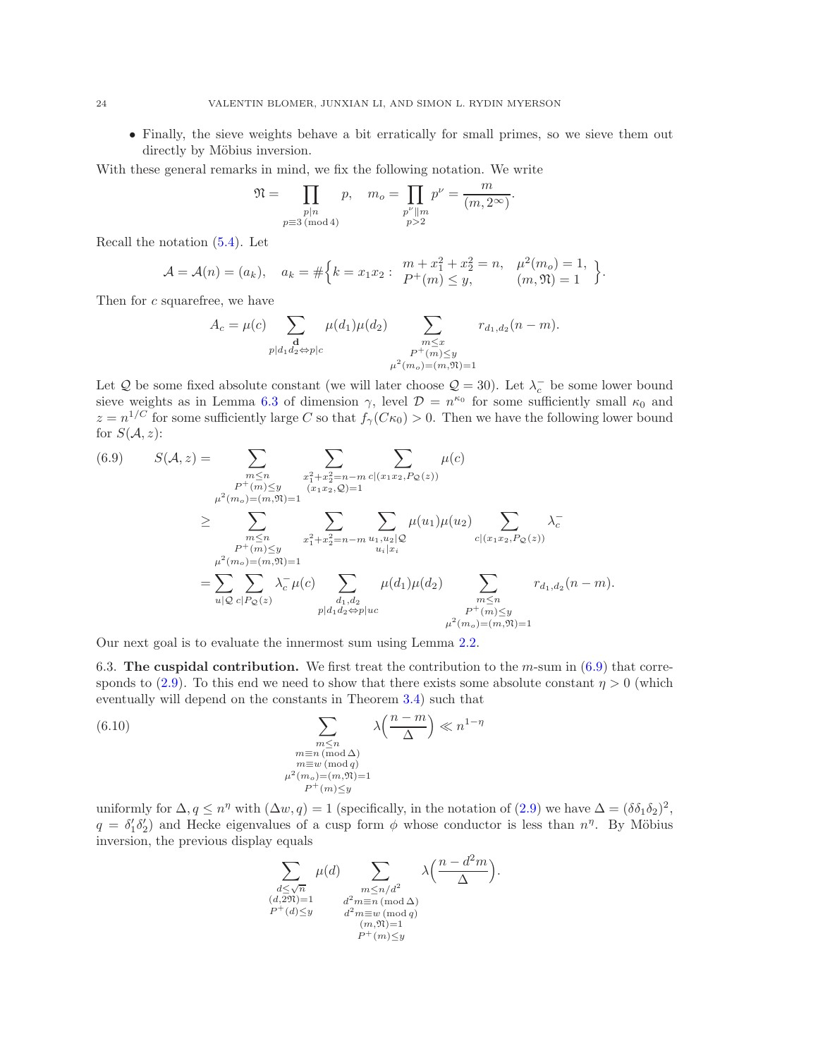- Finally, the sieve weights behave a bit erratically for small primes, so we sieve them out directly by Möbius inversion.

With these general remarks in mind, we fix the following notation. We write

$$\mathfrak{N} = \prod_{\substack{p \mid n\\ p \equiv 3 \,(\mathrm{mod}\, 4)}} p, \quad m_o = \prod_{\substack{p^\nu \| m\\ p>2}} p^\nu = \frac{m}{(m, 2^\infty)}.$$

Recall the notation (5.4). Let

$$\mathcal{A} = \mathcal{A}(n) = (a_k), \quad a_k = \#\Big\{ k = x_1 x_2 : \begin{array}{ll} m + x_1^2 + x_2^2 = n, & \mu^2(m_o) = 1, \\ P^+(m) \leq y, & (m, \mathfrak{N}) = 1 \end{array} \Big\}.$$

Then for $c$ squarefree, we have

$$A_c = \mu(c) \sum_{\substack{\mathbf{d}\\ p \mid d_1 d_2 \Leftrightarrow p \mid c}} \mu(d_1)\mu(d_2) \sum_{\substack{m \leq x\\ P^+(m) \leq y\\ \mu^2(m_o) = (m, \mathfrak{N}) = 1}} r_{d_1, d_2}(n - m).$$

Let $\mathcal{Q}$ be some fixed absolute constant (we will later choose $\mathcal{Q} = 30$). Let $\lambda_c^-$ be some lower bound sieve weights as in Lemma 6.3 of dimension $\gamma$, level $\mathcal{D} = n^{\kappa_0}$ for some sufficiently small $\kappa_0$ and $z = n^{1/C}$ for some sufficiently large $C$ so that $f_\gamma(C\kappa_0) > 0$. Then we have the following lower bound for $S(\mathcal{A}, z)$:

$$\begin{aligned}
(6.9) \qquad S(\mathcal{A}, z) &= \sum_{\substack{m \leq n\\ P^+(m) \leq y\\ \mu^2(m_o) = (m, \mathfrak{N}) = 1}} \sum_{\substack{x_1^2 + x_2^2 = n - m\\ (x_1 x_2, \mathcal{Q}) = 1}} \sum_{c \mid (x_1 x_2, P_{\mathcal{Q}}(z))} \mu(c) \\
&\geq \sum_{\substack{m \leq n\\ P^+(m) \leq y\\ \mu^2(m_o) = (m, \mathfrak{N}) = 1}} \sum_{x_1^2 + x_2^2 = n - m} \sum_{\substack{u_1, u_2 \mid \mathcal{Q}\\ u_i \mid x_i}} \mu(u_1)\mu(u_2) \sum_{c \mid (x_1 x_2, P_{\mathcal{Q}}(z))} \lambda_c^- \\
&= \sum_{u \mid \mathcal{Q}} \sum_{c \mid P_{\mathcal{Q}}(z)} \lambda_c^- \mu(c) \sum_{\substack{d_1, d_2\\ p \mid d_1 d_2 \Leftrightarrow p \mid uc}} \mu(d_1)\mu(d_2) \sum_{\substack{m \leq n\\ P^+(m) \leq y\\ \mu^2(m_o) = (m, \mathfrak{N}) = 1}} r_{d_1, d_2}(n - m).
\end{aligned}$$

Our next goal is to evaluate the innermost sum using Lemma 2.2.

## 6.3. The cuspidal contribution.

We first treat the contribution to the $m$-sum in (6.9) that corresponds to (2.9). To this end we need to show that there exists some absolute constant $\eta > 0$ (which eventually will depend on the constants in Theorem 3.4) such that

$$(6.10) \qquad \sum_{\substack{m \leq n\\ m \equiv n \,(\mathrm{mod}\, \Delta)\\ m \equiv w \,(\mathrm{mod}\, q)\\ \mu^2(m_o) = (m, \mathfrak{N}) = 1\\ P^+(m) \leq y}} \lambda\Big(\frac{n - m}{\Delta}\Big) \ll n^{1-\eta}$$

uniformly for $\Delta, q \leq n^\eta$ with $(\Delta w, q) = 1$ (specifically, in the notation of (2.9) we have $\Delta = (\delta\delta_1\delta_2)^2$, $q = \delta_1'\delta_2'$) and Hecke eigenvalues of a cusp form $\phi$ whose conductor is less than $n^\eta$. By Möbius inversion, the previous display equals

$$\sum_{\substack{d \leq \sqrt{n}\\ (d, 2\mathfrak{N}) = 1\\ P^+(d) \leq y}} \mu(d) \sum_{\substack{m \leq n/d^2\\ d^2 m \equiv n \,(\mathrm{mod}\, \Delta)\\ d^2 m \equiv w \,(\mathrm{mod}\, q)\\ (m, \mathfrak{N}) = 1\\ P^+(m) \leq y}} \lambda\Big(\frac{n - d^2 m}{\Delta}\Big).$$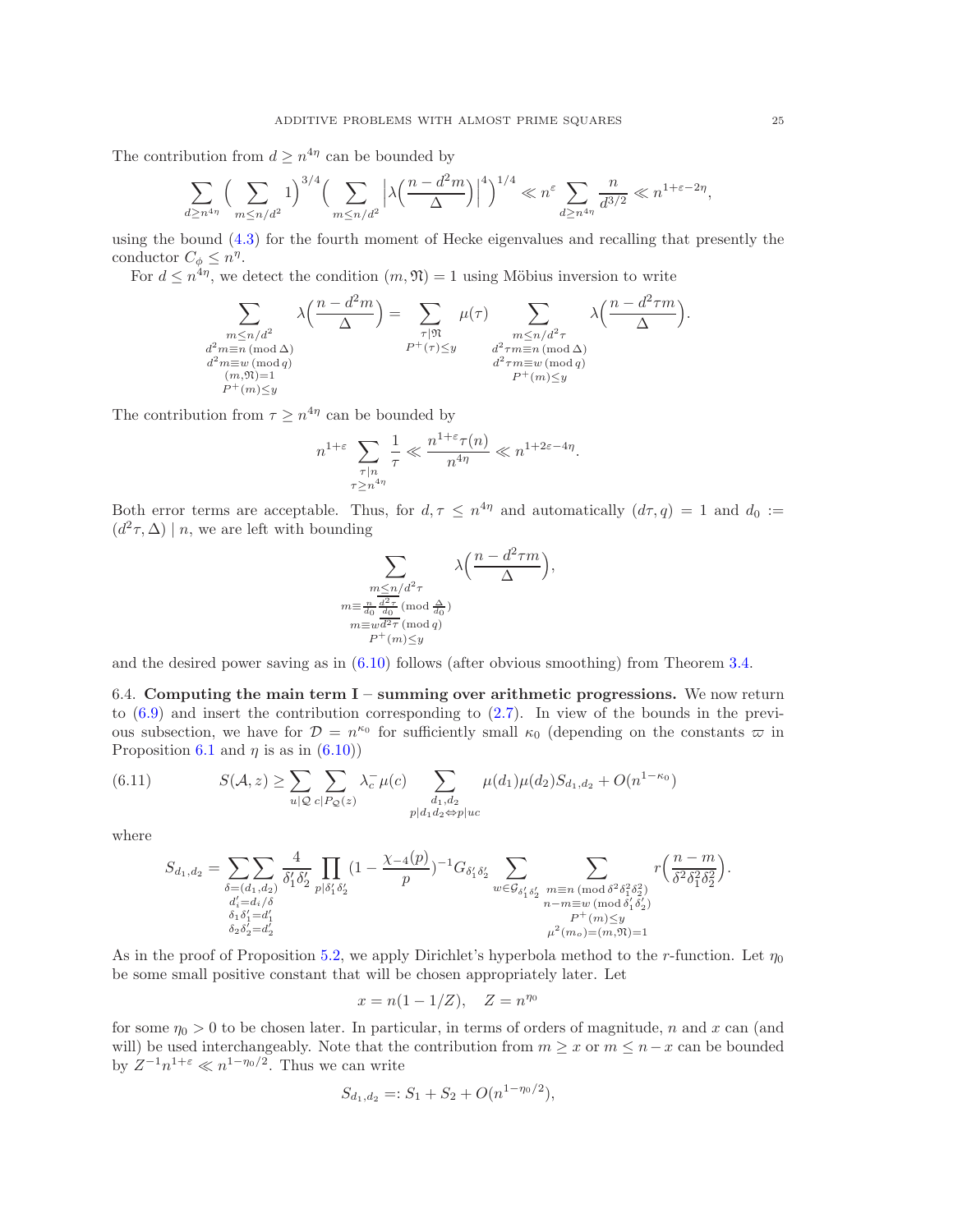The contribution from $d \geq n^{4\eta}$ can be bounded by

$$\sum_{d \geq n^{4\eta}} \Big( \sum_{m \leq n/d^2} 1 \Big)^{3/4} \Big( \sum_{m \leq n/d^2} \Big| \lambda\Big(\frac{n - d^2 m}{\Delta}\Big) \Big|^4 \Big)^{1/4} \ll n^{\varepsilon} \sum_{d \geq n^{4\eta}} \frac{n}{d^{3/2}} \ll n^{1+\varepsilon-2\eta},$$

using the bound (4.3) for the fourth moment of Hecke eigenvalues and recalling that presently the conductor $C_\phi \leq n^\eta$.

For $d \leq n^{4\eta}$, we detect the condition $(m, \mathfrak{N}) = 1$ using Möbius inversion to write

$$\sum_{\substack{m \leq n/d^2 \\ d^2 m \equiv n \, (\mathrm{mod}\, \Delta) \\ d^2 m \equiv w \, (\mathrm{mod}\, q) \\ (m, \mathfrak{N}) = 1 \\ P^+(m) \leq y}} \lambda\Big(\frac{n - d^2 m}{\Delta}\Big) = \sum_{\substack{\tau \mid \mathfrak{N} \\ P^+(\tau) \leq y}} \mu(\tau) \sum_{\substack{m \leq n/d^2 \tau \\ d^2 \tau m \equiv n \, (\mathrm{mod}\, \Delta) \\ d^2 \tau m \equiv w \, (\mathrm{mod}\, q) \\ P^+(m) \leq y}} \lambda\Big(\frac{n - d^2 \tau m}{\Delta}\Big).$$

The contribution from $\tau \geq n^{4\eta}$ can be bounded by

$$n^{1+\varepsilon} \sum_{\substack{\tau \mid n \\ \tau \geq n^{4\eta}}} \frac{1}{\tau} \ll \frac{n^{1+\varepsilon} \tau(n)}{n^{4\eta}} \ll n^{1+2\varepsilon-4\eta}.$$

Both error terms are acceptable. Thus, for $d, \tau \leq n^{4\eta}$ and automatically $(d\tau, q) = 1$ and $d_0 := (d^2\tau, \Delta) \mid n$, we are left with bounding

$$\sum_{\substack{m \leq n/d^2 \tau \\ m \equiv \frac{n}{d_0} \overline{\frac{d^2 \tau}{d_0}} \, (\mathrm{mod}\, \frac{\Delta}{d_0}) \\ m \equiv w \overline{d^2 \tau} \, (\mathrm{mod}\, q) \\ P^+(m) \leq y}} \lambda\Big(\frac{n - d^2 \tau m}{\Delta}\Big),$$

and the desired power saving as in (6.10) follows (after obvious smoothing) from Theorem 3.4.

## 6.4. **Computing the main term I – summing over arithmetic progressions.**

We now return to (6.9) and insert the contribution corresponding to (2.7). In view of the bounds in the previous subsection, we have for $\mathcal{D} = n^{\kappa_0}$ for sufficiently small $\kappa_0$ (depending on the constants $\varpi$ in Proposition 6.1 and $\eta$ is as in (6.10))

$$S(\mathcal{A}, z) \geq \sum_{u \mid \mathcal{Q}} \sum_{c \mid P_{\mathcal{Q}}(z)} \lambda_c^- \mu(c) \sum_{\substack{d_1, d_2 \\ p \mid d_1 d_2 \Leftrightarrow p \mid uc}} \mu(d_1)\mu(d_2) S_{d_1, d_2} + O(n^{1-\kappa_0}) \tag{6.11}$$

where

$$S_{d_1,d_2} = \sum_{\substack{\delta = (d_1, d_2) \\ d_i' = d_i/\delta \\ \delta_1 \delta_1' = d_1' \\ \delta_2 \delta_2' = d_2'}} \frac{4}{\delta_1' \delta_2'} \prod_{p \mid \delta_1' \delta_2'} \Big(1 - \frac{\chi_{-4}(p)}{p}\Big)^{-1} G_{\delta_1' \delta_2'} \sum_{w \in \mathcal{G}_{\delta_1' \delta_2'}} \sum_{\substack{m \equiv n \, (\mathrm{mod}\, \delta^2 \delta_1^2 \delta_2^2) \\ n - m \equiv w \, (\mathrm{mod}\, \delta_1' \delta_2') \\ P^+(m) \leq y \\ \mu^2(m_o) = (m, \mathfrak{N}) = 1}} r\Big(\frac{n - m}{\delta^2 \delta_1^2 \delta_2^2}\Big).$$

As in the proof of Proposition 5.2, we apply Dirichlet's hyperbola method to the $r$-function. Let $\eta_0$ be some small positive constant that will be chosen appropriately later. Let

$$x = n(1 - 1/Z), \quad Z = n^{\eta_0}$$

for some $\eta_0 > 0$ to be chosen later. In particular, in terms of orders of magnitude, $n$ and $x$ can (and will) be used interchangeably. Note that the contribution from $m \geq x$ or $m \leq n - x$ can be bounded by $Z^{-1} n^{1+\varepsilon} \ll n^{1-\eta_0/2}$. Thus we can write

$$S_{d_1, d_2} =: S_1 + S_2 + O(n^{1-\eta_0/2}),$$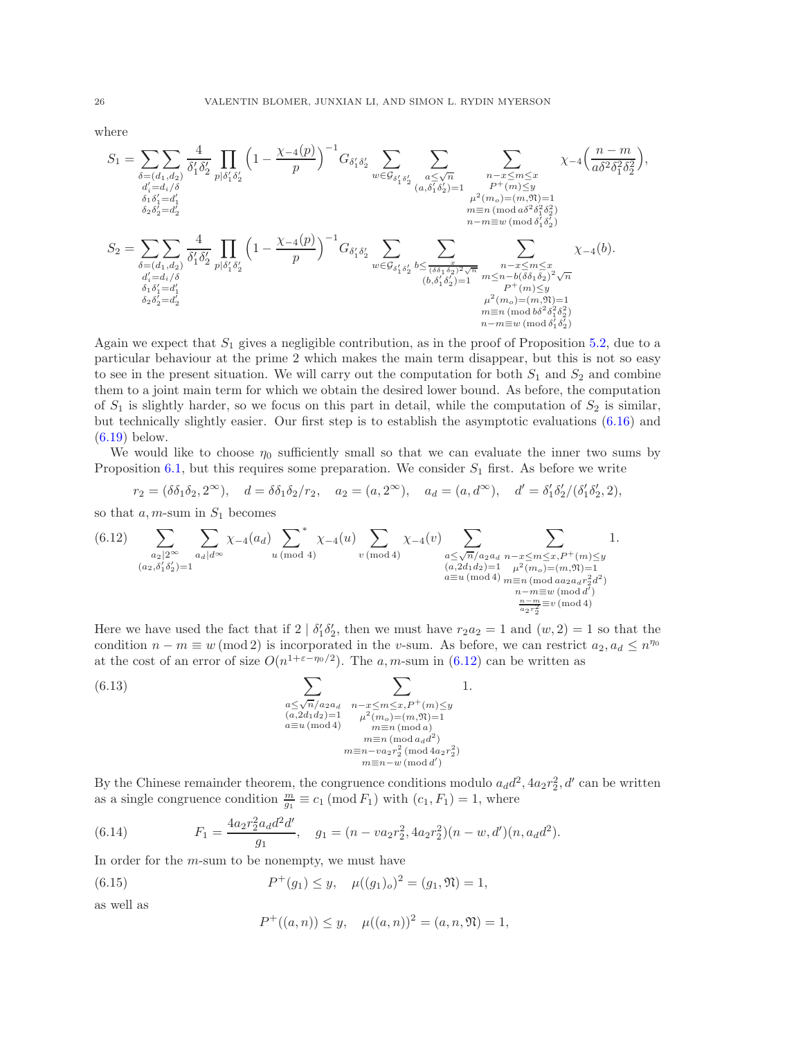where

$$S_1 = \sum_{\substack{\delta=(d_1,d_2)\\ d_i'=d_i/\delta\\ \delta_1\delta_1'=d_1'\\ \delta_2\delta_2'=d_2'}}\sum \frac{4}{\delta_1'\delta_2'}\prod_{p\mid \delta_1'\delta_2'}\Big(1-\frac{\chi_{-4}(p)}{p}\Big)^{-1} G_{\delta_1'\delta_2'}\sum_{w\in\mathcal{G}_{\delta_1'\delta_2'}}\sum_{\substack{a\leq\sqrt{n}\\ (a,\delta_1'\delta_2')=1}}\sum_{\substack{n-x\leq m\leq x\\ P^+(m)\leq y\\ \mu^2(m_o)=(m,\mathfrak{N})=1\\ m\equiv n\,(\mathrm{mod}\, a\delta^2\delta_1^2\delta_2^2)\\ n-m\equiv w\,(\mathrm{mod}\,\delta_1'\delta_2')}}\chi_{-4}\Big(\frac{n-m}{a\delta^2\delta_1^2\delta_2^2}\Big),$$

$$S_2 = \sum_{\substack{\delta=(d_1,d_2)\\ d_i'=d_i/\delta\\ \delta_1\delta_1'=d_1'\\ \delta_2\delta_2'=d_2'}}\sum \frac{4}{\delta_1'\delta_2'}\prod_{p\mid \delta_1'\delta_2'}\Big(1-\frac{\chi_{-4}(p)}{p}\Big)^{-1} G_{\delta_1'\delta_2'}\sum_{w\in\mathcal{G}_{\delta_1'\delta_2'}}\sum_{\substack{b\leq\frac{x}{(\delta\delta_1\delta_2)^2\sqrt{n}}\\ (b,\delta_1'\delta_2')=1}}\sum_{\substack{n-x\leq m\leq x\\ m\leq n-b(\delta\delta_1\delta_2)^2\sqrt{n}\\ P^+(m)\leq y\\ \mu^2(m_o)=(m,\mathfrak{N})=1\\ m\equiv n\,(\mathrm{mod}\, b\delta^2\delta_1^2\delta_2^2)\\ n-m\equiv w\,(\mathrm{mod}\,\delta_1'\delta_2')}}\chi_{-4}(b).$$

Again we expect that $S_1$ gives a negligible contribution, as in the proof of Proposition 5.2, due to a particular behaviour at the prime 2 which makes the main term disappear, but this is not so easy to see in the present situation. We will carry out the computation for both $S_1$ and $S_2$ and combine them to a joint main term for which we obtain the desired lower bound. As before, the computation of $S_1$ is slightly harder, so we focus on this part in detail, while the computation of $S_2$ is similar, but technically slightly easier. Our first step is to establish the asymptotic evaluations (6.16) and (6.19) below.

We would like to choose $\eta_0$ sufficiently small so that we can evaluate the inner two sums by Proposition 6.1, but this requires some preparation. We consider $S_1$ first. As before we write

$$r_2=(\delta\delta_1\delta_2,2^\infty),\quad d=\delta\delta_1\delta_2/r_2,\quad a_2=(a,2^\infty),\quad a_d=(a,d^\infty),\quad d'=\delta_1'\delta_2'/(\delta_1'\delta_2',2),$$

so that $a,m$-sum in $S_1$ becomes

$$\sum_{\substack{a_2\mid 2^\infty\\ (a_2,\delta_1'\delta_2')=1}}\sum_{a_d\mid d^\infty}\chi_{-4}(a_d)\sideset{}{^*}\sum_{u\,(\mathrm{mod}\,4)}\chi_{-4}(u)\sum_{v\,(\mathrm{mod}\,4)}\chi_{-4}(v)\sum_{\substack{a\leq\sqrt{n}/a_2a_d\\ (a,2d_1d_2)=1\\ a\equiv u\,(\mathrm{mod}\,4)}}\sum_{\substack{n-x\leq m\leq x, P^+(m)\leq y\\ \mu^2(m_o)=(m,\mathfrak{N})=1\\ m\equiv n\,(\mathrm{mod}\, aa_2a_dr_2^2d^2)\\ n-m\equiv w\,(\mathrm{mod}\,d')\\ \frac{n-m}{a_2r_2^2}\equiv v\,(\mathrm{mod}\,4)}}1. \tag{6.12}$$

Here we have used the fact that if $2\mid\delta_1'\delta_2'$, then we must have $r_2a_2=1$ and $(w,2)=1$ so that the condition $n-m\equiv w\,(\mathrm{mod}\,2)$ is incorporated in the $v$-sum. As before, we can restrict $a_2,a_d\leq n^{\eta_0}$ at the cost of an error of size $O(n^{1+\varepsilon-\eta_0/2})$. The $a,m$-sum in (6.12) can be written as

$$\sum_{\substack{a\leq\sqrt{n}/a_2a_d\\ (a,2d_1d_2)=1\\ a\equiv u\,(\mathrm{mod}\,4)}}\sum_{\substack{n-x\leq m\leq x, P^+(m)\leq y\\ \mu^2(m_o)=(m,\mathfrak{N})=1\\ m\equiv n\,(\mathrm{mod}\,a)\\ m\equiv n\,(\mathrm{mod}\,a_dd^2)\\ m\equiv n-va_2r_2^2\,(\mathrm{mod}\,4a_2r_2^2)\\ m\equiv n-w\,(\mathrm{mod}\,d')}}1. \tag{6.13}$$

By the Chinese remainder theorem, the congruence conditions modulo $a_dd^2, 4a_2r_2^2, d'$ can be written as a single congruence condition $\frac{m}{g_1}\equiv c_1\,(\mathrm{mod}\,F_1)$ with $(c_1,F_1)=1$, where

$$F_1=\frac{4a_2r_2^2a_dd^2d'}{g_1},\quad g_1=(n-va_2r_2^2,4a_2r_2^2)(n-w,d')(n,a_dd^2). \tag{6.14}$$

In order for the $m$-sum to be nonempty, we must have

$$P^+(g_1)\leq y,\quad \mu((g_1)_o)^2=(g_1,\mathfrak{N})=1, \tag{6.15}$$

as well as

$$P^+((a,n))\leq y,\quad \mu((a,n))^2=(a,n,\mathfrak{N})=1,$$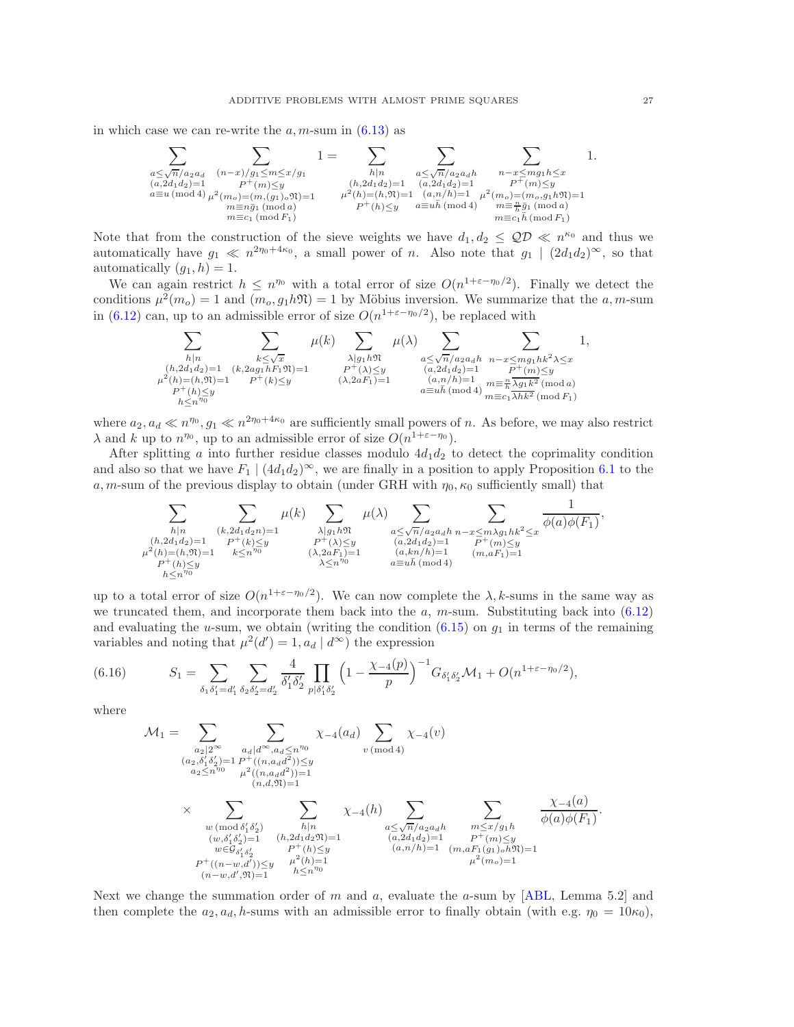in which case we can re-write the $a, m$-sum in (6.13) as

$$\sum_{\substack{a\leq\sqrt{n}/a_2a_d\\(a,2d_1d_2)=1\\a\equiv u\,(\mathrm{mod}\,4)}}\ \sum_{\substack{(n-x)/g_1\leq m\leq x/g_1\\P^+(m)\leq y\\\mu^2(m_o)=(m,(g_1)_o\mathfrak{N})=1\\m\equiv n\bar{g}_1\,(\mathrm{mod}\,a)\\m\equiv c_1\,(\mathrm{mod}\,F_1)}} 1 = \sum_{\substack{h|n\\(h,2d_1d_2)=1\\\mu^2(h)=(h,\mathfrak{N})=1\\P^+(h)\leq y}}\ \sum_{\substack{a\leq\sqrt{n}/a_2a_dh\\(a,2d_1d_2)=1\\(a,n/h)=1\\a\equiv u\bar{h}\,(\mathrm{mod}\,4)}}\ \sum_{\substack{n-x\leq mg_1h\leq x\\P^+(m)\leq y\\\mu^2(m_o)=(m_o,g_1h\mathfrak{N})=1\\m\equiv\frac{n}{h}\bar{g}_1\,(\mathrm{mod}\,a)\\m\equiv c_1\bar{h}\,(\mathrm{mod}\,F_1)}} 1.$$

Note that from the construction of the sieve weights we have $d_1, d_2 \leq \mathcal{QD} \ll n^{\kappa_0}$ and thus we automatically have $g_1 \ll n^{2\eta_0+4\kappa_0}$, a small power of $n$. Also note that $g_1 \mid (2d_1d_2)^\infty$, so that automatically $(g_1, h) = 1$.

We can again restrict $h \leq n^{\eta_0}$ with a total error of size $O(n^{1+\varepsilon-\eta_0/2})$. Finally we detect the conditions $\mu^2(m_o) = 1$ and $(m_o, g_1h\mathfrak{N}) = 1$ by Möbius inversion. We summarize that the $a, m$-sum in (6.12) can, up to an admissible error of size $O(n^{1+\varepsilon-\eta_0/2})$, be replaced with

$$\sum_{\substack{h|n\\(h,2d_1d_2)=1\\\mu^2(h)=(h,\mathfrak{N})=1\\P^+(h)\leq y\\h\leq n^{\eta_0}}}\ \sum_{\substack{k\leq\sqrt{x}\\(k,2ag_1hF_1\mathfrak{N})=1\\P^+(k)\leq y}}\mu(k)\sum_{\substack{\lambda|g_1h\mathfrak{N}\\P^+(\lambda)\leq y\\(\lambda,2aF_1)=1}}\mu(\lambda)\sum_{\substack{a\leq\sqrt{n}/a_2a_dh\\(a,2d_1d_2)=1\\(a,n/h)=1\\a\equiv u\bar{h}\,(\mathrm{mod}\,4)}}\ \sum_{\substack{n-x\leq mg_1hk^2\lambda\leq x\\P^+(m)\leq y\\m\equiv\frac{n}{h}\overline{\lambda g_1k^2}\,(\mathrm{mod}\,a)\\m\equiv c_1\overline{\lambda hk^2}\,(\mathrm{mod}\,F_1)}} 1,$$

where $a_2, a_d \ll n^{\eta_0}, g_1 \ll n^{2\eta_0+4\kappa_0}$ are sufficiently small powers of $n$. As before, we may also restrict $\lambda$ and $k$ up to $n^{\eta_0}$, up to an admissible error of size $O(n^{1+\varepsilon-\eta_0})$.

After splitting $a$ into further residue classes modulo $4d_1d_2$ to detect the coprimality condition and also so that we have $F_1 \mid (4d_1d_2)^\infty$, we are finally in a position to apply Proposition 6.1 to the $a, m$-sum of the previous display to obtain (under GRH with $\eta_0, \kappa_0$ sufficiently small) that

$$\sum_{\substack{h|n\\(h,2d_1d_2)=1\\\mu^2(h)=(h,\mathfrak{N})=1\\P^+(h)\leq y\\h\leq n^{\eta_0}}}\ \sum_{\substack{(k,2d_1d_2n)=1\\P^+(k)\leq y\\k\leq n^{\eta_0}}}\mu(k)\sum_{\substack{\lambda|g_1h\mathfrak{N}\\P^+(\lambda)\leq y\\(\lambda,2aF_1)=1\\\lambda\leq n^{\eta_0}}}\mu(\lambda)\sum_{\substack{a\leq\sqrt{n}/a_2a_dh\\(a,2d_1d_2)=1\\(a,kn/h)=1\\a\equiv u\bar{h}\,(\mathrm{mod}\,4)}}\ \sum_{\substack{n-x\leq m\lambda g_1hk^2\leq x\\P^+(m)\leq y\\(m,aF_1)=1}}\frac{1}{\phi(a)\phi(F_1)},$$

up to a total error of size $O(n^{1+\varepsilon-\eta_0/2})$. We can now complete the $\lambda, k$-sums in the same way as we truncated them, and incorporate them back into the $a$, $m$-sum. Substituting back into (6.12) and evaluating the $u$-sum, we obtain (writing the condition (6.15) on $g_1$ in terms of the remaining variables and noting that $\mu^2(d') = 1, a_d \mid d^\infty$) the expression

$$S_1 = \sum_{\delta_1\delta_1'=d_1'}\sum_{\delta_2\delta_2'=d_2'}\frac{4}{\delta_1'\delta_2'}\prod_{p|\delta_1'\delta_2'}\Big(1-\frac{\chi_{-4}(p)}{p}\Big)^{-1}G_{\delta_1'\delta_2'}\mathcal{M}_1 + O(n^{1+\varepsilon-\eta_0/2}), \tag{6.16}$$

where

$$\mathcal{M}_1 = \sum_{\substack{a_2|2^\infty\\(a_2,\delta_1'\delta_2')=1\\a_2\leq n^{\eta_0}}}\ \sum_{\substack{a_d|d^\infty,a_d\leq n^{\eta_0}\\P^+((n,a_dd^2))\leq y\\\mu^2((n,a_dd^2))=1\\(n,d,\mathfrak{N})=1}}\chi_{-4}(a_d)\sum_{v\,(\mathrm{mod}\,4)}\chi_{-4}(v)$$

$$\times\sum_{\substack{w\,(\mathrm{mod}\,\delta_1'\delta_2')\\(w,\delta_1'\delta_2')=1\\w\in\mathcal{G}_{\delta_1'\delta_2'}\\P^+((n-w,d'))\leq y\\(n-w,d',\mathfrak{N})=1}}\ \sum_{\substack{h|n\\(h,2d_1d_2\mathfrak{N})=1\\P^+(h)\leq y\\\mu^2(h)=1\\h\leq n^{\eta_0}}}\chi_{-4}(h)\sum_{\substack{a\leq\sqrt{n}/a_2a_dh\\(a,2d_1d_2)=1\\(a,n/h)=1}}\ \sum_{\substack{m\leq x/g_1h\\P^+(m)\leq y\\(m,aF_1(g_1)_oh\mathfrak{N})=1\\\mu^2(m_o)=1}}\frac{\chi_{-4}(a)}{\phi(a)\phi(F_1)}.$$

Next we change the summation order of $m$ and $a$, evaluate the $a$-sum by [ABL, Lemma 5.2] and then complete the $a_2, a_d, h$-sums with an admissible error to finally obtain (with e.g. $\eta_0 = 10\kappa_0$),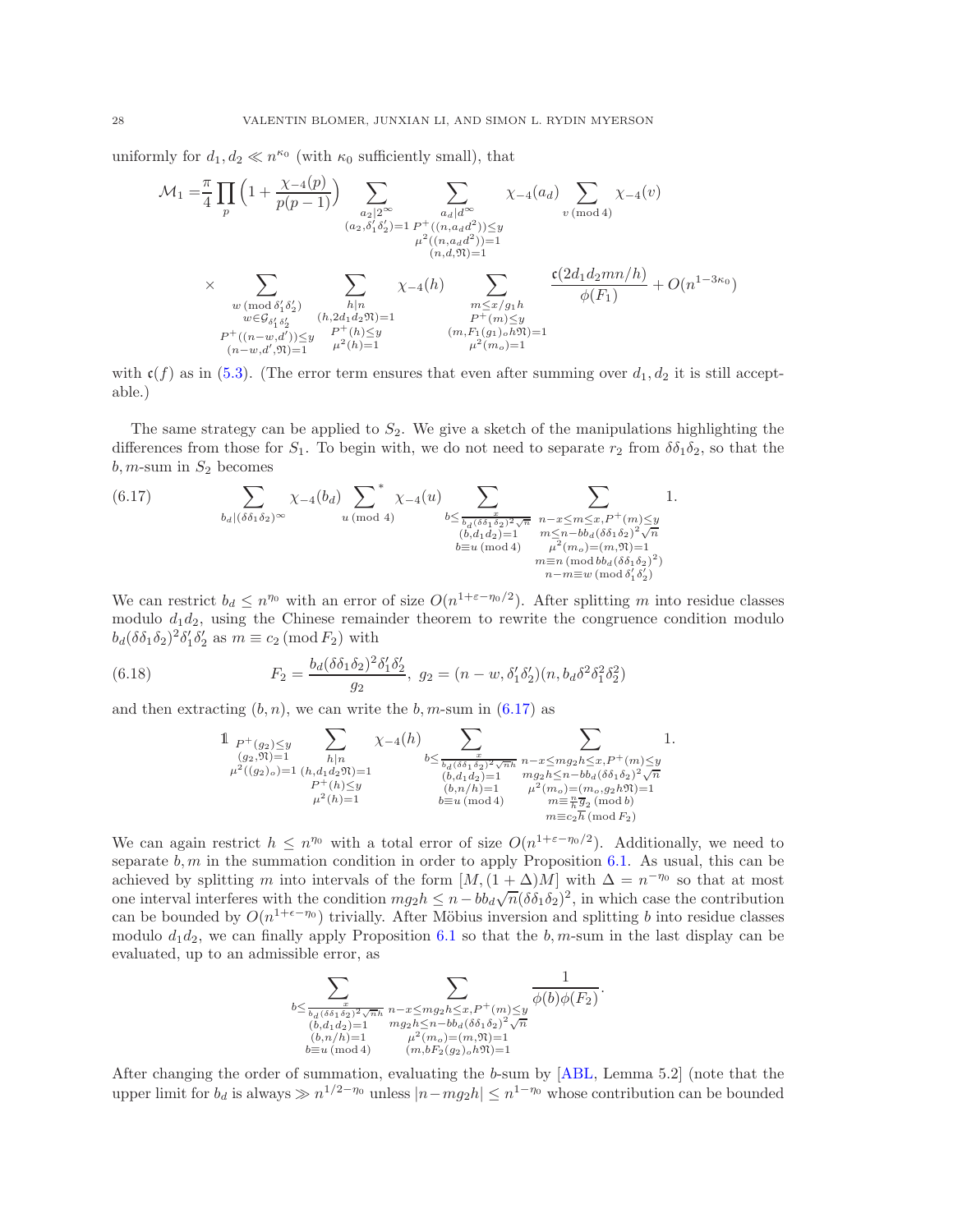uniformly for $d_1, d_2 \ll n^{\kappa_0}$ (with $\kappa_0$ sufficiently small), that

$$\mathcal{M}_1 = \frac{\pi}{4}\prod_p\Big(1+\frac{\chi_{-4}(p)}{p(p-1)}\Big)\sum_{\substack{a_2|2^\infty\\(a_2,\delta_1'\delta_2')=1}}\ \sum_{\substack{a_d|d^\infty\\P^+((n,a_dd^2))\le y\\ \mu^2((n,a_dd^2))=1\\(n,d,\mathfrak{N})=1}}\chi_{-4}(a_d)\sum_{v\,(\mathrm{mod}\,4)}\chi_{-4}(v)$$

$$\times\sum_{\substack{w\,(\mathrm{mod}\,\delta_1'\delta_2')\\ w\in\mathcal{G}_{\delta_1'\delta_2'}\\ P^+((n-w,d'))\le y\\ (n-w,d',\mathfrak{N})=1}}\ \sum_{\substack{h|n\\(h,2d_1d_2\mathfrak{N})=1\\P^+(h)\le y\\ \mu^2(h)=1}}\chi_{-4}(h)\sum_{\substack{m\le x/g_1h\\P^+(m)\le y\\(m,F_1(g_1)_oh\mathfrak{N})=1\\ \mu^2(m_o)=1}}\frac{\mathfrak{c}(2d_1d_2mn/h)}{\phi(F_1)}+O(n^{1-3\kappa_0})$$

with $\mathfrak{c}(f)$ as in (5.3). (The error term ensures that even after summing over $d_1, d_2$ it is still acceptable.)

The same strategy can be applied to $S_2$. We give a sketch of the manipulations highlighting the differences from those for $S_1$. To begin with, we do not need to separate $r_2$ from $\delta\delta_1\delta_2$, so that the $b, m$-sum in $S_2$ becomes

$$\sum_{b_d|(\delta\delta_1\delta_2)^\infty}\chi_{-4}(b_d)\ \sideset{}{^*}\sum_{u\,(\mathrm{mod}\,4)}\chi_{-4}(u)\sum_{\substack{b\le\frac{x}{b_d(\delta\delta_1\delta_2)^2\sqrt{n}}\\(b,d_1d_2)=1\\b\equiv u\,(\mathrm{mod}\,4)}}\ \sum_{\substack{n-x\le m\le x,P^+(m)\le y\\ m\le n-bb_d(\delta\delta_1\delta_2)^2\sqrt{n}\\ \mu^2(m_o)=(m,\mathfrak{N})=1\\ m\equiv n\,(\mathrm{mod}\,bb_d(\delta\delta_1\delta_2)^2)\\ n-m\equiv w\,(\mathrm{mod}\,\delta_1'\delta_2')}}1. \tag{6.17}$$

We can restrict $b_d\le n^{\eta_0}$ with an error of size $O(n^{1+\varepsilon-\eta_0/2})$. After splitting $m$ into residue classes modulo $d_1d_2$, using the Chinese remainder theorem to rewrite the congruence condition modulo $b_d(\delta\delta_1\delta_2)^2\delta_1'\delta_2'$ as $m\equiv c_2\,(\mathrm{mod}\,F_2)$ with

$$F_2=\frac{b_d(\delta\delta_1\delta_2)^2\delta_1'\delta_2'}{g_2},\ g_2=(n-w,\delta_1'\delta_2')(n,b_d\delta^2\delta_1^2\delta_2^2) \tag{6.18}$$

and then extracting $(b,n)$, we can write the $b,m$-sum in (6.17) as

$$\mathbb{1}_{\substack{P^+(g_2)\le y\\(g_2,\mathfrak{N})=1\\ \mu^2((g_2)_o)=1}}\sum_{\substack{h|n\\(h,d_1d_2\mathfrak{N})=1\\P^+(h)\le y\\ \mu^2(h)=1}}\chi_{-4}(h)\sum_{\substack{b\le\frac{x}{b_d(\delta\delta_1\delta_2)^2\sqrt{n}h}\\(b,d_1d_2)=1\\(b,n/h)=1\\b\equiv u\,(\mathrm{mod}\,4)}}\ \sum_{\substack{n-x\le mg_2h\le x,P^+(m)\le y\\ mg_2h\le n-bb_d(\delta\delta_1\delta_2)^2\sqrt{n}\\ \mu^2(m_o)=(m_o,g_2h\mathfrak{N})=1\\ m\equiv\frac{n}{h}\overline{g}_2\,(\mathrm{mod}\,b)\\ m\equiv c_2\overline{h}\,(\mathrm{mod}\,F_2)}}1.$$

We can again restrict $h\le n^{\eta_0}$ with a total error of size $O(n^{1+\varepsilon-\eta_0/2})$. Additionally, we need to separate $b,m$ in the summation condition in order to apply Proposition 6.1. As usual, this can be achieved by splitting $m$ into intervals of the form $[M,(1+\Delta)M]$ with $\Delta=n^{-\eta_0}$ so that at most one interval interferes with the condition $mg_2h\le n-bb_d\sqrt{n}(\delta\delta_1\delta_2)^2$, in which case the contribution can be bounded by $O(n^{1+\epsilon-\eta_0})$ trivially. After Möbius inversion and splitting $b$ into residue classes modulo $d_1d_2$, we can finally apply Proposition 6.1 so that the $b,m$-sum in the last display can be evaluated, up to an admissible error, as

$$\sum_{\substack{b\le\frac{x}{b_d(\delta\delta_1\delta_2)^2\sqrt{n}h}\\(b,d_1d_2)=1\\(b,n/h)=1\\b\equiv u\,(\mathrm{mod}\,4)}}\ \sum_{\substack{n-x\le mg_2h\le x,P^+(m)\le y\\ mg_2h\le n-bb_d(\delta\delta_1\delta_2)^2\sqrt{n}\\ \mu^2(m_o)=(m,\mathfrak{N})=1\\ (m,bF_2(g_2)_oh\mathfrak{N})=1}}\frac{1}{\phi(b)\phi(F_2)}.$$

After changing the order of summation, evaluating the $b$-sum by [ABL, Lemma 5.2] (note that the upper limit for $b_d$ is always $\gg n^{1/2-\eta_0}$ unless $|n-mg_2h|\le n^{1-\eta_0}$ whose contribution can be bounded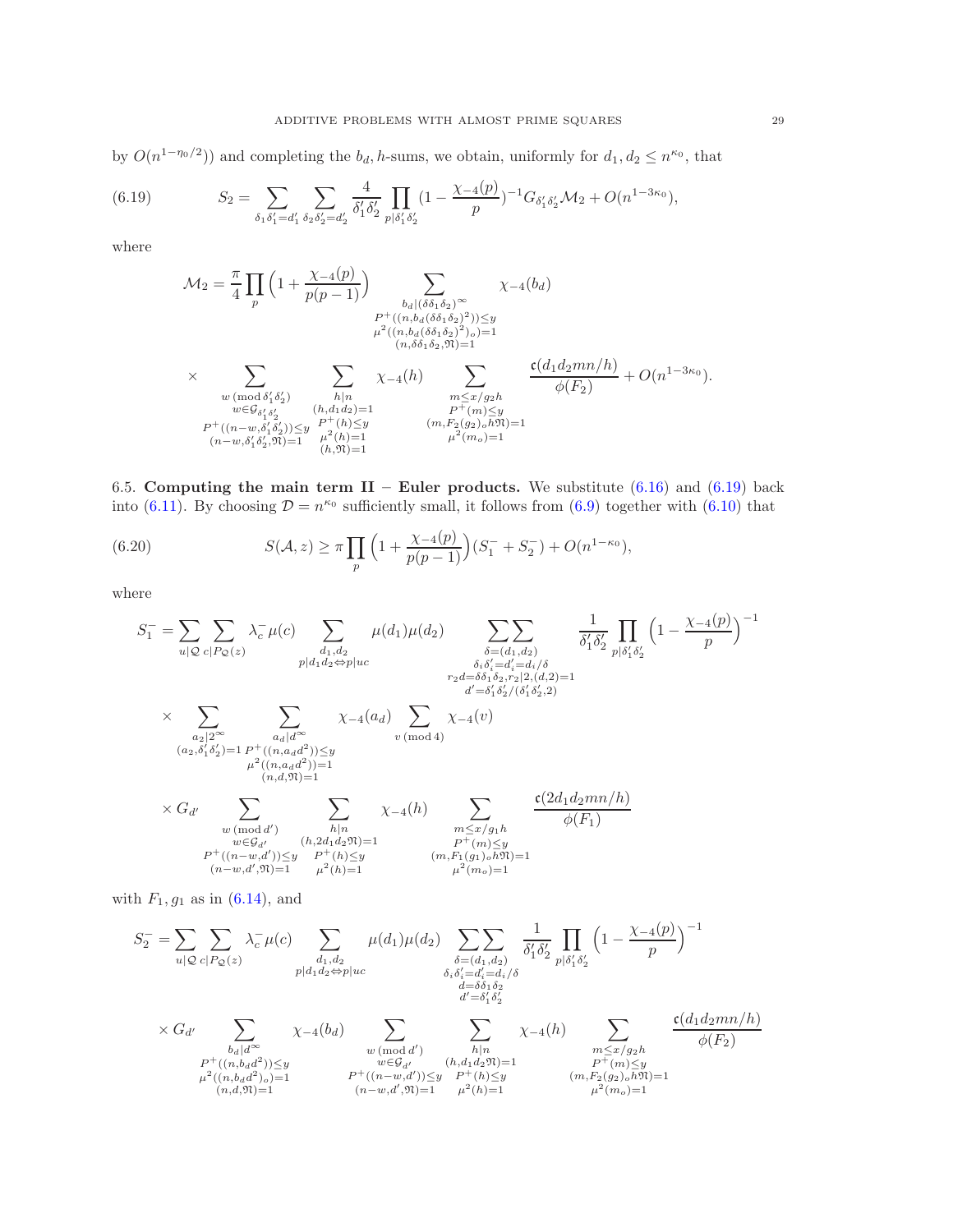by $O(n^{1-\eta_0/2})$) and completing the $b_d, h$-sums, we obtain, uniformly for $d_1, d_2 \leq n^{\kappa_0}$, that

$$S_2 = \sum_{\delta_1\delta_1'=d_1'} \sum_{\delta_2\delta_2'=d_2'} \frac{4}{\delta_1'\delta_2'} \prod_{p|\delta_1'\delta_2'} (1 - \frac{\chi_{-4}(p)}{p})^{-1} G_{\delta_1'\delta_2'} \mathcal{M}_2 + O(n^{1-3\kappa_0}), \tag{6.19}$$

where

$$\mathcal{M}_2 = \frac{\pi}{4} \prod_p \Big(1 + \frac{\chi_{-4}(p)}{p(p-1)}\Big) \sum_{\substack{b_d | (\delta\delta_1\delta_2)^\infty \\ P^+((n, b_d(\delta\delta_1\delta_2)^2)) \leq y \\ \mu^2((n, b_d(\delta\delta_1\delta_2)^2)_o)=1 \\ (n, \delta\delta_1\delta_2, \mathfrak{N})=1}} \chi_{-4}(b_d)$$

$$\times \sum_{\substack{w \,(\mathrm{mod}\, \delta_1'\delta_2') \\ w \in \mathcal{G}_{\delta_1'\delta_2'} \\ P^+((n-w, \delta_1'\delta_2')) \leq y \\ (n-w, \delta_1'\delta_2', \mathfrak{N})=1}} \sum_{\substack{h|n \\ (h, d_1d_2)=1 \\ P^+(h) \leq y \\ \mu^2(h)=1 \\ (h, \mathfrak{N})=1}} \chi_{-4}(h) \sum_{\substack{m \leq x/g_2h \\ P^+(m) \leq y \\ (m, F_2(g_2)_o h\mathfrak{N})=1 \\ \mu^2(m_o)=1}} \frac{\mathfrak{c}(d_1d_2mn/h)}{\phi(F_2)} + O(n^{1-3\kappa_0}).$$

## 6.5. Computing the main term II – Euler products.

We substitute (6.16) and (6.19) back into (6.11). By choosing $\mathcal{D} = n^{\kappa_0}$ sufficiently small, it follows from (6.9) together with (6.10) that

$$S(\mathcal{A}, z) \geq \pi \prod_p \Big(1 + \frac{\chi_{-4}(p)}{p(p-1)}\Big)(S_1^- + S_2^-) + O(n^{1-\kappa_0}), \tag{6.20}$$

where

$$S_1^- = \sum_{u|\mathcal{Q}} \sum_{c|P_{\mathcal{Q}}(z)} \lambda_c^- \mu(c) \sum_{\substack{d_1, d_2 \\ p|d_1d_2 \Leftrightarrow p|uc}} \mu(d_1)\mu(d_2) \sum\sum_{\substack{\delta=(d_1,d_2) \\ \delta_i\delta_i'=d_i'=d_i/\delta \\ r_2d=\delta\delta_1\delta_2, r_2|2, (d,2)=1 \\ d'=\delta_1'\delta_2'/(\delta_1'\delta_2', 2)}} \frac{1}{\delta_1'\delta_2'} \prod_{p|\delta_1'\delta_2'} \Big(1 - \frac{\chi_{-4}(p)}{p}\Big)^{-1}$$

$$\times \sum_{\substack{a_2|2^\infty \\ (a_2, \delta_1'\delta_2')=1}} \sum_{\substack{a_d|d^\infty \\ P^+((n, a_dd^2)) \leq y \\ \mu^2((n, a_dd^2))=1 \\ (n, d, \mathfrak{N})=1}} \chi_{-4}(a_d) \sum_{v \,(\mathrm{mod}\, 4)} \chi_{-4}(v)$$

$$\times G_{d'} \sum_{\substack{w \,(\mathrm{mod}\, d') \\ w \in \mathcal{G}_{d'} \\ P^+((n-w, d')) \leq y \\ (n-w, d', \mathfrak{N})=1}} \sum_{\substack{h|n \\ (h, 2d_1d_2\mathfrak{N})=1 \\ P^+(h) \leq y \\ \mu^2(h)=1}} \chi_{-4}(h) \sum_{\substack{m \leq x/g_1h \\ P^+(m) \leq y \\ (m, F_1(g_1)_o h\mathfrak{N})=1 \\ \mu^2(m_o)=1}} \frac{\mathfrak{c}(2d_1d_2mn/h)}{\phi(F_1)}$$

with $F_1, g_1$ as in (6.14), and

$$S_2^- = \sum_{u|\mathcal{Q}} \sum_{c|P_{\mathcal{Q}}(z)} \lambda_c^- \mu(c) \sum_{\substack{d_1, d_2 \\ p|d_1d_2 \Leftrightarrow p|uc}} \mu(d_1)\mu(d_2) \sum\sum_{\substack{\delta=(d_1,d_2) \\ \delta_i\delta_i'=d_i'=d_i/\delta \\ d=\delta\delta_1\delta_2 \\ d'=\delta_1'\delta_2'}} \frac{1}{\delta_1'\delta_2'} \prod_{p|\delta_1'\delta_2'} \Big(1 - \frac{\chi_{-4}(p)}{p}\Big)^{-1}$$

$$\times G_{d'} \sum_{\substack{b_d|d^\infty \\ P^+((n, b_dd^2)) \leq y \\ \mu^2((n, b_dd^2)_o)=1 \\ (n, d, \mathfrak{N})=1}} \chi_{-4}(b_d) \sum_{\substack{w \,(\mathrm{mod}\, d') \\ w \in \mathcal{G}_{d'} \\ P^+((n-w, d')) \leq y \\ (n-w, d', \mathfrak{N})=1}} \sum_{\substack{h|n \\ (h, d_1d_2\mathfrak{N})=1 \\ P^+(h) \leq y \\ \mu^2(h)=1}} \chi_{-4}(h) \sum_{\substack{m \leq x/g_2h \\ P^+(m) \leq y \\ (m, F_2(g_2)_o h\mathfrak{N})=1 \\ \mu^2(m_o)=1}} \frac{\mathfrak{c}(d_1d_2mn/h)}{\phi(F_2)}$$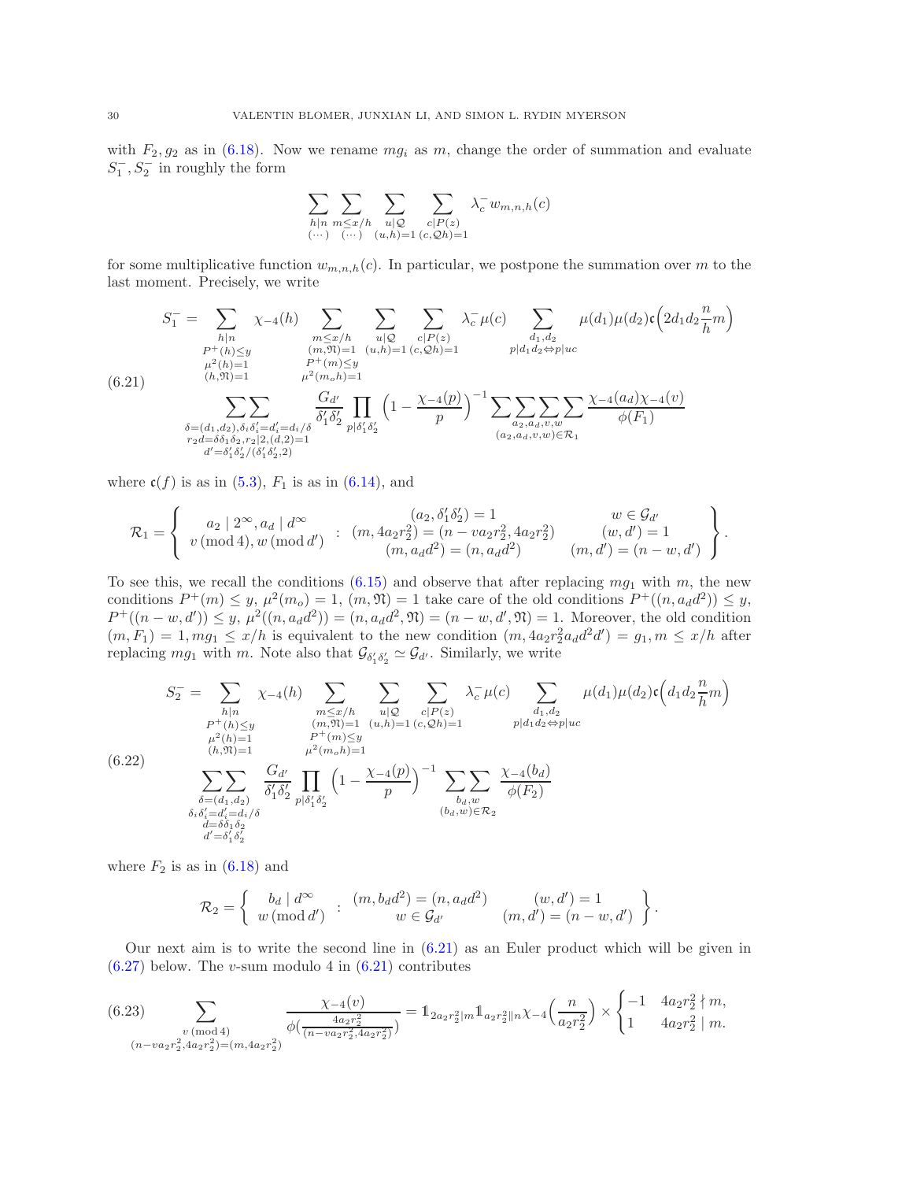with $F_2, g_2$ as in (6.18). Now we rename $mg_i$ as $m$, change the order of summation and evaluate $S_1^-, S_2^-$ in roughly the form

$$\sum_{\substack{h|n\\(\cdots)}}\sum_{\substack{m\le x/h\\(\cdots)}}\sum_{\substack{u|\mathcal{Q}\\(u,h)=1}}\sum_{\substack{c|P(z)\\(c,\mathcal{Q}h)=1}}\lambda_c^- w_{m,n,h}(c)$$

for some multiplicative function $w_{m,n,h}(c)$. In particular, we postpone the summation over $m$ to the last moment. Precisely, we write

$$\begin{aligned}
S_1^- = &\sum_{\substack{h|n\\P^+(h)\le y\\ \mu^2(h)=1\\(h,\mathfrak{N})=1}}\chi_{-4}(h)\sum_{\substack{m\le x/h\\(m,\mathfrak{N})=1\\P^+(m)\le y\\ \mu^2(m_oh)=1}}\sum_{\substack{u|\mathcal{Q}\\(u,h)=1}}\sum_{\substack{c|P(z)\\(c,\mathcal{Q}h)=1}}\lambda_c^-\mu(c)\sum_{\substack{d_1,d_2\\p|d_1d_2\Leftrightarrow p|uc}}\mu(d_1)\mu(d_2)\mathfrak{c}\Big(2d_1d_2\frac{n}{h}m\Big)\\
&\sum_{\substack{\delta=(d_1,d_2),\delta_i\delta_i'=d_i'=d_i/\delta\\ r_2d=\delta\delta_1\delta_2,r_2|2,(d,2)=1\\ d'=\delta_1'\delta_2'/(\delta_1'\delta_2',2)}}\frac{G_{d'}}{\delta_1'\delta_2'}\prod_{p|\delta_1'\delta_2'}\Big(1-\frac{\chi_{-4}(p)}{p}\Big)^{-1}\sum\sum_{\substack{a_2,a_d,v,w\\(a_2,a_d,v,w)\in\mathcal{R}_1}}\sum\sum\frac{\chi_{-4}(a_d)\chi_{-4}(v)}{\phi(F_1)}
\end{aligned}\tag{6.21}$$

where $\mathfrak{c}(f)$ is as in (5.3), $F_1$ is as in (6.14), and

$$\mathcal{R}_1=\left\{\begin{array}{c}a_2\mid 2^\infty, a_d\mid d^\infty\\ v\,(\mathrm{mod}\,4), w\,(\mathrm{mod}\,d')\end{array} : \begin{array}{c}(a_2,\delta_1'\delta_2')=1\\ (m,4a_2r_2^2)=(n-va_2r_2^2,4a_2r_2^2)\\ (m,a_dd^2)=(n,a_dd^2)\end{array}\quad\begin{array}{c}w\in\mathcal{G}_{d'}\\ (w,d')=1\\ (m,d')=(n-w,d')\end{array}\right\}.$$

To see this, we recall the conditions (6.15) and observe that after replacing $mg_1$ with $m$, the new conditions $P^+(m)\le y$, $\mu^2(m_o)=1$, $(m,\mathfrak{N})=1$ take care of the old conditions $P^+((n,a_dd^2))\le y$, $P^+((n-w,d'))\le y$, $\mu^2((n,a_dd^2))=(n,a_dd^2,\mathfrak{N})=(n-w,d',\mathfrak{N})=1$. Moreover, the old condition $(m,F_1)=1, mg_1\le x/h$ is equivalent to the new condition $(m,4a_2r_2^2a_dd^2d')=g_1, m\le x/h$ after replacing $mg_1$ with $m$. Note also that $\mathcal{G}_{\delta_1'\delta_2'}\simeq\mathcal{G}_{d'}$. Similarly, we write

$$\begin{aligned}
S_2^- = &\sum_{\substack{h|n\\P^+(h)\le y\\ \mu^2(h)=1\\(h,\mathfrak{N})=1}}\chi_{-4}(h)\sum_{\substack{m\le x/h\\(m,\mathfrak{N})=1\\P^+(m)\le y\\ \mu^2(m_oh)=1}}\sum_{\substack{u|\mathcal{Q}\\(u,h)=1}}\sum_{\substack{c|P(z)\\(c,\mathcal{Q}h)=1}}\lambda_c^-\mu(c)\sum_{\substack{d_1,d_2\\p|d_1d_2\Leftrightarrow p|uc}}\mu(d_1)\mu(d_2)\mathfrak{c}\Big(d_1d_2\frac{n}{h}m\Big)\\
&\sum_{\substack{\delta=(d_1,d_2)\\ \delta_i\delta_i'=d_i'=d_i/\delta\\ d=\delta\delta_1\delta_2\\ d'=\delta_1'\delta_2'}}\sum\frac{G_{d'}}{\delta_1'\delta_2'}\prod_{p|\delta_1'\delta_2'}\Big(1-\frac{\chi_{-4}(p)}{p}\Big)^{-1}\sum_{\substack{b_d,w\\(b_d,w)\in\mathcal{R}_2}}\sum\frac{\chi_{-4}(b_d)}{\phi(F_2)}
\end{aligned}\tag{6.22}$$

where $F_2$ is as in (6.18) and

$$\mathcal{R}_2=\left\{\begin{array}{c}b_d\mid d^\infty\\ w\,(\mathrm{mod}\,d')\end{array} : \begin{array}{c}(m,b_dd^2)=(n,a_dd^2)\\ w\in\mathcal{G}_{d'}\end{array}\quad\begin{array}{c}(w,d')=1\\ (m,d')=(n-w,d')\end{array}\right\}.$$

Our next aim is to write the second line in (6.21) as an Euler product which will be given in (6.27) below. The $v$-sum modulo 4 in (6.21) contributes

$$\sum_{\substack{v\,(\mathrm{mod}\,4)\\(n-va_2r_2^2,4a_2r_2^2)=(m,4a_2r_2^2)}}\frac{\chi_{-4}(v)}{\phi\big(\frac{4a_2r_2^2}{(n-va_2r_2^2,4a_2r_2^2)}\big)}=\mathbb{1}_{2a_2r_2^2|m}\mathbb{1}_{a_2r_2^2\|n}\chi_{-4}\Big(\frac{n}{a_2r_2^2}\Big)\times\begin{cases}-1 & 4a_2r_2^2\nmid m,\\ 1 & 4a_2r_2^2\mid m.\end{cases}\tag{6.23}$$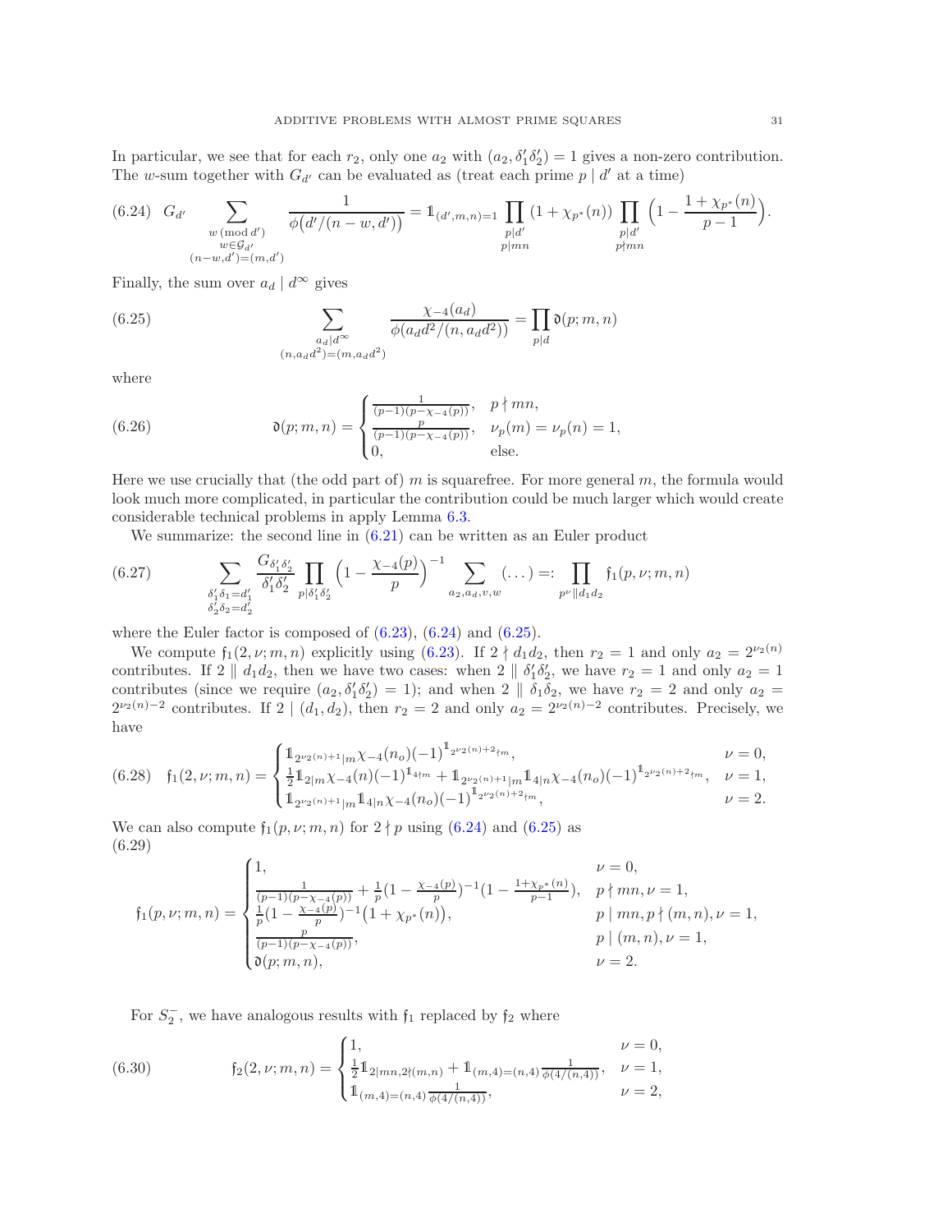In particular, we see that for each $r_2$, only one $a_2$ with $(a_2, \delta_1'\delta_2') = 1$ gives a non-zero contribution. The $w$-sum together with $G_{d'}$ can be evaluated as (treat each prime $p \mid d'$ at a time)

$$G_{d'} \sum_{\substack{w \,(\mathrm{mod}\, d') \\ w \in \mathcal{G}_{d'} \\ (n-w,d')=(m,d')}} \frac{1}{\phi\big(d'/(n-w,d')\big)} = \mathbb{1}_{(d',m,n)=1} \prod_{\substack{p\mid d' \\ p\mid mn}} (1+\chi_{p^*}(n)) \prod_{\substack{p\mid d' \\ p\nmid mn}} \Big(1 - \frac{1+\chi_{p^*}(n)}{p-1}\Big). \tag{6.24}$$

Finally, the sum over $a_d \mid d^\infty$ gives

$$\sum_{\substack{a_d \mid d^\infty \\ (n, a_d d^2) = (m, a_d d^2)}} \frac{\chi_{-4}(a_d)}{\phi(a_d d^2/(n, a_d d^2))} = \prod_{p\mid d} \mathfrak{d}(p;m,n) \tag{6.25}$$

where

$$\mathfrak{d}(p;m,n) = \begin{cases} \frac{1}{(p-1)(p-\chi_{-4}(p))}, & p \nmid mn, \\ \frac{p}{(p-1)(p-\chi_{-4}(p))}, & \nu_p(m) = \nu_p(n) = 1, \\ 0, & \text{else.} \end{cases} \tag{6.26}$$

Here we use crucially that (the odd part of) $m$ is squarefree. For more general $m$, the formula would look much more complicated, in particular the contribution could be much larger which would create considerable technical problems in apply Lemma 6.3.

We summarize: the second line in (6.21) can be written as an Euler product

$$\sum_{\substack{\delta_1'\delta_1 = d_1' \\ \delta_2'\delta_2 = d_2'}} \frac{G_{\delta_1'\delta_2'}}{\delta_1'\delta_2'} \prod_{p\mid \delta_1'\delta_2'} \Big(1 - \frac{\chi_{-4}(p)}{p}\Big)^{-1} \sum_{a_2, a_d, v, w} (\dots) =: \prod_{p^\nu \| d_1 d_2} \mathfrak{f}_1(p,\nu;m,n) \tag{6.27}$$

where the Euler factor is composed of (6.23), (6.24) and (6.25).

We compute $\mathfrak{f}_1(2,\nu;m,n)$ explicitly using (6.23). If $2 \nmid d_1 d_2$, then $r_2 = 1$ and only $a_2 = 2^{\nu_2(n)}$ contributes. If $2 \,\|\, d_1 d_2$, then we have two cases: when $2 \,\|\, \delta_1'\delta_2'$, we have $r_2 = 1$ and only $a_2 = 1$ contributes (since we require $(a_2, \delta_1'\delta_2') = 1$); and when $2 \,\|\, \delta_1\delta_2$, we have $r_2 = 2$ and only $a_2 = 2^{\nu_2(n)-2}$ contributes. If $2 \mid (d_1, d_2)$, then $r_2 = 2$ and only $a_2 = 2^{\nu_2(n)-2}$ contributes. Precisely, we have

$$\mathfrak{f}_1(2,\nu;m,n) = \begin{cases} \mathbb{1}_{2^{\nu_2(n)+1}\mid m} \chi_{-4}(n_o)(-1)^{\mathbb{1}_{2^{\nu_2(n)+2}\nmid m}}, & \nu = 0, \\ \frac{1}{2}\mathbb{1}_{2\mid m}\chi_{-4}(n)(-1)^{\mathbb{1}_{4\nmid m}} + \mathbb{1}_{2^{\nu_2(n)+1}\mid m}\mathbb{1}_{4\mid n}\chi_{-4}(n_o)(-1)^{\mathbb{1}_{2^{\nu_2(n)+2}\nmid m}}, & \nu = 1, \\ \mathbb{1}_{2^{\nu_2(n)+1}\mid m}\mathbb{1}_{4\mid n}\chi_{-4}(n_o)(-1)^{\mathbb{1}_{2^{\nu_2(n)+2}\nmid m}}, & \nu = 2. \end{cases} \tag{6.28}$$

We can also compute $\mathfrak{f}_1(p,\nu;m,n)$ for $2 \nmid p$ using (6.24) and (6.25) as

$$\mathfrak{f}_1(p,\nu;m,n) = \begin{cases} 1, & \nu = 0, \\ \frac{1}{(p-1)(p-\chi_{-4}(p))} + \frac{1}{p}\big(1 - \frac{\chi_{-4}(p)}{p}\big)^{-1}\big(1 - \frac{1+\chi_{p^*}(n)}{p-1}\big), & p \nmid mn, \nu = 1, \\ \frac{1}{p}\big(1 - \frac{\chi_{-4}(p)}{p}\big)^{-1}\big(1 + \chi_{p^*}(n)\big), & p \mid mn, p \nmid (m,n), \nu = 1, \\ \frac{p}{(p-1)(p-\chi_{-4}(p))}, & p \mid (m,n), \nu = 1, \\ \mathfrak{d}(p;m,n), & \nu = 2. \end{cases} \tag{6.29}$$

For $S_2^-$, we have analogous results with $\mathfrak{f}_1$ replaced by $\mathfrak{f}_2$ where

$$\mathfrak{f}_2(2,\nu;m,n) = \begin{cases} 1, & \nu = 0, \\ \frac{1}{2}\mathbb{1}_{2\mid mn, 2\nmid (m,n)} + \mathbb{1}_{(m,4)=(n,4)} \frac{1}{\phi(4/(n,4))}, & \nu = 1, \\ \mathbb{1}_{(m,4)=(n,4)} \frac{1}{\phi(4/(n,4))}, & \nu = 2, \end{cases} \tag{6.30}$$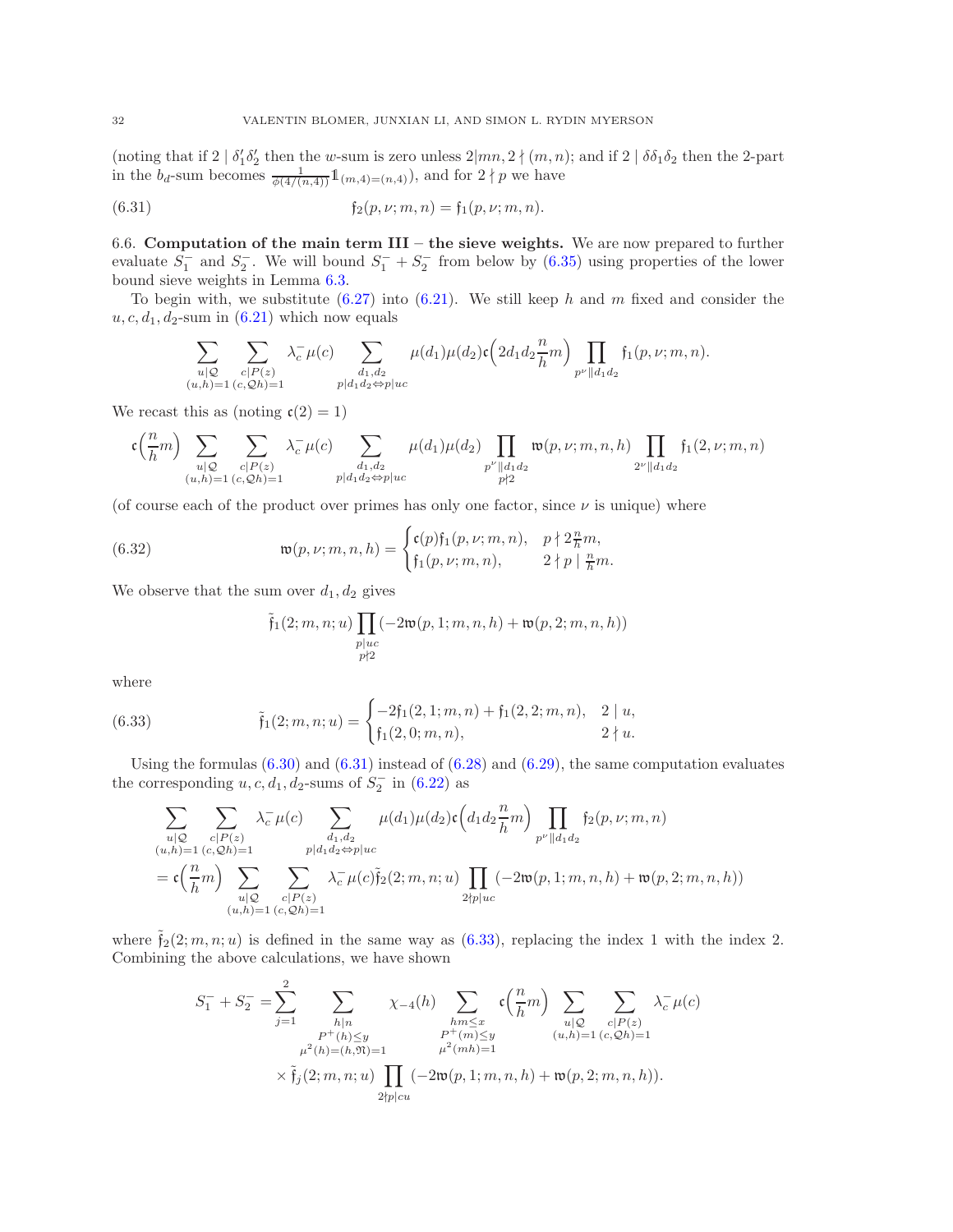(noting that if $2 \mid \delta_1'\delta_2'$ then the $w$-sum is zero unless $2|mn, 2 \nmid (m,n)$; and if $2 \mid \delta\delta_1\delta_2$ then the 2-part in the $b_d$-sum becomes $\frac{1}{\phi(4/(n,4))}\mathbb{1}_{(m,4)=(n,4)}$), and for $2 \nmid p$ we have

$$\mathfrak{f}_2(p,\nu;m,n) = \mathfrak{f}_1(p,\nu;m,n). \tag{6.31}$$

**6.6. Computation of the main term III – the sieve weights.** We are now prepared to further evaluate $S_1^-$ and $S_2^-$. We will bound $S_1^- + S_2^-$ from below by (6.35) using properties of the lower bound sieve weights in Lemma 6.3.

To begin with, we substitute (6.27) into (6.21). We still keep $h$ and $m$ fixed and consider the $u, c, d_1, d_2$-sum in (6.21) which now equals

$$\sum_{\substack{u|\mathcal{Q}\\(u,h)=1}} \sum_{\substack{c|P(z)\\(c,\mathcal{Q}h)=1}} \lambda_c^- \mu(c) \sum_{\substack{d_1,d_2\\p|d_1d_2 \Leftrightarrow p|uc}} \mu(d_1)\mu(d_2)\mathfrak{c}\Big(2d_1d_2\frac{n}{h}m\Big) \prod_{p^\nu \| d_1d_2} \mathfrak{f}_1(p,\nu;m,n).$$

We recast this as (noting $\mathfrak{c}(2) = 1$)

$$\mathfrak{c}\Big(\frac{n}{h}m\Big) \sum_{\substack{u|\mathcal{Q}\\(u,h)=1}} \sum_{\substack{c|P(z)\\(c,\mathcal{Q}h)=1}} \lambda_c^- \mu(c) \sum_{\substack{d_1,d_2\\p|d_1d_2 \Leftrightarrow p|uc}} \mu(d_1)\mu(d_2) \prod_{\substack{p^\nu \| d_1d_2\\p\nmid 2}} \mathfrak{w}(p,\nu;m,n,h) \prod_{2^\nu \| d_1d_2} \mathfrak{f}_1(2,\nu;m,n)$$

(of course each of the product over primes has only one factor, since $\nu$ is unique) where

$$\mathfrak{w}(p,\nu;m,n,h) = \begin{cases} \mathfrak{c}(p)\mathfrak{f}_1(p,\nu;m,n), & p \nmid 2\frac{n}{h}m, \\ \mathfrak{f}_1(p,\nu;m,n), & 2 \nmid p \mid \frac{n}{h}m. \end{cases} \tag{6.32}$$

We observe that the sum over $d_1, d_2$ gives

$$\tilde{\mathfrak{f}}_1(2;m,n;u) \prod_{\substack{p|uc\\p\nmid 2}} (-2\mathfrak{w}(p,1;m,n,h) + \mathfrak{w}(p,2;m,n,h))$$

where

$$\tilde{\mathfrak{f}}_1(2;m,n;u) = \begin{cases} -2\mathfrak{f}_1(2,1;m,n) + \mathfrak{f}_1(2,2;m,n), & 2 \mid u, \\ \mathfrak{f}_1(2,0;m,n), & 2 \nmid u. \end{cases} \tag{6.33}$$

Using the formulas (6.30) and (6.31) instead of (6.28) and (6.29), the same computation evaluates the corresponding $u, c, d_1, d_2$-sums of $S_2^-$ in (6.22) as

$$\begin{aligned}
&\sum_{\substack{u|\mathcal{Q}\\(u,h)=1}} \sum_{\substack{c|P(z)\\(c,\mathcal{Q}h)=1}} \lambda_c^- \mu(c) \sum_{\substack{d_1,d_2\\p|d_1d_2 \Leftrightarrow p|uc}} \mu(d_1)\mu(d_2)\mathfrak{c}\Big(d_1d_2\frac{n}{h}m\Big) \prod_{p^\nu \| d_1d_2} \mathfrak{f}_2(p,\nu;m,n) \\
&= \mathfrak{c}\Big(\frac{n}{h}m\Big) \sum_{\substack{u|\mathcal{Q}\\(u,h)=1}} \sum_{\substack{c|P(z)\\(c,\mathcal{Q}h)=1}} \lambda_c^- \mu(c)\tilde{\mathfrak{f}}_2(2;m,n;u) \prod_{2\nmid p|uc} (-2\mathfrak{w}(p,1;m,n,h) + \mathfrak{w}(p,2;m,n,h))
\end{aligned}$$

where $\tilde{\mathfrak{f}}_2(2;m,n;u)$ is defined in the same way as (6.33), replacing the index 1 with the index 2. Combining the above calculations, we have shown

$$\begin{aligned}
S_1^- + S_2^- = &\sum_{j=1}^{2} \sum_{\substack{h|n\\P^+(h)\leq y\\ \mu^2(h)=(h,\mathfrak{N})=1}} \chi_{-4}(h) \sum_{\substack{hm\leq x\\P^+(m)\leq y\\ \mu^2(mh)=1}} \mathfrak{c}\Big(\frac{n}{h}m\Big) \sum_{\substack{u|\mathcal{Q}\\(u,h)=1}} \sum_{\substack{c|P(z)\\(c,\mathcal{Q}h)=1}} \lambda_c^- \mu(c) \\
&\times \tilde{\mathfrak{f}}_j(2;m,n;u) \prod_{2\nmid p|cu} (-2\mathfrak{w}(p,1;m,n,h) + \mathfrak{w}(p,2;m,n,h)).
\end{aligned}$$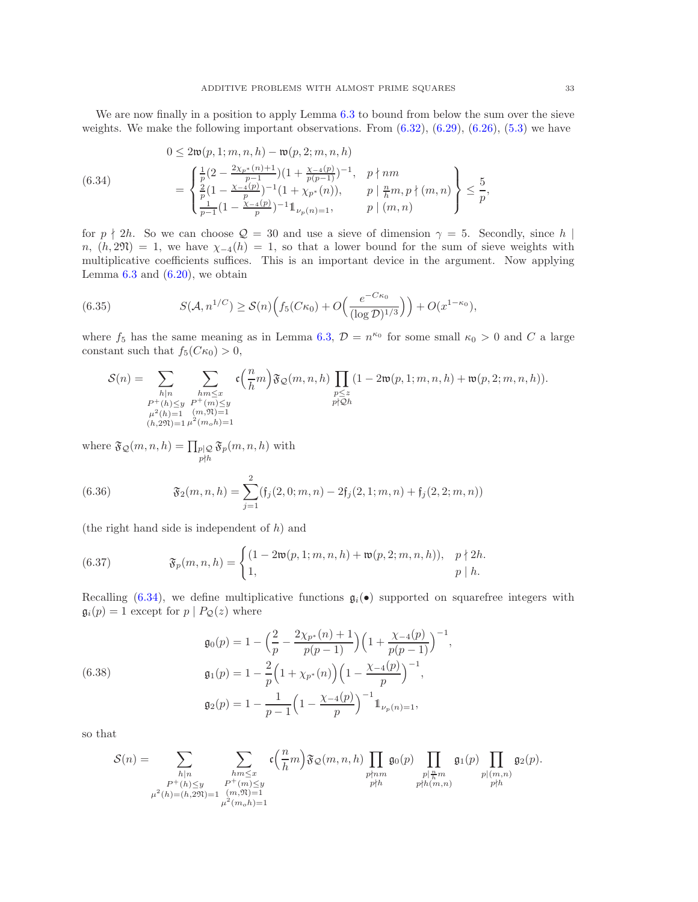We are now finally in a position to apply Lemma 6.3 to bound from below the sum over the sieve weights. We make the following important observations. From (6.32), (6.29), (6.26), (5.3) we have

$$
\begin{aligned}
&0 \le 2\mathfrak{w}(p,1;m,n,h) - \mathfrak{w}(p,2;m,n,h) \\
&= \left.\begin{cases} \frac{1}{p}\big(2 - \frac{2\chi_{p^*}(n)+1}{p-1}\big)\big(1+\frac{\chi_{-4}(p)}{p(p-1)}\big)^{-1}, & p \nmid nm \\ \frac{2}{p}\big(1-\frac{\chi_{-4}(p)}{p}\big)^{-1}(1+\chi_{p^*}(n)), & p \mid \frac{n}{h}m, p \nmid (m,n) \\ \frac{1}{p-1}\big(1-\frac{\chi_{-4}(p)}{p}\big)^{-1}\mathbb{1}_{\nu_p(n)=1}, & p \mid (m,n) \end{cases}\right\} \le \frac{5}{p},
\end{aligned}
\tag{6.34}
$$

for $p \nmid 2h$. So we can choose $\mathcal{Q} = 30$ and use a sieve of dimension $\gamma = 5$. Secondly, since $h \mid n$, $(h, 2\mathfrak{N}) = 1$, we have $\chi_{-4}(h) = 1$, so that a lower bound for the sum of sieve weights with multiplicative coefficients suffices. This is an important device in the argument. Now applying Lemma 6.3 and (6.20), we obtain

$$
S(\mathcal{A}, n^{1/C}) \ge \mathcal{S}(n)\Big(f_5(C\kappa_0) + O\Big(\frac{e^{-C\kappa_0}}{(\log \mathcal{D})^{1/3}}\Big)\Big) + O(x^{1-\kappa_0}),
\tag{6.35}
$$

where $f_5$ has the same meaning as in Lemma 6.3, $\mathcal{D} = n^{\kappa_0}$ for some small $\kappa_0 > 0$ and $C$ a large constant such that $f_5(C\kappa_0) > 0$,

$$
\mathcal{S}(n) = \sum_{\substack{h \mid n \\ P^+(h) \le y \\ \mu^2(h)=1 \\ (h,2\mathfrak{N})=1}} \sum_{\substack{hm \le x \\ P^+(m) \le y \\ (m,\mathfrak{N})=1 \\ \mu^2(m_o h)=1}} \mathfrak{c}\Big(\frac{n}{h}m\Big)\mathfrak{F}_{\mathcal{Q}}(m,n,h) \prod_{\substack{p \le z \\ p \nmid \mathcal{Q}h}} (1 - 2\mathfrak{w}(p,1;m,n,h) + \mathfrak{w}(p,2;m,n,h)).
$$

where $\mathfrak{F}_{\mathcal{Q}}(m,n,h) = \prod_{\substack{p \mid \mathcal{Q} \\ p \nmid h}} \mathfrak{F}_p(m,n,h)$ with

$$
\mathfrak{F}_2(m,n,h) = \sum_{j=1}^{2} (\mathfrak{f}_j(2,0;m,n) - 2\mathfrak{f}_j(2,1;m,n) + \mathfrak{f}_j(2,2;m,n))
\tag{6.36}
$$

(the right hand side is independent of $h$) and

$$
\mathfrak{F}_p(m,n,h) = \begin{cases} (1 - 2\mathfrak{w}(p,1;m,n,h) + \mathfrak{w}(p,2;m,n,h)), & p \nmid 2h. \\ 1, & p \mid h. \end{cases}
\tag{6.37}
$$

Recalling (6.34), we define multiplicative functions $\mathfrak{g}_i(\bullet)$ supported on squarefree integers with $\mathfrak{g}_i(p) = 1$ except for $p \mid P_{\mathcal{Q}}(z)$ where

$$
\begin{aligned}
\mathfrak{g}_0(p) &= 1 - \Big(\frac{2}{p} - \frac{2\chi_{p^*}(n)+1}{p(p-1)}\Big)\Big(1 + \frac{\chi_{-4}(p)}{p(p-1)}\Big)^{-1}, \\
\mathfrak{g}_1(p) &= 1 - \frac{2}{p}\Big(1 + \chi_{p^*}(n)\Big)\Big(1 - \frac{\chi_{-4}(p)}{p}\Big)^{-1}, \\
\mathfrak{g}_2(p) &= 1 - \frac{1}{p-1}\Big(1 - \frac{\chi_{-4}(p)}{p}\Big)^{-1}\mathbb{1}_{\nu_p(n)=1},
\end{aligned}
\tag{6.38}
$$

so that

$$
\mathcal{S}(n) = \sum_{\substack{h \mid n \\ P^+(h) \le y \\ \mu^2(h)=(h,2\mathfrak{N})=1}} \sum_{\substack{hm \le x \\ P^+(m) \le y \\ (m,\mathfrak{N})=1 \\ \mu^2(m_o h)=1}} \mathfrak{c}\Big(\frac{n}{h}m\Big)\mathfrak{F}_{\mathcal{Q}}(m,n,h) \prod_{\substack{p \nmid nm \\ p \nmid h}} \mathfrak{g}_0(p) \prod_{\substack{p \mid \frac{n}{h}m \\ p \nmid h(m,n)}} \mathfrak{g}_1(p) \prod_{\substack{p \mid (m,n) \\ p \nmid h}} \mathfrak{g}_2(p).
$$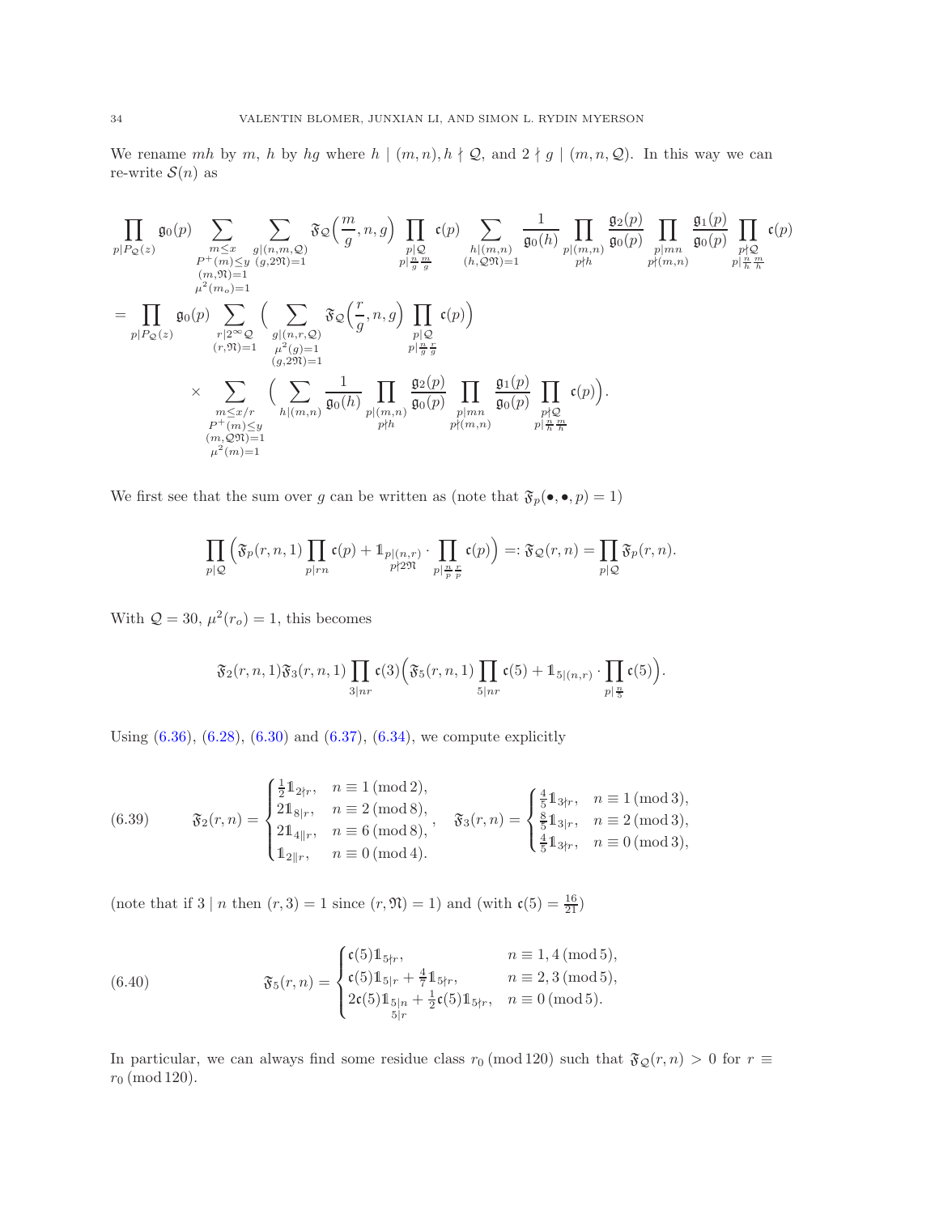We rename $mh$ by $m$, $h$ by $hg$ where $h \mid (m,n), h \nmid \mathcal{Q}$, and $2 \nmid g \mid (m,n,\mathcal{Q})$. In this way we can re-write $\mathcal{S}(n)$ as

$$\prod_{p \mid P_{\mathcal{Q}}(z)} \mathfrak{g}_0(p) \sum_{\substack{m \le x \\ P^+(m) \le y \\ (m,\mathfrak{N})=1 \\ \mu^2(m_o)=1}} \sum_{\substack{g \mid (n,m,\mathcal{Q}) \\ (g,2\mathfrak{N})=1}} \mathfrak{F}_{\mathcal{Q}}\Big(\frac{m}{g}, n, g\Big) \prod_{\substack{p \mid \mathcal{Q} \\ p \mid \frac{n}{g}\frac{m}{g}}} \mathfrak{c}(p) \sum_{\substack{h \mid (m,n) \\ (h,\mathcal{Q}\mathfrak{N})=1}} \frac{1}{\mathfrak{g}_0(h)} \prod_{\substack{p \mid (m,n) \\ p \nmid h}} \frac{\mathfrak{g}_2(p)}{\mathfrak{g}_0(p)} \prod_{\substack{p \mid mn \\ p \nmid (m,n)}} \frac{\mathfrak{g}_1(p)}{\mathfrak{g}_0(p)} \prod_{\substack{p \nmid \mathcal{Q} \\ p \mid \frac{n}{h}\frac{m}{h}}} \mathfrak{c}(p)$$

$$= \prod_{p \mid P_{\mathcal{Q}}(z)} \mathfrak{g}_0(p) \sum_{\substack{r \mid 2^\infty \mathcal{Q} \\ (r,\mathfrak{N})=1}} \Big( \sum_{\substack{g \mid (n,r,\mathcal{Q}) \\ \mu^2(g)=1 \\ (g,2\mathfrak{N})=1}} \mathfrak{F}_{\mathcal{Q}}\Big(\frac{r}{g}, n, g\Big) \prod_{\substack{p \mid \mathcal{Q} \\ p \mid \frac{n}{g}\frac{r}{g}}} \mathfrak{c}(p)\Big)$$

$$\times \sum_{\substack{m \le x/r \\ P^+(m) \le y \\ (m,\mathcal{Q}\mathfrak{N})=1 \\ \mu^2(m)=1}} \Big( \sum_{h \mid (m,n)} \frac{1}{\mathfrak{g}_0(h)} \prod_{\substack{p \mid (m,n) \\ p \nmid h}} \frac{\mathfrak{g}_2(p)}{\mathfrak{g}_0(p)} \prod_{\substack{p \mid mn \\ p \nmid (m,n)}} \frac{\mathfrak{g}_1(p)}{\mathfrak{g}_0(p)} \prod_{\substack{p \nmid \mathcal{Q} \\ p \mid \frac{n}{h}\frac{m}{h}}} \mathfrak{c}(p)\Big).$$

We first see that the sum over $g$ can be written as (note that $\mathfrak{F}_p(\bullet, \bullet, p) = 1$)

$$\prod_{p \mid \mathcal{Q}} \Big( \mathfrak{F}_p(r,n,1) \prod_{p \mid rn} \mathfrak{c}(p) + \mathbb{1}_{\substack{p \mid (n,r) \\ p \nmid 2\mathfrak{N}}} \cdot \prod_{p \mid \frac{n}{p}\frac{r}{p}} \mathfrak{c}(p) \Big) =: \mathfrak{F}_{\mathcal{Q}}(r,n) = \prod_{p \mid \mathcal{Q}} \mathfrak{F}_p(r,n).$$

With $\mathcal{Q} = 30$, $\mu^2(r_o) = 1$, this becomes

$$\mathfrak{F}_2(r,n,1)\mathfrak{F}_3(r,n,1) \prod_{3 \mid nr} \mathfrak{c}(3) \Big( \mathfrak{F}_5(r,n,1) \prod_{5 \mid nr} \mathfrak{c}(5) + \mathbb{1}_{5 \mid (n,r)} \cdot \prod_{p \mid \frac{n}{5}} \mathfrak{c}(5) \Big).$$

Using (6.36), (6.28), (6.30) and (6.37), (6.34), we compute explicitly

$$\mathfrak{F}_2(r,n) = \begin{cases} \frac{1}{2}\mathbb{1}_{2 \nmid r}, & n \equiv 1 \,(\mathrm{mod}\, 2), \\ 2\mathbb{1}_{8 \mid r}, & n \equiv 2 \,(\mathrm{mod}\, 8), \\ 2\mathbb{1}_{4 \parallel r}, & n \equiv 6 \,(\mathrm{mod}\, 8), \\ \mathbb{1}_{2 \parallel r}, & n \equiv 0 \,(\mathrm{mod}\, 4). \end{cases}, \quad \mathfrak{F}_3(r,n) = \begin{cases} \frac{4}{5}\mathbb{1}_{3 \nmid r}, & n \equiv 1 \,(\mathrm{mod}\, 3), \\ \frac{8}{5}\mathbb{1}_{3 \mid r}, & n \equiv 2 \,(\mathrm{mod}\, 3), \\ \frac{4}{5}\mathbb{1}_{3 \nmid r}, & n \equiv 0 \,(\mathrm{mod}\, 3), \end{cases} \tag{6.39}$$

(note that if $3 \mid n$ then $(r,3) = 1$ since $(r,\mathfrak{N}) = 1$) and (with $\mathfrak{c}(5) = \frac{16}{21}$)

$$\mathfrak{F}_5(r,n) = \begin{cases} \mathfrak{c}(5)\mathbb{1}_{5 \nmid r}, & n \equiv 1, 4 \,(\mathrm{mod}\, 5), \\ \mathfrak{c}(5)\mathbb{1}_{5 \mid r} + \frac{4}{7}\mathbb{1}_{5 \nmid r}, & n \equiv 2, 3 \,(\mathrm{mod}\, 5), \\ 2\mathfrak{c}(5)\mathbb{1}_{\substack{5 \mid n \\ 5 \mid r}} + \frac{1}{2}\mathfrak{c}(5)\mathbb{1}_{5 \nmid r}, & n \equiv 0 \,(\mathrm{mod}\, 5). \end{cases} \tag{6.40}$$

In particular, we can always find some residue class $r_0 \,(\mathrm{mod}\, 120)$ such that $\mathfrak{F}_{\mathcal{Q}}(r,n) > 0$ for $r \equiv r_0 \,(\mathrm{mod}\, 120)$.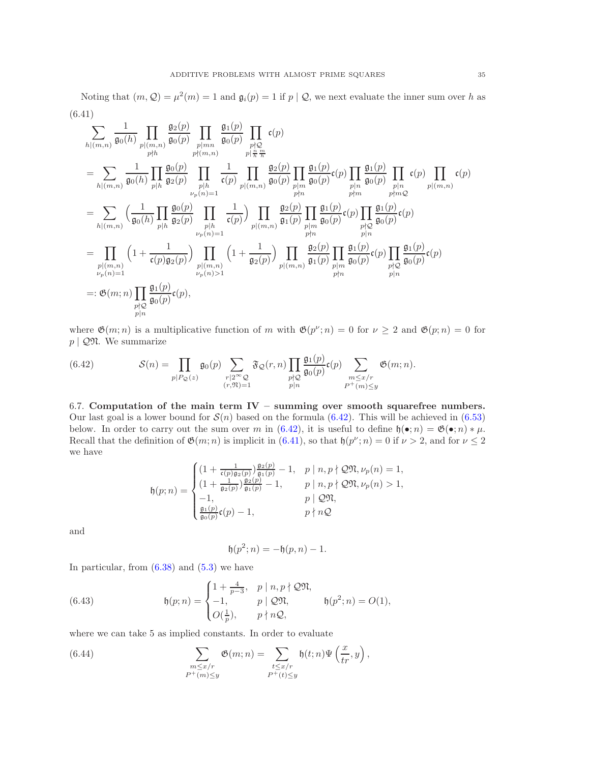Noting that $(m, \mathcal{Q}) = \mu^2(m) = 1$ and $\mathfrak{g}_i(p) = 1$ if $p \mid \mathcal{Q}$, we next evaluate the inner sum over $h$ as

(6.41)

$$
\begin{aligned}
&\sum_{h|(m,n)} \frac{1}{\mathfrak{g}_0(h)} \prod_{\substack{p|(m,n)\\ p\nmid h}} \frac{\mathfrak{g}_2(p)}{\mathfrak{g}_0(p)} \prod_{\substack{p|mn\\ p\nmid(m,n)}} \frac{\mathfrak{g}_1(p)}{\mathfrak{g}_0(p)} \prod_{\substack{p\nmid \mathcal{Q}\\ p|\frac{n}{h}\frac{m}{h}}} \mathfrak{c}(p)\\
&= \sum_{h|(m,n)} \frac{1}{\mathfrak{g}_0(h)} \prod_{p|h} \frac{\mathfrak{g}_0(p)}{\mathfrak{g}_2(p)} \prod_{\substack{p|h\\ \nu_p(n)=1}} \frac{1}{\mathfrak{c}(p)} \prod_{p|(m,n)} \frac{\mathfrak{g}_2(p)}{\mathfrak{g}_0(p)} \prod_{\substack{p|m\\ p\nmid n}} \frac{\mathfrak{g}_1(p)}{\mathfrak{g}_0(p)}\mathfrak{c}(p) \prod_{\substack{p|n\\ p\nmid m}} \frac{\mathfrak{g}_1(p)}{\mathfrak{g}_0(p)} \prod_{\substack{p|n\\ p\nmid m\mathcal{Q}}} \mathfrak{c}(p) \prod_{p|(m,n)} \mathfrak{c}(p)\\
&= \sum_{h|(m,n)} \Big(\frac{1}{\mathfrak{g}_0(h)} \prod_{p|h} \frac{\mathfrak{g}_0(p)}{\mathfrak{g}_2(p)} \prod_{\substack{p|h\\ \nu_p(n)=1}} \frac{1}{\mathfrak{c}(p)}\Big) \prod_{p|(m,n)} \frac{\mathfrak{g}_2(p)}{\mathfrak{g}_1(p)} \prod_{\substack{p|m\\ p\nmid n}} \frac{\mathfrak{g}_1(p)}{\mathfrak{g}_0(p)}\mathfrak{c}(p) \prod_{\substack{p\nmid \mathcal{Q}\\ p|n}} \frac{\mathfrak{g}_1(p)}{\mathfrak{g}_0(p)}\mathfrak{c}(p)\\
&= \prod_{\substack{p|(m,n)\\ \nu_p(n)=1}} \Big(1 + \frac{1}{\mathfrak{c}(p)\mathfrak{g}_2(p)}\Big) \prod_{\substack{p|(m,n)\\ \nu_p(n)>1}} \Big(1 + \frac{1}{\mathfrak{g}_2(p)}\Big) \prod_{p|(m,n)} \frac{\mathfrak{g}_2(p)}{\mathfrak{g}_1(p)} \prod_{\substack{p|m\\ p\nmid n}} \frac{\mathfrak{g}_1(p)}{\mathfrak{g}_0(p)}\mathfrak{c}(p) \prod_{\substack{p\nmid \mathcal{Q}\\ p|n}} \frac{\mathfrak{g}_1(p)}{\mathfrak{g}_0(p)}\mathfrak{c}(p)\\
&=: \mathfrak{G}(m;n) \prod_{\substack{p\nmid \mathcal{Q}\\ p|n}} \frac{\mathfrak{g}_1(p)}{\mathfrak{g}_0(p)}\mathfrak{c}(p),
\end{aligned}
$$

where $\mathfrak{G}(m;n)$ is a multiplicative function of $m$ with $\mathfrak{G}(p^\nu;n) = 0$ for $\nu \geq 2$ and $\mathfrak{G}(p;n) = 0$ for $p \mid \mathcal{Q}\mathfrak{N}$. We summarize

$$
\mathcal{S}(n) = \prod_{p|P_{\mathcal{Q}}(z)} \mathfrak{g}_0(p) \sum_{\substack{r|2^\infty \mathcal{Q}\\ (r,\mathfrak{N})=1}} \mathfrak{F}_{\mathcal{Q}}(r,n) \prod_{\substack{p\nmid \mathcal{Q}\\ p|n}} \frac{\mathfrak{g}_1(p)}{\mathfrak{g}_0(p)}\mathfrak{c}(p) \sum_{\substack{m\leq x/r\\ P^+(m)\leq y}} \mathfrak{G}(m;n). \tag{6.42}
$$

6.7. **Computation of the main term IV – summing over smooth squarefree numbers.** Our last goal is a lower bound for $\mathcal{S}(n)$ based on the formula (6.42). This will be achieved in (6.53) below. In order to carry out the sum over $m$ in (6.42), it is useful to define $\mathfrak{h}(\bullet;n) = \mathfrak{G}(\bullet;n) * \mu$. Recall that the definition of $\mathfrak{G}(m;n)$ is implicit in (6.41), so that $\mathfrak{h}(p^\nu;n) = 0$ if $\nu > 2$, and for $\nu \leq 2$ we have

$$
\mathfrak{h}(p;n) = \begin{cases} (1 + \frac{1}{\mathfrak{c}(p)\mathfrak{g}_2(p)})\frac{\mathfrak{g}_2(p)}{\mathfrak{g}_1(p)} - 1, & p \mid n, p \nmid \mathcal{Q}\mathfrak{N}, \nu_p(n) = 1,\\ (1 + \frac{1}{\mathfrak{g}_2(p)})\frac{\mathfrak{g}_2(p)}{\mathfrak{g}_1(p)} - 1, & p \mid n, p \nmid \mathcal{Q}\mathfrak{N}, \nu_p(n) > 1,\\ -1, & p \mid \mathcal{Q}\mathfrak{N},\\ \frac{\mathfrak{g}_1(p)}{\mathfrak{g}_0(p)}\mathfrak{c}(p) - 1, & p \nmid n\mathcal{Q} \end{cases}
$$

and

$$
\mathfrak{h}(p^2;n) = -\mathfrak{h}(p,n) - 1.
$$

In particular, from (6.38) and (5.3) we have

$$
\mathfrak{h}(p;n) = \begin{cases} 1 + \frac{4}{p-3}, & p \mid n, p \nmid \mathcal{Q}\mathfrak{N},\\ -1, & p \mid \mathcal{Q}\mathfrak{N},\\ O(\frac{1}{p}), & p \nmid n\mathcal{Q}, \end{cases} \qquad \mathfrak{h}(p^2;n) = O(1), \tag{6.43}
$$

where we can take 5 as implied constants. In order to evaluate

$$
\sum_{\substack{m\leq x/r\\ P^+(m)\leq y}} \mathfrak{G}(m;n) = \sum_{\substack{t\leq x/r\\ P^+(t)\leq y}} \mathfrak{h}(t;n)\Psi\left(\frac{x}{tr}, y\right), \tag{6.44}
$$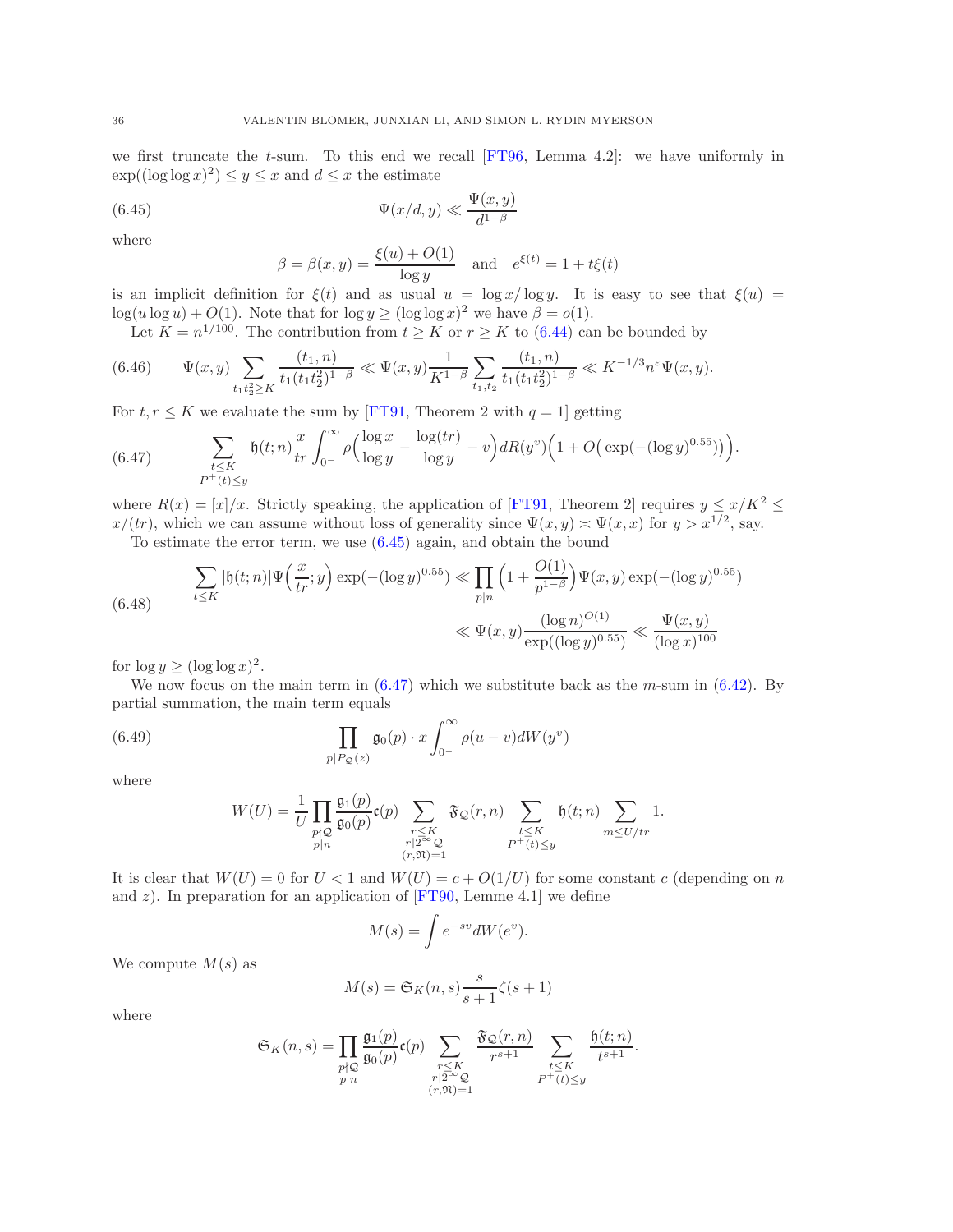we first truncate the $t$-sum. To this end we recall [FT96, Lemma 4.2]: we have uniformly in $\exp((\log\log x)^2) \leq y \leq x$ and $d \leq x$ the estimate

$$\Psi(x/d, y) \ll \frac{\Psi(x,y)}{d^{1-\beta}} \tag{6.45}$$

where

$$\beta = \beta(x,y) = \frac{\xi(u) + O(1)}{\log y} \quad \text{and} \quad e^{\xi(t)} = 1 + t\xi(t)$$

is an implicit definition for $\xi(t)$ and as usual $u = \log x/\log y$. It is easy to see that $\xi(u) = \log(u \log u) + O(1)$. Note that for $\log y \geq (\log\log x)^2$ we have $\beta = o(1)$.

Let $K = n^{1/100}$. The contribution from $t \geq K$ or $r \geq K$ to (6.44) can be bounded by

$$\Psi(x,y) \sum_{t_1 t_2^2 \geq K} \frac{(t_1, n)}{t_1 (t_1 t_2^2)^{1-\beta}} \ll \Psi(x,y) \frac{1}{K^{1-\beta}} \sum_{t_1, t_2} \frac{(t_1, n)}{t_1 (t_1 t_2^2)^{1-\beta}} \ll K^{-1/3} n^{\varepsilon} \Psi(x,y). \tag{6.46}$$

For $t, r \leq K$ we evaluate the sum by [FT91, Theorem 2 with $q=1$] getting

$$\sum_{\substack{t \leq K \\ P^+(t) \leq y}} \mathfrak{h}(t;n) \frac{x}{tr} \int_{0^-}^{\infty} \rho\Big(\frac{\log x}{\log y} - \frac{\log(tr)}{\log y} - v\Big) dR(y^v) \Big(1 + O\big(\exp(-(\log y)^{0.55})\big)\Big). \tag{6.47}$$

where $R(x) = [x]/x$. Strictly speaking, the application of [FT91, Theorem 2] requires $y \leq x/K^2 \leq x/(tr)$, which we can assume without loss of generality since $\Psi(x,y) \asymp \Psi(x,x)$ for $y > x^{1/2}$, say.

To estimate the error term, we use (6.45) again, and obtain the bound

$$\begin{aligned} \sum_{t \leq K} |\mathfrak{h}(t;n)| \Psi\Big(\frac{x}{tr}; y\Big) \exp(-(\log y)^{0.55}) &\ll \prod_{p \mid n} \Big(1 + \frac{O(1)}{p^{1-\beta}}\Big) \Psi(x,y) \exp(-(\log y)^{0.55}) \\ &\ll \Psi(x,y) \frac{(\log n)^{O(1)}}{\exp((\log y)^{0.55})} \ll \frac{\Psi(x,y)}{(\log x)^{100}} \end{aligned} \tag{6.48}$$

for $\log y \geq (\log\log x)^2$.

We now focus on the main term in (6.47) which we substitute back as the $m$-sum in (6.42). By partial summation, the main term equals

$$\prod_{p \mid P_{\mathcal{Q}}(z)} \mathfrak{g}_0(p) \cdot x \int_{0^-}^{\infty} \rho(u - v) dW(y^v) \tag{6.49}$$

where

$$W(U) = \frac{1}{U} \prod_{\substack{p \nmid \mathcal{Q} \\ p \mid n}} \frac{\mathfrak{g}_1(p)}{\mathfrak{g}_0(p)} \mathfrak{c}(p) \sum_{\substack{r \leq K \\ r \mid 2^\infty \mathcal{Q} \\ (r, \mathfrak{N}) = 1}} \mathfrak{F}_{\mathcal{Q}}(r,n) \sum_{\substack{t \leq K \\ P^+(t) \leq y}} \mathfrak{h}(t;n) \sum_{m \leq U/tr} 1.$$

It is clear that $W(U) = 0$ for $U < 1$ and $W(U) = c + O(1/U)$ for some constant $c$ (depending on $n$ and $z$). In preparation for an application of [FT90, Lemme 4.1] we define

$$M(s) = \int e^{-sv} dW(e^v).$$

We compute $M(s)$ as

$$M(s) = \mathfrak{S}_K(n,s) \frac{s}{s+1} \zeta(s+1)$$

where

$$\mathfrak{S}_K(n,s) = \prod_{\substack{p \nmid \mathcal{Q} \\ p \mid n}} \frac{\mathfrak{g}_1(p)}{\mathfrak{g}_0(p)} \mathfrak{c}(p) \sum_{\substack{r \leq K \\ r \mid 2^\infty \mathcal{Q} \\ (r, \mathfrak{N}) = 1}} \frac{\mathfrak{F}_{\mathcal{Q}}(r,n)}{r^{s+1}} \sum_{\substack{t \leq K \\ P^+(t) \leq y}} \frac{\mathfrak{h}(t;n)}{t^{s+1}}.$$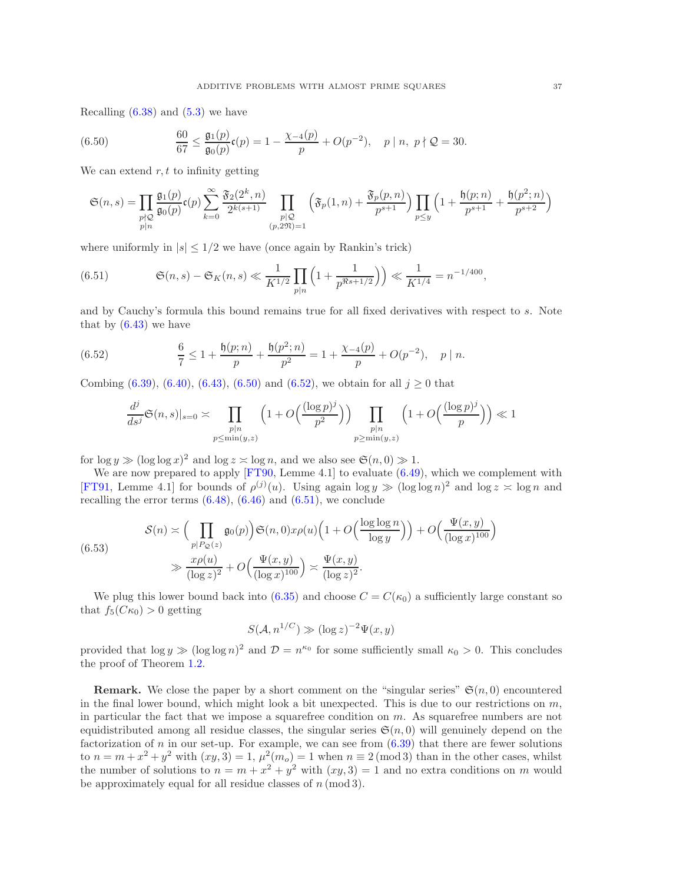Recalling (6.38) and (5.3) we have

$$\frac{60}{67} \leq \frac{\mathfrak{g}_1(p)}{\mathfrak{g}_0(p)}\mathfrak{c}(p) = 1 - \frac{\chi_{-4}(p)}{p} + O(p^{-2}), \quad p \mid n,\ p \nmid \mathcal{Q} = 30. \tag{6.50}$$

We can extend $r, t$ to infinity getting

$$\mathfrak{S}(n,s) = \prod_{\substack{p \nmid \mathcal{Q} \\ p \mid n}} \frac{\mathfrak{g}_1(p)}{\mathfrak{g}_0(p)}\mathfrak{c}(p) \sum_{k=0}^{\infty} \frac{\mathfrak{F}_2(2^k, n)}{2^{k(s+1)}} \prod_{\substack{p \mid \mathcal{Q} \\ (p, 2\mathfrak{N})=1}} \Big(\mathfrak{F}_p(1,n) + \frac{\mathfrak{F}_p(p,n)}{p^{s+1}}\Big) \prod_{p \leq y} \Big(1 + \frac{\mathfrak{h}(p;n)}{p^{s+1}} + \frac{\mathfrak{h}(p^2;n)}{p^{s+2}}\Big)$$

where uniformly in $|s| \leq 1/2$ we have (once again by Rankin's trick)

$$\mathfrak{S}(n,s) - \mathfrak{S}_K(n,s) \ll \frac{1}{K^{1/2}} \prod_{p \mid n} \Big(1 + \frac{1}{p^{\Re s + 1/2}}\Big)\Big) \ll \frac{1}{K^{1/4}} = n^{-1/400}, \tag{6.51}$$

and by Cauchy's formula this bound remains true for all fixed derivatives with respect to $s$. Note that by (6.43) we have

$$\frac{6}{7} \leq 1 + \frac{\mathfrak{h}(p;n)}{p} + \frac{\mathfrak{h}(p^2;n)}{p^2} = 1 + \frac{\chi_{-4}(p)}{p} + O(p^{-2}), \quad p \mid n. \tag{6.52}$$

Combing (6.39), (6.40), (6.43), (6.50) and (6.52), we obtain for all $j \geq 0$ that

$$\frac{d^j}{ds^j}\mathfrak{S}(n,s)|_{s=0} \asymp \prod_{\substack{p \mid n \\ p \leq \min(y,z)}} \Big(1 + O\Big(\frac{(\log p)^j}{p^2}\Big)\Big) \prod_{\substack{p \mid n \\ p \geq \min(y,z)}} \Big(1 + O\Big(\frac{(\log p)^j}{p}\Big)\Big) \ll 1$$

for $\log y \gg (\log\log x)^2$ and $\log z \asymp \log n$, and we also see $\mathfrak{S}(n,0) \gg 1$.

We are now prepared to apply [FT90, Lemme 4.1] to evaluate (6.49), which we complement with [FT91, Lemme 4.1] for bounds of $\rho^{(j)}(u)$. Using again $\log y \gg (\log\log n)^2$ and $\log z \asymp \log n$ and recalling the error terms (6.48), (6.46) and (6.51), we conclude

$$\begin{aligned} \mathcal{S}(n) &\asymp \Big(\prod_{p \mid P_{\mathcal{Q}}(z)} \mathfrak{g}_0(p)\Big)\mathfrak{S}(n,0)x\rho(u)\Big(1 + O\Big(\frac{\log\log n}{\log y}\Big)\Big) + O\Big(\frac{\Psi(x,y)}{(\log x)^{100}}\Big) \\ &\gg \frac{x\rho(u)}{(\log z)^2} + O\Big(\frac{\Psi(x,y)}{(\log x)^{100}}\Big) \asymp \frac{\Psi(x,y)}{(\log z)^2}. \end{aligned} \tag{6.53}$$

We plug this lower bound back into (6.35) and choose $C = C(\kappa_0)$ a sufficiently large constant so that $f_5(C\kappa_0) > 0$ getting

$$S(\mathcal{A}, n^{1/C}) \gg (\log z)^{-2}\Psi(x,y)$$

provided that $\log y \gg (\log\log n)^2$ and $\mathcal{D} = n^{\kappa_0}$ for some sufficiently small $\kappa_0 > 0$. This concludes the proof of Theorem 1.2.

**Remark.** We close the paper by a short comment on the "singular series" $\mathfrak{S}(n,0)$ encountered in the final lower bound, which might look a bit unexpected. This is due to our restrictions on $m$, in particular the fact that we impose a squarefree condition on $m$. As squarefree numbers are not equidistributed among all residue classes, the singular series $\mathfrak{S}(n,0)$ will genuinely depend on the factorization of $n$ in our set-up. For example, we can see from (6.39) that there are fewer solutions to $n = m + x^2 + y^2$ with $(xy,3) = 1$, $\mu^2(m_o) = 1$ when $n \equiv 2 \pmod 3$ than in the other cases, whilst the number of solutions to $n = m + x^2 + y^2$ with $(xy,3) = 1$ and no extra conditions on $m$ would be approximately equal for all residue classes of $n \pmod 3$.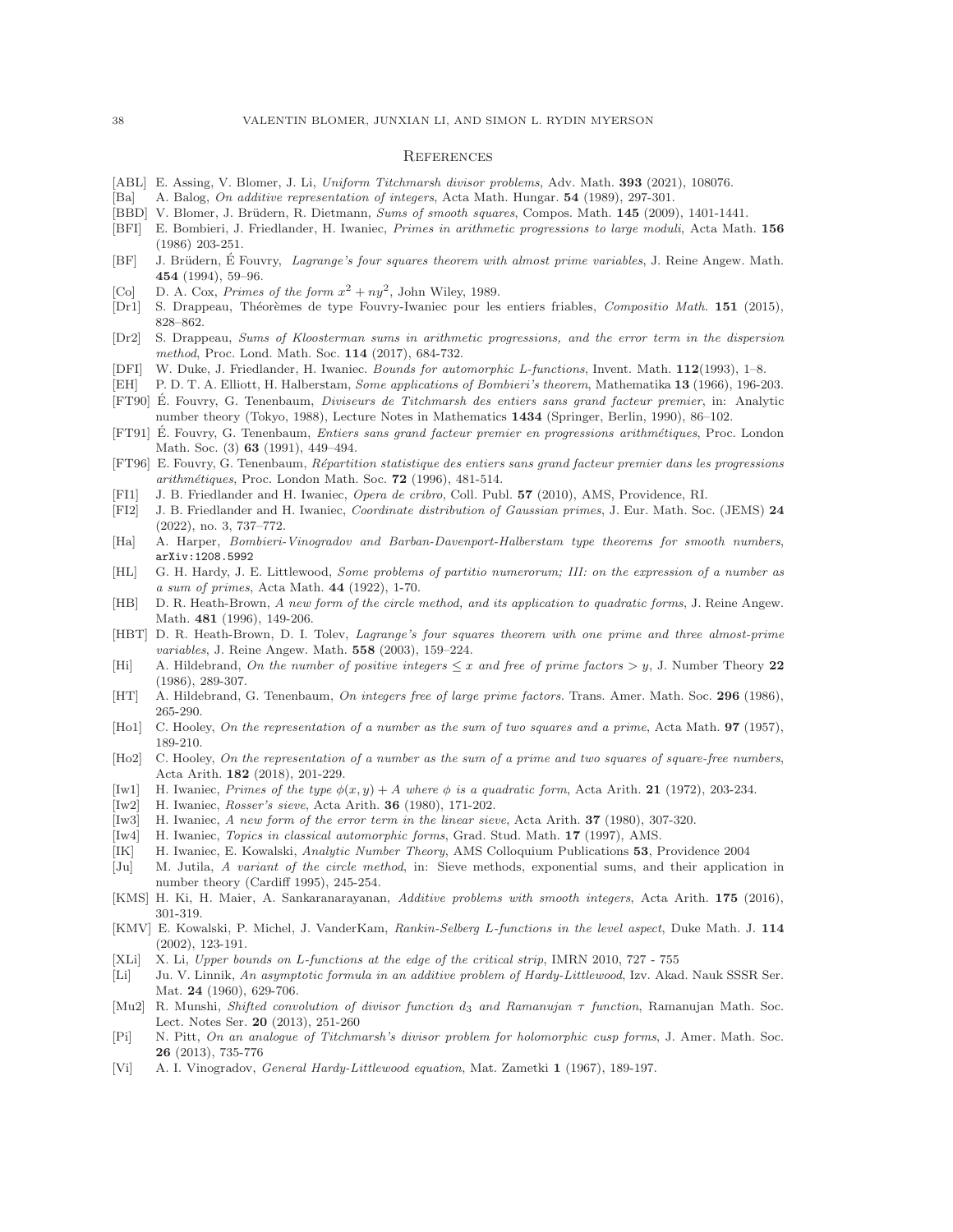## References

- [ABL] E. Assing, V. Blomer, J. Li, *Uniform Titchmarsh divisor problems*, Adv. Math. **393** (2021), 108076.
- [Ba] A. Balog, *On additive representation of integers*, Acta Math. Hungar. **54** (1989), 297-301.
- [BBD] V. Blomer, J. Brüdern, R. Dietmann, *Sums of smooth squares*, Compos. Math. **145** (2009), 1401-1441.
- [BFI] E. Bombieri, J. Friedlander, H. Iwaniec, *Primes in arithmetic progressions to large moduli*, Acta Math. **156** (1986) 203-251.
- [BF] J. Brüdern, É Fouvry, *Lagrange's four squares theorem with almost prime variables*, J. Reine Angew. Math. **454** (1994), 59–96.
- [Co] D. A. Cox, *Primes of the form $x^2 + ny^2$*, John Wiley, 1989.
- [Dr1] S. Drappeau, Théorèmes de type Fouvry-Iwaniec pour les entiers friables, *Compositio Math.* **151** (2015), 828–862.
- [Dr2] S. Drappeau, *Sums of Kloosterman sums in arithmetic progressions, and the error term in the dispersion method*, Proc. Lond. Math. Soc. **114** (2017), 684-732.
- [DFI] W. Duke, J. Friedlander, H. Iwaniec. *Bounds for automorphic L-functions*, Invent. Math. **112**(1993), 1–8.
- [EH] P. D. T. A. Elliott, H. Halberstam, *Some applications of Bombieri's theorem*, Mathematika **13** (1966), 196-203.
- [FT90] É. Fouvry, G. Tenenbaum, *Diviseurs de Titchmarsh des entiers sans grand facteur premier*, in: Analytic number theory (Tokyo, 1988), Lecture Notes in Mathematics **1434** (Springer, Berlin, 1990), 86–102.
- [FT91] É. Fouvry, G. Tenenbaum, *Entiers sans grand facteur premier en progressions arithmétiques*, Proc. London Math. Soc. (3) **63** (1991), 449–494.
- [FT96] E. Fouvry, G. Tenenbaum, *Répartition statistique des entiers sans grand facteur premier dans les progressions arithmétiques*, Proc. London Math. Soc. **72** (1996), 481-514.
- [FI1] J. B. Friedlander and H. Iwaniec, *Opera de cribro*, Coll. Publ. **57** (2010), AMS, Providence, RI.
- [FI2] J. B. Friedlander and H. Iwaniec, *Coordinate distribution of Gaussian primes*, J. Eur. Math. Soc. (JEMS) **24** (2022), no. 3, 737–772.
- [Ha] A. Harper, *Bombieri-Vinogradov and Barban-Davenport-Halberstam type theorems for smooth numbers*, arXiv:1208.5992
- [HL] G. H. Hardy, J. E. Littlewood, *Some problems of partitio numerorum; III: on the expression of a number as a sum of primes*, Acta Math. **44** (1922), 1-70.
- [HB] D. R. Heath-Brown, *A new form of the circle method, and its application to quadratic forms*, J. Reine Angew. Math. **481** (1996), 149-206.
- [HBT] D. R. Heath-Brown, D. I. Tolev, *Lagrange's four squares theorem with one prime and three almost-prime variables*, J. Reine Angew. Math. **558** (2003), 159–224.
- [Hi] A. Hildebrand, *On the number of positive integers $\leq x$ and free of prime factors $> y$*, J. Number Theory **22** (1986), 289-307.
- [HT] A. Hildebrand, G. Tenenbaum, *On integers free of large prime factors*. Trans. Amer. Math. Soc. **296** (1986), 265-290.
- [Ho1] C. Hooley, *On the representation of a number as the sum of two squares and a prime*, Acta Math. **97** (1957), 189-210.
- [Ho2] C. Hooley, *On the representation of a number as the sum of a prime and two squares of square-free numbers*, Acta Arith. **182** (2018), 201-229.
- [Iw1] H. Iwaniec, *Primes of the type $\phi(x, y) + A$ where $\phi$ is a quadratic form*, Acta Arith. **21** (1972), 203-234.
- [Iw2] H. Iwaniec, *Rosser's sieve*, Acta Arith. **36** (1980), 171-202.
- [Iw3] H. Iwaniec, *A new form of the error term in the linear sieve*, Acta Arith. **37** (1980), 307-320.
- [Iw4] H. Iwaniec, *Topics in classical automorphic forms*, Grad. Stud. Math. **17** (1997), AMS.
- [IK] H. Iwaniec, E. Kowalski, *Analytic Number Theory*, AMS Colloquium Publications **53**, Providence 2004
- [Ju] M. Jutila, *A variant of the circle method*, in: Sieve methods, exponential sums, and their application in number theory (Cardiff 1995), 245-254.
- [KMS] H. Ki, H. Maier, A. Sankaranarayanan, *Additive problems with smooth integers*, Acta Arith. **175** (2016), 301-319.
- [KMV] E. Kowalski, P. Michel, J. VanderKam, *Rankin-Selberg L-functions in the level aspect*, Duke Math. J. **114** (2002), 123-191.
- [XLi] X. Li, *Upper bounds on L-functions at the edge of the critical strip*, IMRN 2010, 727 - 755
- [Li] Ju. V. Linnik, *An asymptotic formula in an additive problem of Hardy-Littlewood*, Izv. Akad. Nauk SSSR Ser. Mat. **24** (1960), 629-706.
- [Mu2] R. Munshi, *Shifted convolution of divisor function $d_3$ and Ramanujan $\tau$ function*, Ramanujan Math. Soc. Lect. Notes Ser. **20** (2013), 251-260
- [Pi] N. Pitt, *On an analogue of Titchmarsh's divisor problem for holomorphic cusp forms*, J. Amer. Math. Soc. **26** (2013), 735-776
- [Vi] A. I. Vinogradov, *General Hardy-Littlewood equation*, Mat. Zametki **1** (1967), 189-197.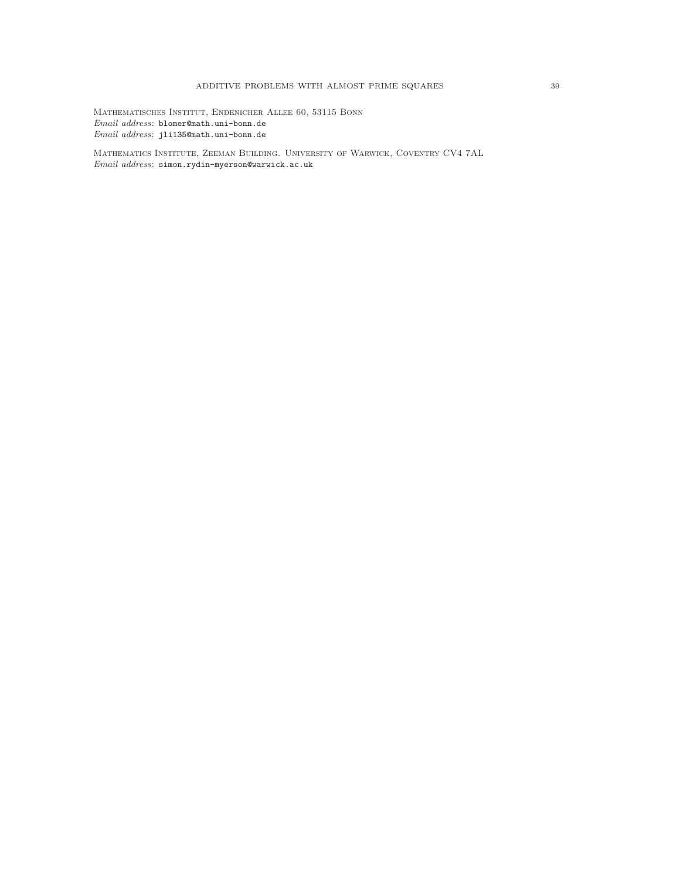Mathematisches Institut, Endenicher Allee 60, 53115 Bonn

*Email address*: blomer@math.uni-bonn.de

*Email address*: jli135@math.uni-bonn.de

Mathematics Institute, Zeeman Building. University of Warwick, Coventry CV4 7AL

*Email address*: simon.rydin-myerson@warwick.ac.uk